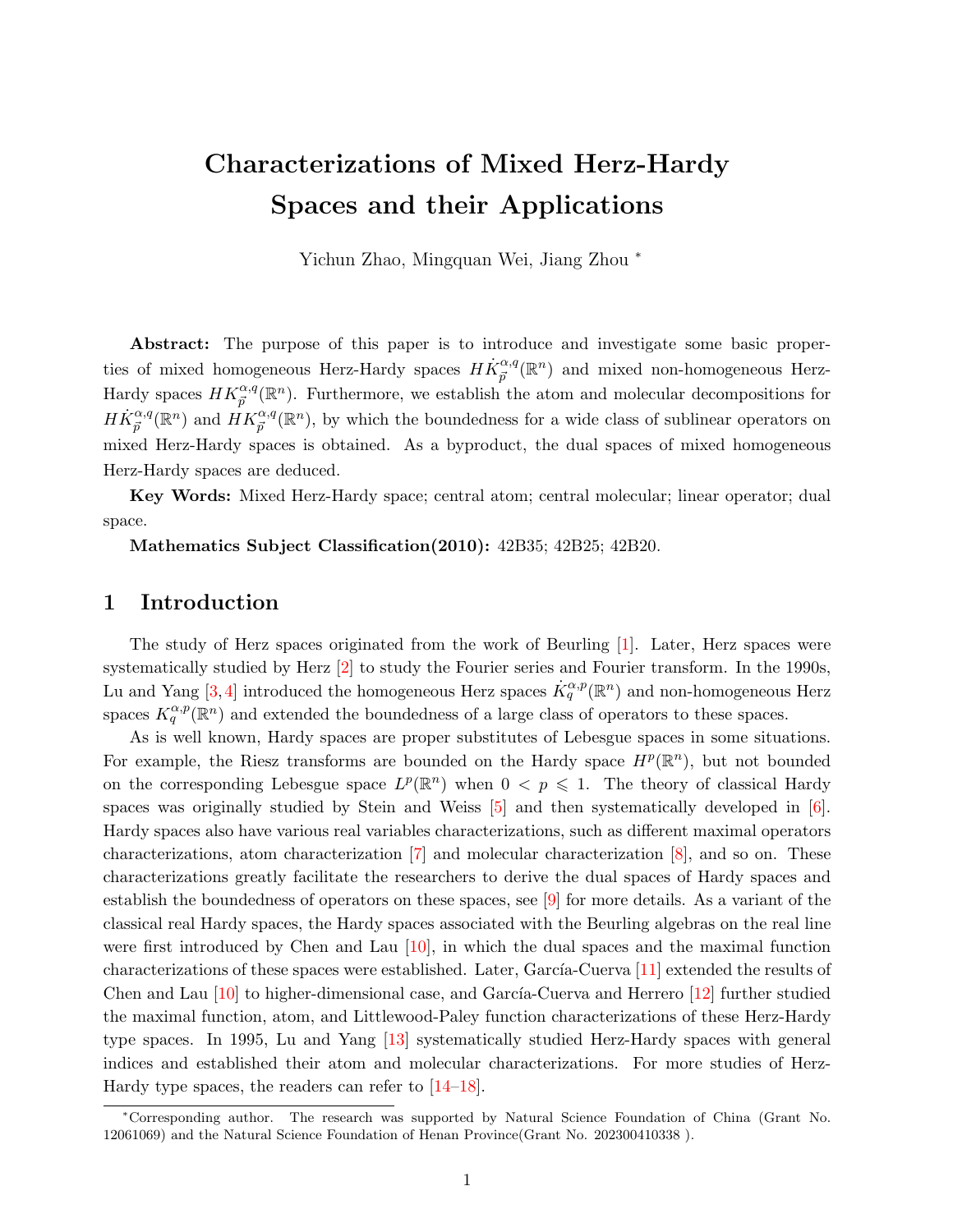# Characterizations of Mixed Herz-Hardy Spaces and their Applications

Yichun Zhao, Mingquan Wei, Jiang Zhou *

**Abstract:** The purpose of this paper is to introduce and investigate some basic properties of mixed homogeneous Herz-Hardy spaces $H\dot{K}^{\alpha,q}_{\vec{p}}(\mathbb{R}^n)$ and mixed non-homogeneous Herz-Hardy spaces $HK^{\alpha,q}_{\vec{p}}(\mathbb{R}^n)$. Furthermore, we establish the atom and molecular decompositions for $H\dot{K}^{\alpha,q}_{\vec{p}}(\mathbb{R}^n)$ and $HK^{\alpha,q}_{\vec{p}}(\mathbb{R}^n)$, by which the boundedness for a wide class of sublinear operators on mixed Herz-Hardy spaces is obtained. As a byproduct, the dual spaces of mixed homogeneous Herz-Hardy spaces are deduced.

**Key Words:** Mixed Herz-Hardy space; central atom; central molecular; linear operator; dual space.

**Mathematics Subject Classification(2010):** 42B35; 42B25; 42B20.

## 1 Introduction

The study of Herz spaces originated from the work of Beurling [1]. Later, Herz spaces were systematically studied by Herz [2] to study the Fourier series and Fourier transform. In the 1990s, Lu and Yang [3,4] introduced the homogeneous Herz spaces $\dot{K}^{\alpha,p}_q(\mathbb{R}^n)$ and non-homogeneous Herz spaces $K^{\alpha,p}_q(\mathbb{R}^n)$ and extended the boundedness of a large class of operators to these spaces.

As is well known, Hardy spaces are proper substitutes of Lebesgue spaces in some situations. For example, the Riesz transforms are bounded on the Hardy space $H^p(\mathbb{R}^n)$, but not bounded on the corresponding Lebesgue space $L^p(\mathbb{R}^n)$ when $0 < p \leqslant 1$. The theory of classical Hardy spaces was originally studied by Stein and Weiss [5] and then systematically developed in [6]. Hardy spaces also have various real variables characterizations, such as different maximal operators characterizations, atom characterization [7] and molecular characterization [8], and so on. These characterizations greatly facilitate the researchers to derive the dual spaces of Hardy spaces and establish the boundedness of operators on these spaces, see [9] for more details. As a variant of the classical real Hardy spaces, the Hardy spaces associated with the Beurling algebras on the real line were first introduced by Chen and Lau [10], in which the dual spaces and the maximal function characterizations of these spaces were established. Later, García-Cuerva [11] extended the results of Chen and Lau [10] to higher-dimensional case, and García-Cuerva and Herrero [12] further studied the maximal function, atom, and Littlewood-Paley function characterizations of these Herz-Hardy type spaces. In 1995, Lu and Yang [13] systematically studied Herz-Hardy spaces with general indices and established their atom and molecular characterizations. For more studies of Herz-Hardy type spaces, the readers can refer to [14–18].

*Corresponding author. The research was supported by Natural Science Foundation of China (Grant No. 12061069) and the Natural Science Foundation of Henan Province(Grant No. 202300410338 ).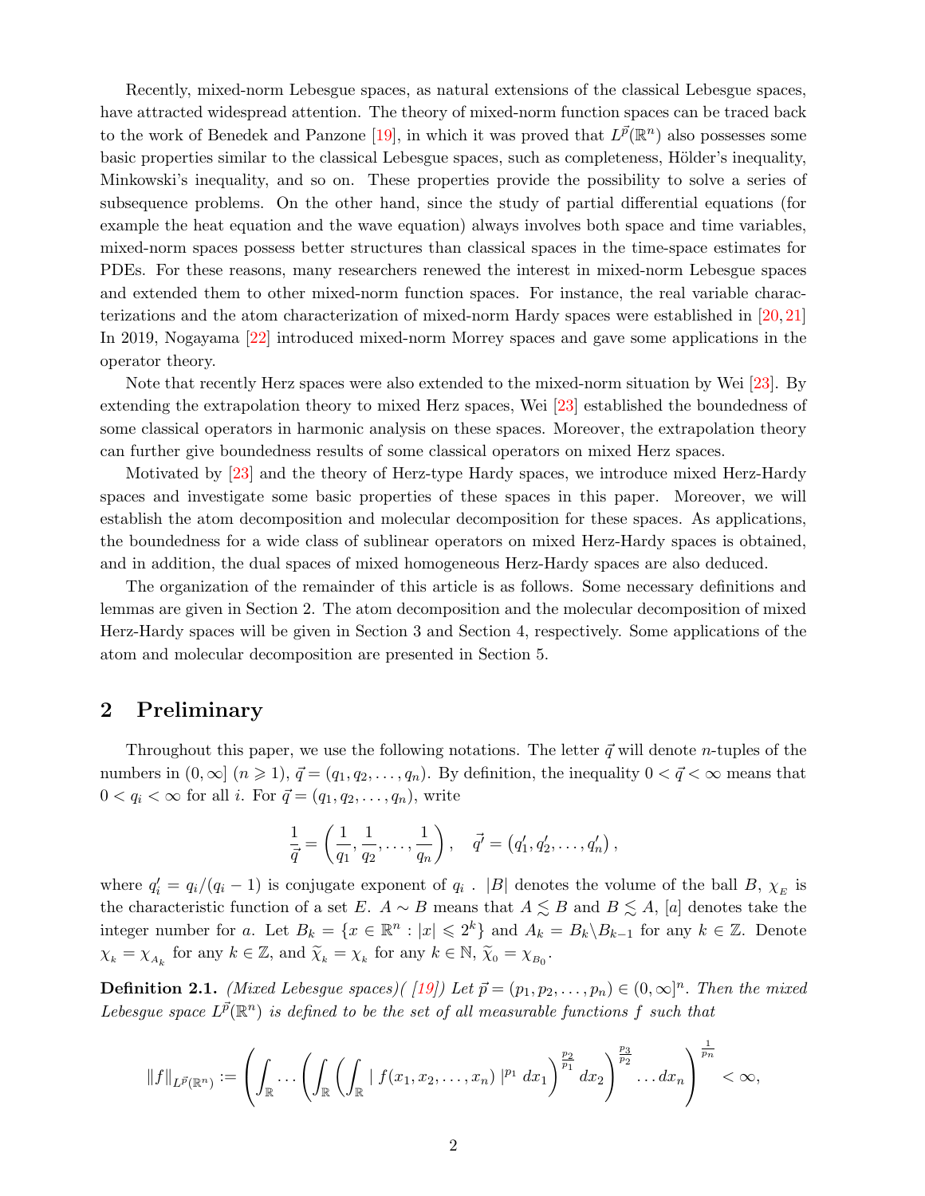Recently, mixed-norm Lebesgue spaces, as natural extensions of the classical Lebesgue spaces, have attracted widespread attention. The theory of mixed-norm function spaces can be traced back to the work of Benedek and Panzone [19], in which it was proved that $L^{\vec{p}}(\mathbb{R}^n)$ also possesses some basic properties similar to the classical Lebesgue spaces, such as completeness, Hölder's inequality, Minkowski's inequality, and so on. These properties provide the possibility to solve a series of subsequence problems. On the other hand, since the study of partial differential equations (for example the heat equation and the wave equation) always involves both space and time variables, mixed-norm spaces possess better structures than classical spaces in the time-space estimates for PDEs. For these reasons, many researchers renewed the interest in mixed-norm Lebesgue spaces and extended them to other mixed-norm function spaces. For instance, the real variable characterizations and the atom characterization of mixed-norm Hardy spaces were established in [20, 21] In 2019, Nogayama [22] introduced mixed-norm Morrey spaces and gave some applications in the operator theory.

Note that recently Herz spaces were also extended to the mixed-norm situation by Wei [23]. By extending the extrapolation theory to mixed Herz spaces, Wei [23] established the boundedness of some classical operators in harmonic analysis on these spaces. Moreover, the extrapolation theory can further give boundedness results of some classical operators on mixed Herz spaces.

Motivated by [23] and the theory of Herz-type Hardy spaces, we introduce mixed Herz-Hardy spaces and investigate some basic properties of these spaces in this paper. Moreover, we will establish the atom decomposition and molecular decomposition for these spaces. As applications, the boundedness for a wide class of sublinear operators on mixed Herz-Hardy spaces is obtained, and in addition, the dual spaces of mixed homogeneous Herz-Hardy spaces are also deduced.

The organization of the remainder of this article is as follows. Some necessary definitions and lemmas are given in Section 2. The atom decomposition and the molecular decomposition of mixed Herz-Hardy spaces will be given in Section 3 and Section 4, respectively. Some applications of the atom and molecular decomposition are presented in Section 5.

## 2 Preliminary

Throughout this paper, we use the following notations. The letter $\vec{q}$ will denote $n$-tuples of the numbers in $(0, \infty]$ $(n \geqslant 1)$, $\vec{q} = (q_1, q_2, \ldots, q_n)$. By definition, the inequality $0 < \vec{q} < \infty$ means that $0 < q_i < \infty$ for all $i$. For $\vec{q} = (q_1, q_2, \ldots, q_n)$, write

$$\frac{1}{\vec{q}} = \left(\frac{1}{q_1}, \frac{1}{q_2}, \ldots, \frac{1}{q_n}\right), \quad \vec{q}' = \left(q_1', q_2', \ldots, q_n'\right),$$

where $q_i' = q_i/(q_i - 1)$ is conjugate exponent of $q_i$ . $|B|$ denotes the volume of the ball $B$, $\chi_E$ is the characteristic function of a set $E$. $A \sim B$ means that $A \lesssim B$ and $B \lesssim A$, $[a]$ denotes take the integer number for $a$. Let $B_k = \{x \in \mathbb{R}^n : |x| \leqslant 2^k\}$ and $A_k = B_k \backslash B_{k-1}$ for any $k \in \mathbb{Z}$. Denote $\chi_k = \chi_{A_k}$ for any $k \in \mathbb{Z}$, and $\widetilde{\chi}_k = \chi_k$ for any $k \in \mathbb{N}$, $\widetilde{\chi}_0 = \chi_{B_0}$.

**Definition 2.1.** *(Mixed Lebesgue spaces)( [19]) Let $\vec{p} = (p_1, p_2, \ldots, p_n) \in (0, \infty]^n$. Then the mixed Lebesgue space $L^{\vec{p}}(\mathbb{R}^n)$ is defined to be the set of all measurable functions $f$ such that*

$$\|f\|_{L^{\vec{p}}(\mathbb{R}^n)} := \left(\int_{\mathbb{R}} \cdots \left(\int_{\mathbb{R}} \left(\int_{\mathbb{R}} |\, f(x_1, x_2, \ldots, x_n)\,|^{p_1}\, dx_1\right)^{\frac{p_2}{p_1}} dx_2\right)^{\frac{p_3}{p_2}} \cdots dx_n\right)^{\frac{1}{p_n}} < \infty,$$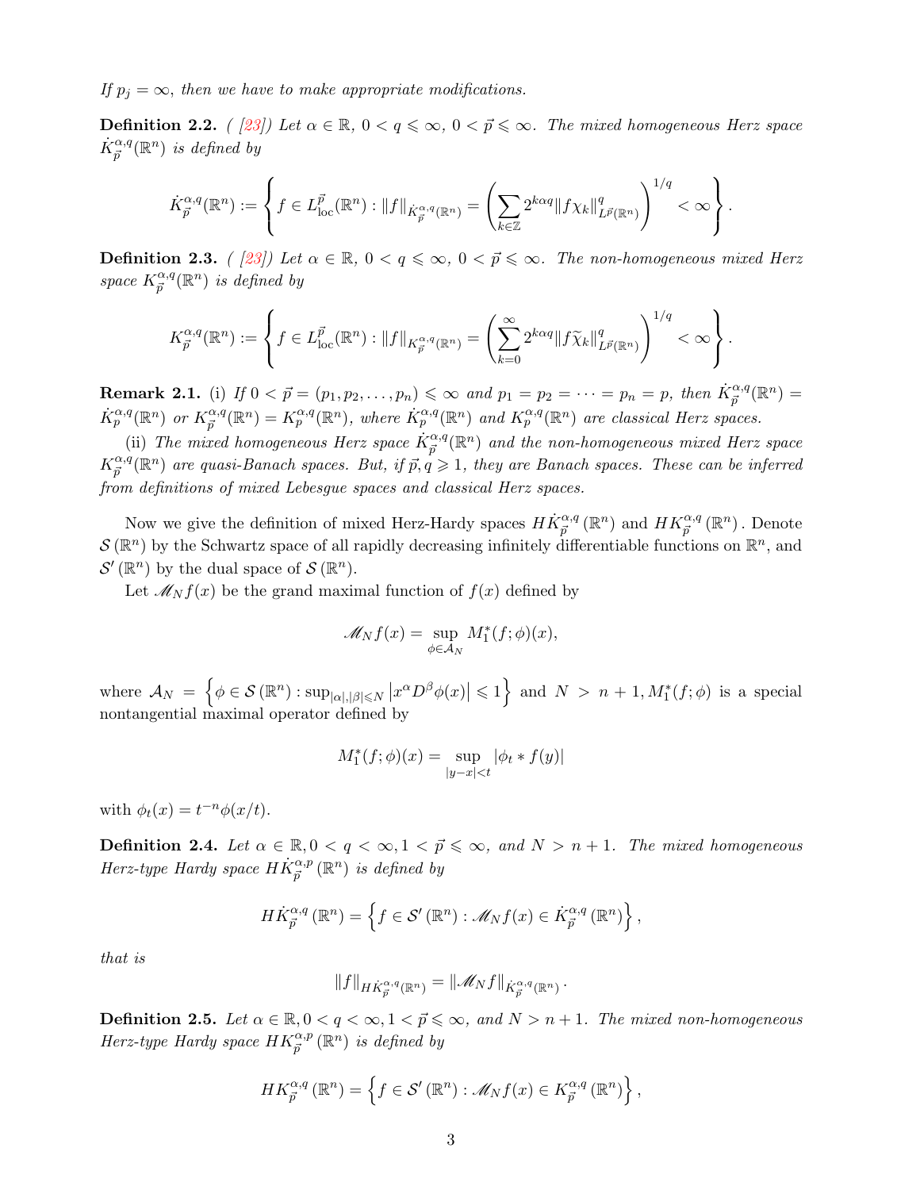*If $p_j = \infty$, then we have to make appropriate modifications.*

**Definition 2.2.** *( [23]) Let $\alpha \in \mathbb{R}$, $0 < q \leqslant \infty$, $0 < \vec{p} \leqslant \infty$. The mixed homogeneous Herz space $\dot{K}_{\vec{p}}^{\alpha,q}(\mathbb{R}^n)$ is defined by*

$$\dot{K}_{\vec{p}}^{\alpha,q}(\mathbb{R}^n) := \left\{ f \in L_{\mathrm{loc}}^{\vec{p}}(\mathbb{R}^n) : \|f\|_{\dot{K}_{\vec{p}}^{\alpha,q}(\mathbb{R}^n)} = \left( \sum_{k \in \mathbb{Z}} 2^{k\alpha q} \|f\chi_k\|_{L^{\vec{p}}(\mathbb{R}^n)}^q \right)^{1/q} < \infty \right\}.$$

**Definition 2.3.** *( [23]) Let $\alpha \in \mathbb{R}$, $0 < q \leqslant \infty$, $0 < \vec{p} \leqslant \infty$. The non-homogeneous mixed Herz space $K_{\vec{p}}^{\alpha,q}(\mathbb{R}^n)$ is defined by*

$$K_{\vec{p}}^{\alpha,q}(\mathbb{R}^n) := \left\{ f \in L_{\mathrm{loc}}^{\vec{p}}(\mathbb{R}^n) : \|f\|_{K_{\vec{p}}^{\alpha,q}(\mathbb{R}^n)} = \left( \sum_{k=0}^{\infty} 2^{k\alpha q} \|f\widetilde{\chi}_k\|_{L^{\vec{p}}(\mathbb{R}^n)}^q \right)^{1/q} < \infty \right\}.$$

**Remark 2.1.** (i) *If $0 < \vec{p} = (p_1, p_2, \ldots, p_n) \leqslant \infty$ and $p_1 = p_2 = \cdots = p_n = p$, then $\dot{K}_{\vec{p}}^{\alpha,q}(\mathbb{R}^n) = \dot{K}_p^{\alpha,q}(\mathbb{R}^n)$ or $K_{\vec{p}}^{\alpha,q}(\mathbb{R}^n) = K_p^{\alpha,q}(\mathbb{R}^n)$, where $\dot{K}_p^{\alpha,q}(\mathbb{R}^n)$ and $K_p^{\alpha,q}(\mathbb{R}^n)$ are classical Herz spaces.*

(ii) *The mixed homogeneous Herz space $\dot{K}_{\vec{p}}^{\alpha,q}(\mathbb{R}^n)$ and the non-homogeneous mixed Herz space $K_{\vec{p}}^{\alpha,q}(\mathbb{R}^n)$ are quasi-Banach spaces. But, if $\vec{p}, q \geqslant 1$, they are Banach spaces. These can be inferred from definitions of mixed Lebesgue spaces and classical Herz spaces.*

Now we give the definition of mixed Herz-Hardy spaces $H\dot{K}_{\vec{p}}^{\alpha,q}(\mathbb{R}^n)$ and $HK_{\vec{p}}^{\alpha,q}(\mathbb{R}^n)$. Denote $\mathcal{S}(\mathbb{R}^n)$ by the Schwartz space of all rapidly decreasing infinitely differentiable functions on $\mathbb{R}^n$, and $\mathcal{S}'(\mathbb{R}^n)$ by the dual space of $\mathcal{S}(\mathbb{R}^n)$.

Let $\mathscr{M}_N f(x)$ be the grand maximal function of $f(x)$ defined by

$$\mathscr{M}_N f(x) = \sup_{\phi \in \mathcal{A}_N} M_1^*(f;\phi)(x),$$

where $\mathcal{A}_N = \left\{ \phi \in \mathcal{S}(\mathbb{R}^n) : \sup_{|\alpha|,|\beta| \leqslant N} \left| x^\alpha D^\beta \phi(x) \right| \leqslant 1 \right\}$ and $N > n+1$, $M_1^*(f;\phi)$ is a special nontangential maximal operator defined by

$$M_1^*(f;\phi)(x) = \sup_{|y-x|<t} |\phi_t * f(y)|$$

with $\phi_t(x) = t^{-n}\phi(x/t)$.

**Definition 2.4.** *Let $\alpha \in \mathbb{R}, 0 < q < \infty, 1 < \vec{p} \leqslant \infty$, and $N > n+1$. The mixed homogeneous Herz-type Hardy space $H\dot{K}_{\vec{p}}^{\alpha,p}(\mathbb{R}^n)$ is defined by*

$$H\dot{K}_{\vec{p}}^{\alpha,q}(\mathbb{R}^n) = \left\{ f \in \mathcal{S}'(\mathbb{R}^n) : \mathscr{M}_N f(x) \in \dot{K}_{\vec{p}}^{\alpha,q}(\mathbb{R}^n) \right\},$$

*that is*

$$\|f\|_{H\dot{K}_{\vec{p}}^{\alpha,q}(\mathbb{R}^n)} = \|\mathscr{M}_N f\|_{\dot{K}_{\vec{p}}^{\alpha,q}(\mathbb{R}^n)}.$$

**Definition 2.5.** *Let $\alpha \in \mathbb{R}, 0 < q < \infty, 1 < \vec{p} \leqslant \infty$, and $N > n+1$. The mixed non-homogeneous Herz-type Hardy space $HK_{\vec{p}}^{\alpha,p}(\mathbb{R}^n)$ is defined by*

$$HK_{\vec{p}}^{\alpha,q}(\mathbb{R}^n) = \left\{ f \in \mathcal{S}'(\mathbb{R}^n) : \mathscr{M}_N f(x) \in K_{\vec{p}}^{\alpha,q}(\mathbb{R}^n) \right\},$$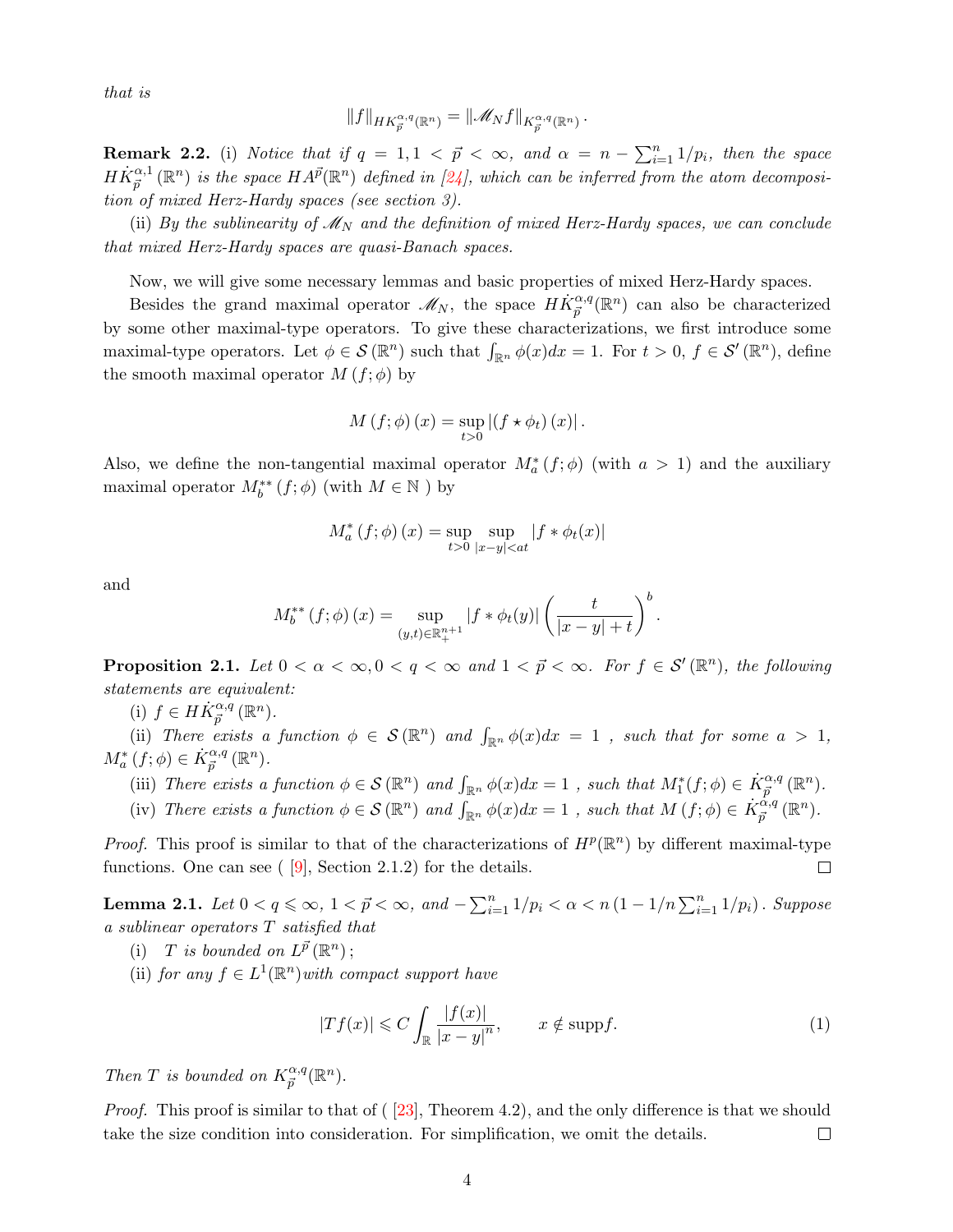that is

$$\|f\|_{HK_{\vec{p}}^{\alpha,q}(\mathbb{R}^n)} = \|\mathscr{M}_N f\|_{K_{\vec{p}}^{\alpha,q}(\mathbb{R}^n)}.$$

**Remark 2.2.** (i) *Notice that if $q = 1, 1 < \vec{p} < \infty$, and $\alpha = n - \sum_{i=1}^n 1/p_i$, then the space $H\dot{K}_{\vec{p}}^{\alpha,1}(\mathbb{R}^n)$ is the space $HA^{\vec{p}}(\mathbb{R}^n)$ defined in [24], which can be inferred from the atom decomposition of mixed Herz-Hardy spaces (see section 3).*

(ii) *By the sublinearity of $\mathscr{M}_N$ and the definition of mixed Herz-Hardy spaces, we can conclude that mixed Herz-Hardy spaces are quasi-Banach spaces.*

Now, we will give some necessary lemmas and basic properties of mixed Herz-Hardy spaces.

Besides the grand maximal operator $\mathscr{M}_N$, the space $H\dot{K}_{\vec{p}}^{\alpha,q}(\mathbb{R}^n)$ can also be characterized by some other maximal-type operators. To give these characterizations, we first introduce some maximal-type operators. Let $\phi \in \mathcal{S}(\mathbb{R}^n)$ such that $\int_{\mathbb{R}^n} \phi(x)dx = 1$. For $t > 0$, $f \in \mathcal{S}'(\mathbb{R}^n)$, define the smooth maximal operator $M(f;\phi)$ by

$$M(f;\phi)(x) = \sup_{t>0} |(f \star \phi_t)(x)|.$$

Also, we define the non-tangential maximal operator $M_a^*(f;\phi)$ (with $a > 1$) and the auxiliary maximal operator $M_b^{**}(f;\phi)$ (with $M \in \mathbb{N}$ ) by

$$M_a^*(f;\phi)(x) = \sup_{t>0} \sup_{|x-y|<at} |f * \phi_t(x)|$$

and

$$M_b^{**}(f;\phi)(x) = \sup_{(y,t)\in\mathbb{R}_+^{n+1}} |f * \phi_t(y)| \left(\frac{t}{|x-y|+t}\right)^b.$$

**Proposition 2.1.** *Let $0 < \alpha < \infty, 0 < q < \infty$ and $1 < \vec{p} < \infty$. For $f \in \mathcal{S}'(\mathbb{R}^n)$, the following statements are equivalent:*

(i) *$f \in H\dot{K}_{\vec{p}}^{\alpha,q}(\mathbb{R}^n)$.*

(ii) *There exists a function $\phi \in \mathcal{S}(\mathbb{R}^n)$ and $\int_{\mathbb{R}^n} \phi(x)dx = 1$ , such that for some $a > 1$, $M_a^*(f;\phi) \in \dot{K}_{\vec{p}}^{\alpha,q}(\mathbb{R}^n)$.*

(iii) *There exists a function $\phi \in \mathcal{S}(\mathbb{R}^n)$ and $\int_{\mathbb{R}^n} \phi(x)dx = 1$ , such that $M_1^*(f;\phi) \in \dot{K}_{\vec{p}}^{\alpha,q}(\mathbb{R}^n)$.*

(iv) *There exists a function $\phi \in \mathcal{S}(\mathbb{R}^n)$ and $\int_{\mathbb{R}^n} \phi(x)dx = 1$ , such that $M(f;\phi) \in \dot{K}_{\vec{p}}^{\alpha,q}(\mathbb{R}^n)$.*

*Proof.* This proof is similar to that of the characterizations of $H^p(\mathbb{R}^n)$ by different maximal-type functions. One can see ( [9], Section 2.1.2) for the details. □

**Lemma 2.1.** *Let $0 < q \leqslant \infty$, $1 < \vec{p} < \infty$, and $-\sum_{i=1}^n 1/p_i < \alpha < n\left(1 - 1/n\sum_{i=1}^n 1/p_i\right)$. Suppose a sublinear operators $T$ satisfied that*

(i) *$T$ is bounded on $L^{\vec{p}}(\mathbb{R}^n)$;*

(ii) *for any $f \in L^1(\mathbb{R}^n)$with compact support have*

$$|Tf(x)| \leqslant C \int_{\mathbb{R}} \frac{|f(x)|}{|x-y|^n}, \qquad x \notin \operatorname{supp} f. \tag{1}$$

*Then $T$ is bounded on $K_{\vec{p}}^{\alpha,q}(\mathbb{R}^n)$.*

*Proof.* This proof is similar to that of ( [23], Theorem 4.2), and the only difference is that we should take the size condition into consideration. For simplification, we omit the details. □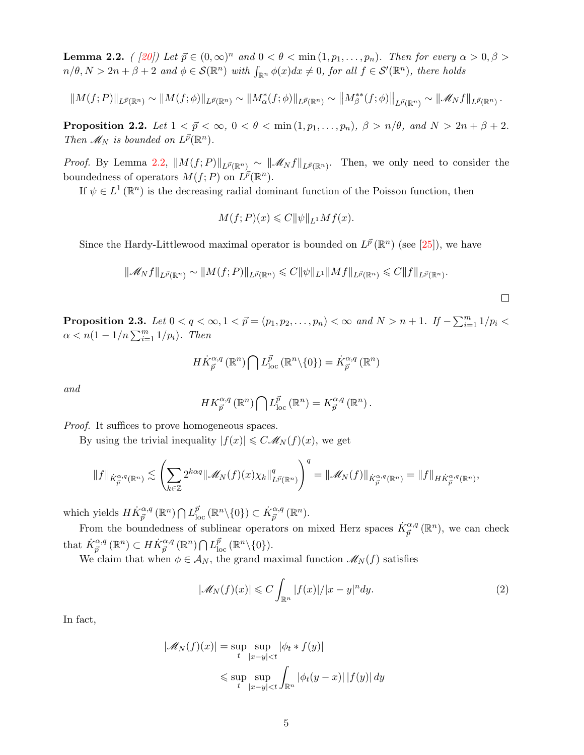**Lemma 2.2.** *( [20]) Let $\vec{p} \in (0,\infty)^n$ and $0<\theta<\min(1,p_1,\ldots,p_n)$. Then for every $\alpha>0, \beta> n/\theta, N>2n+\beta+2$ and $\phi \in \mathcal{S}(\mathbb{R}^n)$ with $\int_{\mathbb{R}^n}\phi(x)dx \neq 0$, for all $f\in \mathcal{S}'(\mathbb{R}^n)$, there holds*

$$\|M(f;P)\|_{L^{\vec{p}}(\mathbb{R}^n)} \sim \|M(f;\phi)\|_{L^{\vec{p}}(\mathbb{R}^n)} \sim \|M^*_\alpha(f;\phi)\|_{L^{\vec{p}}(\mathbb{R}^n)} \sim \left\|M^{**}_\beta(f;\phi)\right\|_{L^{\vec{p}}(\mathbb{R}^n)} \sim \|\mathscr{M}_N f\|_{L^{\vec{p}}(\mathbb{R}^n)}.$$

**Proposition 2.2.** *Let $1<\vec{p}<\infty$, $0<\theta<\min(1,p_1,\ldots,p_n)$, $\beta>n/\theta$, and $N>2n+\beta+2$. Then $\mathscr{M}_N$ is bounded on $L^{\vec{p}}(\mathbb{R}^n)$.*

*Proof.* By Lemma 2.2, $\|M(f;P)\|_{L^{\vec{p}}(\mathbb{R}^n)} \sim \|\mathscr{M}_N f\|_{L^{\vec{p}}(\mathbb{R}^n)}$. Then, we only need to consider the boundedness of operators $M(f;P)$ on $L^{\vec{p}}(\mathbb{R}^n)$.

If $\psi\in L^1(\mathbb{R}^n)$ is the decreasing radial dominant function of the Poisson function, then

$$M(f;P)(x) \leqslant C\|\psi\|_{L^1} Mf(x).$$

Since the Hardy-Littlewood maximal operator is bounded on $L^{\vec{p}}(\mathbb{R}^n)$ (see [25]), we have

$$\|\mathscr{M}_N f\|_{L^{\vec{p}}(\mathbb{R}^n)} \sim \|M(f;P)\|_{L^{\vec{p}}(\mathbb{R}^n)} \leqslant C\|\psi\|_{L^1}\|Mf\|_{L^{\vec{p}}(\mathbb{R}^n)} \leqslant C\|f\|_{L^{\vec{p}}(\mathbb{R}^n)}.$$

□

**Proposition 2.3.** *Let $0<q<\infty, 1<\vec{p}=(p_1,p_2,\ldots,p_n)<\infty$ and $N>n+1$. If $-\sum_{i=1}^m 1/p_i < \alpha < n(1-1/n\sum_{i=1}^m 1/p_i)$. Then*

$$H\dot{K}^{\alpha,q}_{\vec{p}}(\mathbb{R}^n) \bigcap L^{\vec{p}}_{\rm loc}(\mathbb{R}^n\backslash\{0\}) = \dot{K}^{\alpha,q}_{\vec{p}}(\mathbb{R}^n)$$

*and*

$$HK^{\alpha,q}_{\vec{p}}(\mathbb{R}^n) \bigcap L^{\vec{p}}_{\rm loc}(\mathbb{R}^n) = K^{\alpha,q}_{\vec{p}}(\mathbb{R}^n).$$

*Proof.* It suffices to prove homogeneous spaces.

By using the trivial inequality $|f(x)|\leqslant C\mathscr{M}_N(f)(x)$, we get

$$\|f\|_{\dot{K}^{\alpha,q}_{\vec{p}}(\mathbb{R}^n)} \lesssim \left(\sum_{k\in\mathbb{Z}} 2^{k\alpha q}\|\mathscr{M}_N(f)(x)\chi_k\|^q_{L^{\vec{p}}(\mathbb{R}^n)}\right)^q = \|\mathscr{M}_N(f)\|_{\dot{K}^{\alpha,q}_{\vec{p}}(\mathbb{R}^n)} = \|f\|_{H\dot{K}^{\alpha,q}_{\vec{p}}(\mathbb{R}^n)},$$

which yields $H\dot{K}^{\alpha,q}_{\vec{p}}(\mathbb{R}^n)\bigcap L^{\vec{p}}_{\rm loc}(\mathbb{R}^n\backslash\{0\}) \subset \dot{K}^{\alpha,q}_{\vec{p}}(\mathbb{R}^n)$.

From the boundedness of sublinear operators on mixed Herz spaces $\dot{K}^{\alpha,q}_{\vec{p}}(\mathbb{R}^n)$, we can check that $\dot{K}^{\alpha,q}_{\vec{p}}(\mathbb{R}^n) \subset H\dot{K}^{\alpha,q}_{\vec{p}}(\mathbb{R}^n)\bigcap L^{\vec{p}}_{\rm loc}(\mathbb{R}^n\backslash\{0\})$.

We claim that when $\phi\in\mathcal{A}_N$, the grand maximal function $\mathscr{M}_N(f)$ satisfies

$$|\mathscr{M}_N(f)(x)| \leqslant C\int_{\mathbb{R}^n} |f(x)|/|x-y|^n dy. \tag{2}$$

In fact,

$$\begin{aligned}
|\mathscr{M}_N(f)(x)| &= \sup_t \sup_{|x-y|<t} |\phi_t * f(y)| \\
&\leqslant \sup_t \sup_{|x-y|<t} \int_{\mathbb{R}^n} |\phi_t(y-x)|\,|f(y)|\,dy
\end{aligned}$$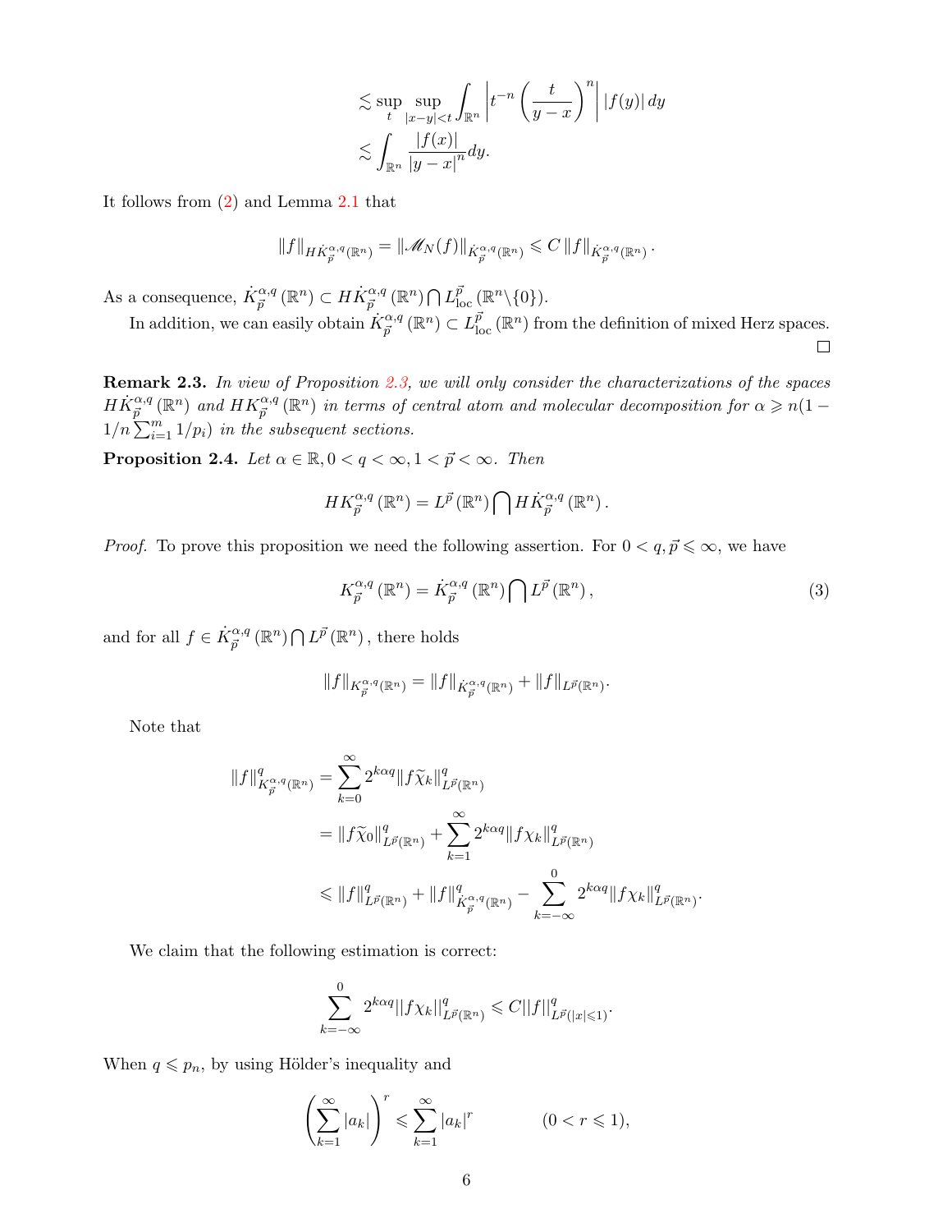$$
\begin{aligned}
&\lesssim \sup_{t} \sup_{|x-y|<t} \int_{\mathbb{R}^n} \left| t^{-n} \left( \frac{t}{y-x} \right)^n \right| |f(y)| \, dy \\
&\lesssim \int_{\mathbb{R}^n} \frac{|f(x)|}{|y-x|^n} dy.
\end{aligned}
$$

It follows from (2) and Lemma 2.1 that

$$
\|f\|_{H\dot{K}_{\vec{p}}^{\alpha,q}(\mathbb{R}^n)} = \|\mathscr{M}_N(f)\|_{\dot{K}_{\vec{p}}^{\alpha,q}(\mathbb{R}^n)} \leqslant C \|f\|_{\dot{K}_{\vec{p}}^{\alpha,q}(\mathbb{R}^n)}.
$$

As a consequence, $\dot{K}_{\vec{p}}^{\alpha,q}(\mathbb{R}^n) \subset H\dot{K}_{\vec{p}}^{\alpha,q}(\mathbb{R}^n) \bigcap L_{\mathrm{loc}}^{\vec{p}}(\mathbb{R}^n \backslash \{0\})$.

In addition, we can easily obtain $\dot{K}_{\vec{p}}^{\alpha,q}(\mathbb{R}^n) \subset L_{\mathrm{loc}}^{\vec{p}}(\mathbb{R}^n)$ from the definition of mixed Herz spaces. $\square$

**Remark 2.3.** *In view of Proposition 2.3, we will only consider the characterizations of the spaces $H\dot{K}_{\vec{p}}^{\alpha,q}(\mathbb{R}^n)$ and $HK_{\vec{p}}^{\alpha,q}(\mathbb{R}^n)$ in terms of central atom and molecular decomposition for $\alpha \geqslant n(1 - 1/n\sum_{i=1}^{m} 1/p_i)$ in the subsequent sections.*

**Proposition 2.4.** *Let $\alpha \in \mathbb{R}, 0 < q < \infty, 1 < \vec{p} < \infty$. Then*

$$
HK_{\vec{p}}^{\alpha,q}(\mathbb{R}^n) = L^{\vec{p}}(\mathbb{R}^n) \bigcap H\dot{K}_{\vec{p}}^{\alpha,q}(\mathbb{R}^n).
$$

*Proof.* To prove this proposition we need the following assertion. For $0 < q, \vec{p} \leqslant \infty$, we have

$$
K_{\vec{p}}^{\alpha,q}(\mathbb{R}^n) = \dot{K}_{\vec{p}}^{\alpha,q}(\mathbb{R}^n) \bigcap L^{\vec{p}}(\mathbb{R}^n), \tag{3}
$$

and for all $f \in \dot{K}_{\vec{p}}^{\alpha,q}(\mathbb{R}^n) \bigcap L^{\vec{p}}(\mathbb{R}^n)$, there holds

$$
\|f\|_{K_{\vec{p}}^{\alpha,q}(\mathbb{R}^n)} = \|f\|_{\dot{K}_{\vec{p}}^{\alpha,q}(\mathbb{R}^n)} + \|f\|_{L^{\vec{p}}(\mathbb{R}^n)}.
$$

Note that

$$
\begin{aligned}
\|f\|_{K_{\vec{p}}^{\alpha,q}(\mathbb{R}^n)}^q &= \sum_{k=0}^{\infty} 2^{k\alpha q} \|f\widetilde{\chi}_k\|_{L^{\vec{p}}(\mathbb{R}^n)}^q \\
&= \|f\widetilde{\chi}_0\|_{L^{\vec{p}}(\mathbb{R}^n)}^q + \sum_{k=1}^{\infty} 2^{k\alpha q} \|f\chi_k\|_{L^{\vec{p}}(\mathbb{R}^n)}^q \\
&\leqslant \|f\|_{L^{\vec{p}}(\mathbb{R}^n)}^q + \|f\|_{\dot{K}_{\vec{p}}^{\alpha,q}(\mathbb{R}^n)}^q - \sum_{k=-\infty}^{0} 2^{k\alpha q} \|f\chi_k\|_{L^{\vec{p}}(\mathbb{R}^n)}^q.
\end{aligned}
$$

We claim that the following estimation is correct:

$$
\sum_{k=-\infty}^{0} 2^{k\alpha q} ||f\chi_k||_{L^{\vec{p}}(\mathbb{R}^n)}^q \leqslant C ||f||_{L^{\vec{p}}(|x|\leqslant 1)}^q.
$$

When $q \leqslant p_n$, by using Hölder's inequality and

$$
\left( \sum_{k=1}^{\infty} |a_k| \right)^r \leqslant \sum_{k=1}^{\infty} |a_k|^r \qquad (0 < r \leqslant 1),
$$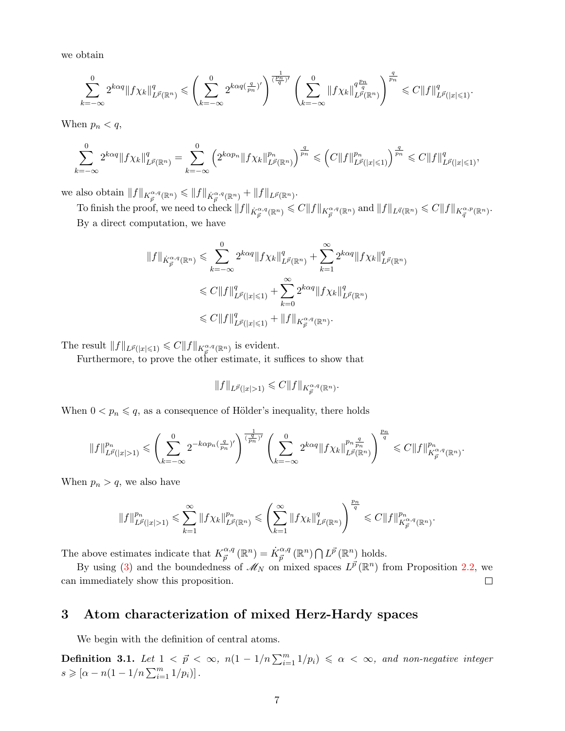we obtain

$$\sum_{k=-\infty}^{0} 2^{k\alpha q}\|f\chi_k\|^q_{L^{\vec{p}}(\mathbb{R}^n)} \leqslant \left(\sum_{k=-\infty}^{0} 2^{k\alpha q(\frac{q}{p_n})'}\right)^{\frac{1}{(\frac{p_n}{q})'}} \left(\sum_{k=-\infty}^{0} \|f\chi_k\|^{q\frac{p_n}{q}}_{L^{\vec{p}}(\mathbb{R}^n)}\right)^{\frac{q}{p_n}} \leqslant C\|f\|^q_{L^{\vec{p}}(|x|\leqslant 1)}.$$

When $p_n < q$,

$$\sum_{k=-\infty}^{0} 2^{k\alpha q}\|f\chi_k\|^q_{L^{\vec{p}}(\mathbb{R}^n)} = \sum_{k=-\infty}^{0} \left(2^{k\alpha p_n}\|f\chi_k\|^{p_n}_{L^{\vec{p}}(\mathbb{R}^n)}\right)^{\frac{q}{p_n}} \leqslant \left(C\|f\|^{p_n}_{L^{\vec{p}}(|x|\leqslant 1)}\right)^{\frac{q}{p_n}} \leqslant C\|f\|^q_{L^{\vec{p}}(|x|\leqslant 1)},$$

we also obtain $\|f\|_{K^{\alpha,q}_{\vec{p}}(\mathbb{R}^n)} \leqslant \|f\|_{\dot{K}^{\alpha,q}_{\vec{p}}(\mathbb{R}^n)} + \|f\|_{L^{\vec{p}}(\mathbb{R}^n)}$.

To finish the proof, we need to check $\|f\|_{\dot{K}^{\alpha,q}_{\vec{p}}(\mathbb{R}^n)} \leqslant C\|f\|_{K^{\alpha,q}_{\vec{p}}(\mathbb{R}^n)}$ and $\|f\|_{L^{\vec{q}}(\mathbb{R}^n)} \leqslant C\|f\|_{K^{\alpha,p}_{\vec{q}}(\mathbb{R}^n)}$.

By a direct computation, we have

$$\begin{aligned}
\|f\|_{\dot{K}^{\alpha,q}_{\vec{p}}(\mathbb{R}^n)} &\leqslant \sum_{k=-\infty}^{0} 2^{k\alpha q}\|f\chi_k\|^q_{L^{\vec{p}}(\mathbb{R}^n)} + \sum_{k=1}^{\infty} 2^{k\alpha q}\|f\chi_k\|^q_{L^{\vec{p}}(\mathbb{R}^n)} \\
&\leqslant C\|f\|^q_{L^{\vec{p}}(|x|\leqslant 1)} + \sum_{k=0}^{\infty} 2^{k\alpha q}\|f\chi_k\|^q_{L^{\vec{p}}(\mathbb{R}^n)} \\
&\leqslant C\|f\|^q_{L^{\vec{p}}(|x|\leqslant 1)} + \|f\|_{K^{\alpha,q}_{\vec{p}}(\mathbb{R}^n)}.
\end{aligned}$$

The result $\|f\|_{L^{\vec{p}}(|x|\leqslant 1)} \leqslant C\|f\|_{K^{\alpha,q}_{\vec{p}}(\mathbb{R}^n)}$ is evident.

Furthermore, to prove the other estimate, it suffices to show that

$$\|f\|_{L^{\vec{p}}(|x|>1)} \leqslant C\|f\|_{K^{\alpha,q}_{\vec{p}}(\mathbb{R}^n)}.$$

When $0 < p_n \leqslant q$, as a consequence of Hölder's inequality, there holds

$$\|f\|^{p_n}_{L^{\vec{p}}(|x|>1)} \leqslant \left(\sum_{k=-\infty}^{0} 2^{-k\alpha p_n(\frac{q}{p_n})'}\right)^{\frac{1}{(\frac{q}{p_n})'}} \left(\sum_{k=-\infty}^{0} 2^{k\alpha q}\|f\chi_k\|^{p_n\frac{q}{p_n}}_{L^{\vec{p}}(\mathbb{R}^n)}\right)^{\frac{p_n}{q}} \leqslant C\|f\|^{p_n}_{K^{\alpha,q}_{\vec{p}}(\mathbb{R}^n)}.$$

When $p_n > q$, we also have

$$\|f\|^{p_n}_{L^{\vec{p}}(|x|>1)} \leqslant \sum_{k=1}^{\infty} \|f\chi_k\|^{p_n}_{L^{\vec{p}}(\mathbb{R}^n)} \leqslant \left(\sum_{k=1}^{\infty} \|f\chi_k\|^q_{L^{\vec{p}}(\mathbb{R}^n)}\right)^{\frac{p_n}{q}} \leqslant C\|f\|^{p_n}_{K^{\alpha,q}_{\vec{p}}(\mathbb{R}^n)}.$$

The above estimates indicate that $K^{\alpha,q}_{\vec{p}}(\mathbb{R}^n) = \dot{K}^{\alpha,q}_{\vec{p}}(\mathbb{R}^n) \bigcap L^{\vec{p}}(\mathbb{R}^n)$ holds.

By using (3) and the boundedness of $\mathscr{M}_N$ on mixed spaces $L^{\vec{p}}(\mathbb{R}^n)$ from Proposition 2.2, we can immediately show this proposition. □

## 3 Atom characterization of mixed Herz-Hardy spaces

We begin with the definition of central atoms.

**Definition 3.1.** *Let $1 < \vec{p} < \infty$, $n(1 - 1/n\sum_{i=1}^m 1/p_i) \leqslant \alpha < \infty$, and non-negative integer $s \geqslant [\alpha - n(1 - 1/n\sum_{i=1}^m 1/p_i)]$.*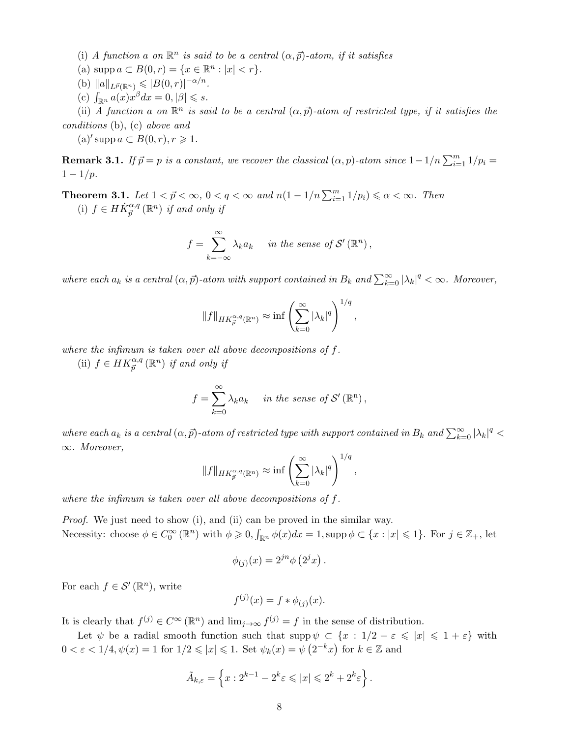(i) *A function $a$ on $\mathbb{R}^n$ is said to be a central $(\alpha, \vec{p})$-atom, if it satisfies*

(a) $\operatorname{supp} a \subset B(0,r) = \{x \in \mathbb{R}^n : |x| < r\}$.

(b) $\|a\|_{L^{\vec{p}}(\mathbb{R}^n)} \leqslant |B(0,r)|^{-\alpha/n}$.

(c) $\int_{\mathbb{R}^n} a(x) x^\beta dx = 0, |\beta| \leqslant s$.

(ii) *A function $a$ on $\mathbb{R}^n$ is said to be a central $(\alpha, \vec{p})$-atom of restricted type, if it satisfies the conditions* (b), (c) *above and*

(a)$'$ $\operatorname{supp} a \subset B(0,r), r \geqslant 1$.

**Remark 3.1.** *If $\vec{p} = p$ is a constant, we recover the classical $(\alpha, p)$-atom since $1 - 1/n \sum_{i=1}^m 1/p_i = 1 - 1/p$.*

**Theorem 3.1.** *Let $1 < \vec{p} < \infty$, $0 < q < \infty$ and $n(1 - 1/n \sum_{i=1}^m 1/p_i) \leqslant \alpha < \infty$. Then*

(i) *$f \in H\dot{K}_{\vec{p}}^{\alpha,q}(\mathbb{R}^n)$ if and only if*

$$f = \sum_{k=-\infty}^{\infty} \lambda_k a_k \quad \text{ in the sense of } \mathcal{S}'(\mathbb{R}^n),$$

*where each $a_k$ is a central $(\alpha, \vec{p})$-atom with support contained in $B_k$ and $\sum_{k=0}^{\infty} |\lambda_k|^q < \infty$. Moreover,*

$$\|f\|_{HK_{\vec{p}}^{\alpha,q}(\mathbb{R}^n)} \approx \inf \left( \sum_{k=0}^{\infty} |\lambda_k|^q \right)^{1/q},$$

*where the infimum is taken over all above decompositions of $f$.*

(ii) *$f \in HK_{\vec{p}}^{\alpha,q}(\mathbb{R}^n)$ if and only if*

$$f = \sum_{k=0}^{\infty} \lambda_k a_k \quad \text{ in the sense of } \mathcal{S}'(\mathbb{R}^n),$$

*where each $a_k$ is a central $(\alpha, \vec{p})$-atom of restricted type with support contained in $B_k$ and $\sum_{k=0}^{\infty} |\lambda_k|^q < \infty$. Moreover,*

$$\|f\|_{HK_{\vec{p}}^{\alpha,q}(\mathbb{R}^n)} \approx \inf \left( \sum_{k=0}^{\infty} |\lambda_k|^q \right)^{1/q},$$

*where the infimum is taken over all above decompositions of $f$.*

*Proof.* We just need to show (i), and (ii) can be proved in the similar way.
Necessity: choose $\phi \in C_0^\infty(\mathbb{R}^n)$ with $\phi \geqslant 0, \int_{\mathbb{R}^n} \phi(x) dx = 1, \operatorname{supp} \phi \subset \{x : |x| \leqslant 1\}$. For $j \in \mathbb{Z}_+$, let

$$\phi_{(j)}(x) = 2^{jn} \phi\left(2^j x\right).$$

For each $f \in \mathcal{S}'(\mathbb{R}^n)$, write

$$f^{(j)}(x) = f * \phi_{(j)}(x).$$

It is clearly that $f^{(j)} \in C^\infty(\mathbb{R}^n)$ and $\lim_{j \to \infty} f^{(j)} = f$ in the sense of distribution.

Let $\psi$ be a radial smooth function such that $\operatorname{supp} \psi \subset \{x : 1/2 - \varepsilon \leqslant |x| \leqslant 1 + \varepsilon\}$ with $0 < \varepsilon < 1/4, \psi(x) = 1$ for $1/2 \leqslant |x| \leqslant 1$. Set $\psi_k(x) = \psi\left(2^{-k} x\right)$ for $k \in \mathbb{Z}$ and

$$\tilde{A}_{k,\varepsilon} = \left\{ x : 2^{k-1} - 2^k \varepsilon \leqslant |x| \leqslant 2^k + 2^k \varepsilon \right\}.$$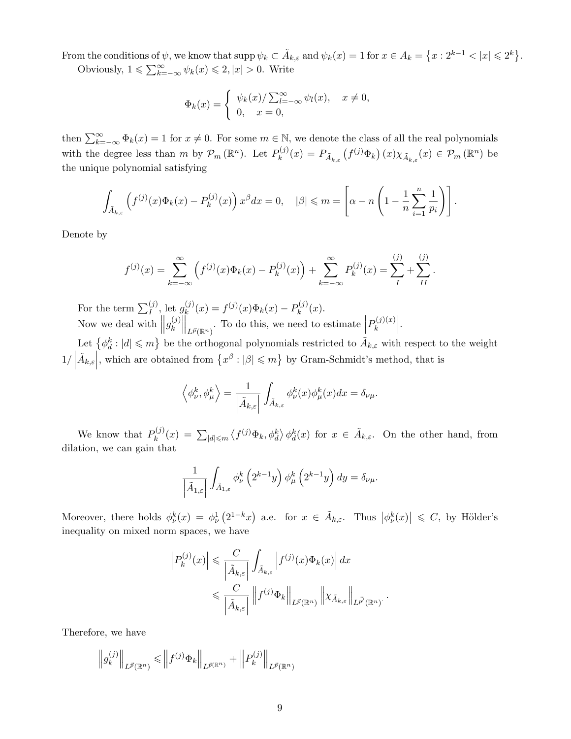From the conditions of $\psi$, we know that $\operatorname{supp} \psi_k \subset \tilde{A}_{k,\varepsilon}$ and $\psi_k(x) = 1$ for $x \in A_k = \{x : 2^{k-1} < |x| \leqslant 2^k\}$.

Obviously, $1 \leqslant \sum_{k=-\infty}^{\infty} \psi_k(x) \leqslant 2, |x| > 0$. Write

$$\Phi_k(x) = \begin{cases} \psi_k(x) / \sum_{l=-\infty}^{\infty} \psi_l(x), & x \neq 0, \\ 0, & x = 0, \end{cases}$$

then $\sum_{k=-\infty}^{\infty} \Phi_k(x) = 1$ for $x \neq 0$. For some $m \in \mathbb{N}$, we denote the class of all the real polynomials with the degree less than $m$ by $\mathcal{P}_m(\mathbb{R}^n)$. Let $P_k^{(j)}(x) = P_{\tilde{A}_{k,\varepsilon}}\left(f^{(j)}\Phi_k\right)(x)\chi_{\tilde{A}_{k,\varepsilon}}(x) \in \mathcal{P}_m(\mathbb{R}^n)$ be the unique polynomial satisfying

$$\int_{\tilde{A}_{k,\varepsilon}} \left(f^{(j)}(x)\Phi_k(x) - P_k^{(j)}(x)\right) x^\beta dx = 0, \quad |\beta| \leqslant m = \left[\alpha - n\left(1 - \frac{1}{n}\sum_{i=1}^n \frac{1}{p_i}\right)\right].$$

Denote by

$$f^{(j)}(x) = \sum_{k=-\infty}^{\infty}\left(f^{(j)}(x)\Phi_k(x) - P_k^{(j)}(x)\right) + \sum_{k=-\infty}^{\infty} P_k^{(j)}(x) = \sum_I^{(j)} + \sum_{II}^{(j)}.$$

For the term $\sum_I^{(j)}$, let $g_k^{(j)}(x) = f^{(j)}(x)\Phi_k(x) - P_k^{(j)}(x)$.

Now we deal with $\left\|g_k^{(j)}\right\|_{L^{\vec{p}}(\mathbb{R}^n)}$. To do this, we need to estimate $\left|P_k^{(j)(x)}\right|$.

Let $\{\phi_d^k : |d| \leqslant m\}$ be the orthogonal polynomials restricted to $\tilde{A}_{k,\varepsilon}$ with respect to the weight $1/\left|\tilde{A}_{k,\varepsilon}\right|$, which are obtained from $\{x^\beta : |\beta| \leqslant m\}$ by Gram-Schmidt's method, that is

$$\left\langle \phi_\nu^k, \phi_\mu^k \right\rangle = \frac{1}{\left|\tilde{A}_{k,\varepsilon}\right|}\int_{\tilde{A}_{k,\varepsilon}} \phi_\nu^k(x)\phi_\mu^k(x)dx = \delta_{\nu\mu}.$$

We know that $P_k^{(j)}(x) = \sum_{|d| \leqslant m}\left\langle f^{(j)}\Phi_k, \phi_d^k\right\rangle \phi_d^k(x)$ for $x \in \tilde{A}_{k,\varepsilon}$. On the other hand, from dilation, we can gain that

$$\frac{1}{\left|\tilde{A}_{1,\varepsilon}\right|}\int_{\tilde{A}_{1,\varepsilon}} \phi_\nu^k\left(2^{k-1}y\right)\phi_\mu^k\left(2^{k-1}y\right)dy = \delta_{\nu\mu}.$$

Moreover, there holds $\phi_\nu^k(x) = \phi_\nu^1\left(2^{1-k}x\right)$ a.e. for $x \in \tilde{A}_{k,\varepsilon}$. Thus $\left|\phi_\nu^k(x)\right| \leqslant C$, by Hölder's inequality on mixed norm spaces, we have

$$\begin{aligned}
\left|P_k^{(j)}(x)\right| &\leqslant \frac{C}{\left|\tilde{A}_{k,\varepsilon}\right|}\int_{\tilde{A}_{k,\varepsilon}}\left|f^{(j)}(x)\Phi_k(x)\right|dx \\
&\leqslant \frac{C}{\left|\tilde{A}_{k,\varepsilon}\right|}\left\|f^{(j)}\Phi_k\right\|_{L^{\vec{p}}(\mathbb{R}^n)}\left\|\chi_{\tilde{A}_{k,\varepsilon}}\right\|_{L^{\vec{p}'}(\mathbb{R}^n)}.
\end{aligned}$$

Therefore, we have

$$\left\|g_k^{(j)}\right\|_{L^{\vec{p}}(\mathbb{R}^n)} \leqslant \left\|f^{(j)}\Phi_k\right\|_{L^{\vec{p}}(\mathbb{R}^n)} + \left\|P_k^{(j)}\right\|_{L^{\vec{p}}(\mathbb{R}^n)}$$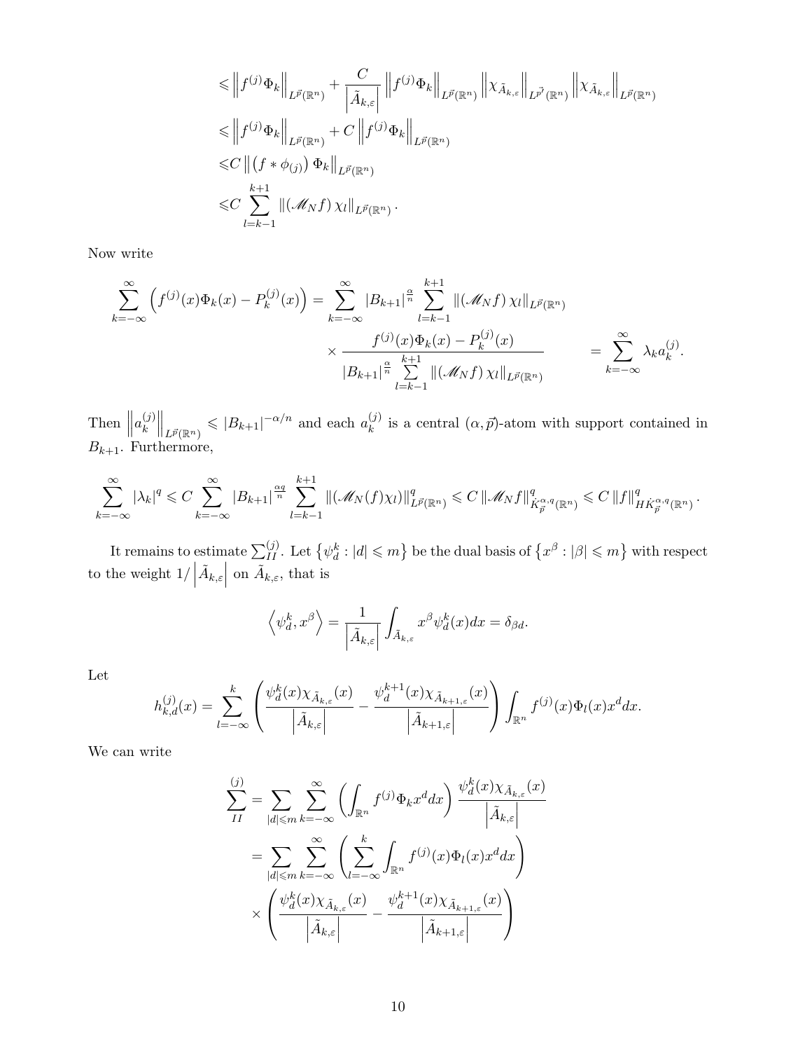$$
\begin{aligned}
&\leqslant \left\| f^{(j)} \Phi_k \right\|_{L^{\vec{p}}(\mathbb{R}^n)} + \frac{C}{\left|\tilde{A}_{k,\varepsilon}\right|} \left\| f^{(j)} \Phi_k \right\|_{L^{\vec{p}}(\mathbb{R}^n)} \left\| \chi_{\tilde{A}_{k,\varepsilon}} \right\|_{L^{\vec{p}'}(\mathbb{R}^n)} \left\| \chi_{\tilde{A}_{k,\varepsilon}} \right\|_{L^{\vec{p}}(\mathbb{R}^n)} \\
&\leqslant \left\| f^{(j)} \Phi_k \right\|_{L^{\vec{p}}(\mathbb{R}^n)} + C \left\| f^{(j)} \Phi_k \right\|_{L^{\vec{p}}(\mathbb{R}^n)} \\
&\leqslant C \left\| \left(f * \phi_{(j)}\right) \Phi_k \right\|_{L^{\vec{p}}(\mathbb{R}^n)} \\
&\leqslant C \sum_{l=k-1}^{k+1} \left\| \left(\mathscr{M}_N f\right) \chi_l \right\|_{L^{\vec{p}}(\mathbb{R}^n)}.
\end{aligned}
$$

Now write

$$
\begin{aligned}
\sum_{k=-\infty}^{\infty} \left( f^{(j)}(x) \Phi_k(x) - P_k^{(j)}(x) \right) = \sum_{k=-\infty}^{\infty} &\left|B_{k+1}\right|^{\frac{\alpha}{n}} \sum_{l=k-1}^{k+1} \left\| \left(\mathscr{M}_N f\right) \chi_l \right\|_{L^{\vec{p}}(\mathbb{R}^n)} \\
&\times \frac{f^{(j)}(x) \Phi_k(x) - P_k^{(j)}(x)}{\left|B_{k+1}\right|^{\frac{\alpha}{n}} \sum\limits_{l=k-1}^{k+1} \left\| \left(\mathscr{M}_N f\right) \chi_l \right\|_{L^{\vec{p}}(\mathbb{R}^n)}} \qquad = \sum_{k=-\infty}^{\infty} \lambda_k a_k^{(j)}.
\end{aligned}
$$

Then $\left\| a_k^{(j)} \right\|_{L^{\vec{p}}(\mathbb{R}^n)} \leqslant \left|B_{k+1}\right|^{-\alpha/n}$ and each $a_k^{(j)}$ is a central $(\alpha, \vec{p})$-atom with support contained in $B_{k+1}$. Furthermore,

$$
\sum_{k=-\infty}^{\infty} \left|\lambda_k\right|^q \leqslant C \sum_{k=-\infty}^{\infty} \left|B_{k+1}\right|^{\frac{\alpha q}{n}} \sum_{l=k-1}^{k+1} \left\| \left(\mathscr{M}_N(f) \chi_l\right) \right\|_{L^{\vec{p}}(\mathbb{R}^n)}^q \leqslant C \left\| \mathscr{M}_N f \right\|_{\dot{K}_{\vec{p}}^{\alpha,q}(\mathbb{R}^n)}^q \leqslant C \left\| f \right\|_{H\dot{K}_{\vec{p}}^{\alpha,q}(\mathbb{R}^n)}^q.
$$

It remains to estimate $\sum_{II}^{(j)}$. Let $\left\{\psi_d^k : |d| \leqslant m\right\}$ be the dual basis of $\left\{x^\beta : |\beta| \leqslant m\right\}$ with respect to the weight $1/\left|\tilde{A}_{k,\varepsilon}\right|$ on $\tilde{A}_{k,\varepsilon}$, that is

$$
\left\langle \psi_d^k, x^\beta \right\rangle = \frac{1}{\left|\tilde{A}_{k,\varepsilon}\right|} \int_{\tilde{A}_{k,\varepsilon}} x^\beta \psi_d^k(x) dx = \delta_{\beta d}.
$$

Let

$$
h_{k,d}^{(j)}(x) = \sum_{l=-\infty}^{k} \left( \frac{\psi_d^k(x) \chi_{\tilde{A}_{k,\varepsilon}}(x)}{\left|\tilde{A}_{k,\varepsilon}\right|} - \frac{\psi_d^{k+1}(x) \chi_{\tilde{A}_{k+1,\varepsilon}}(x)}{\left|\tilde{A}_{k+1,\varepsilon}\right|} \right) \int_{\mathbb{R}^n} f^{(j)}(x) \Phi_l(x) x^d dx.
$$

We can write

$$
\begin{aligned}
\sum_{II}^{(j)} &= \sum_{|d| \leqslant m} \sum_{k=-\infty}^{\infty} \left( \int_{\mathbb{R}^n} f^{(j)} \Phi_k x^d dx \right) \frac{\psi_d^k(x) \chi_{\tilde{A}_{k,\varepsilon}}(x)}{\left|\tilde{A}_{k,\varepsilon}\right|} \\
&= \sum_{|d| \leqslant m} \sum_{k=-\infty}^{\infty} \left( \sum_{l=-\infty}^{k} \int_{\mathbb{R}^n} f^{(j)}(x) \Phi_l(x) x^d dx \right) \\
&\quad \times \left( \frac{\psi_d^k(x) \chi_{\tilde{A}_{k,\varepsilon}}(x)}{\left|\tilde{A}_{k,\varepsilon}\right|} - \frac{\psi_d^{k+1}(x) \chi_{\tilde{A}_{k+1,\varepsilon}}(x)}{\left|\tilde{A}_{k+1,\varepsilon}\right|} \right)
\end{aligned}
$$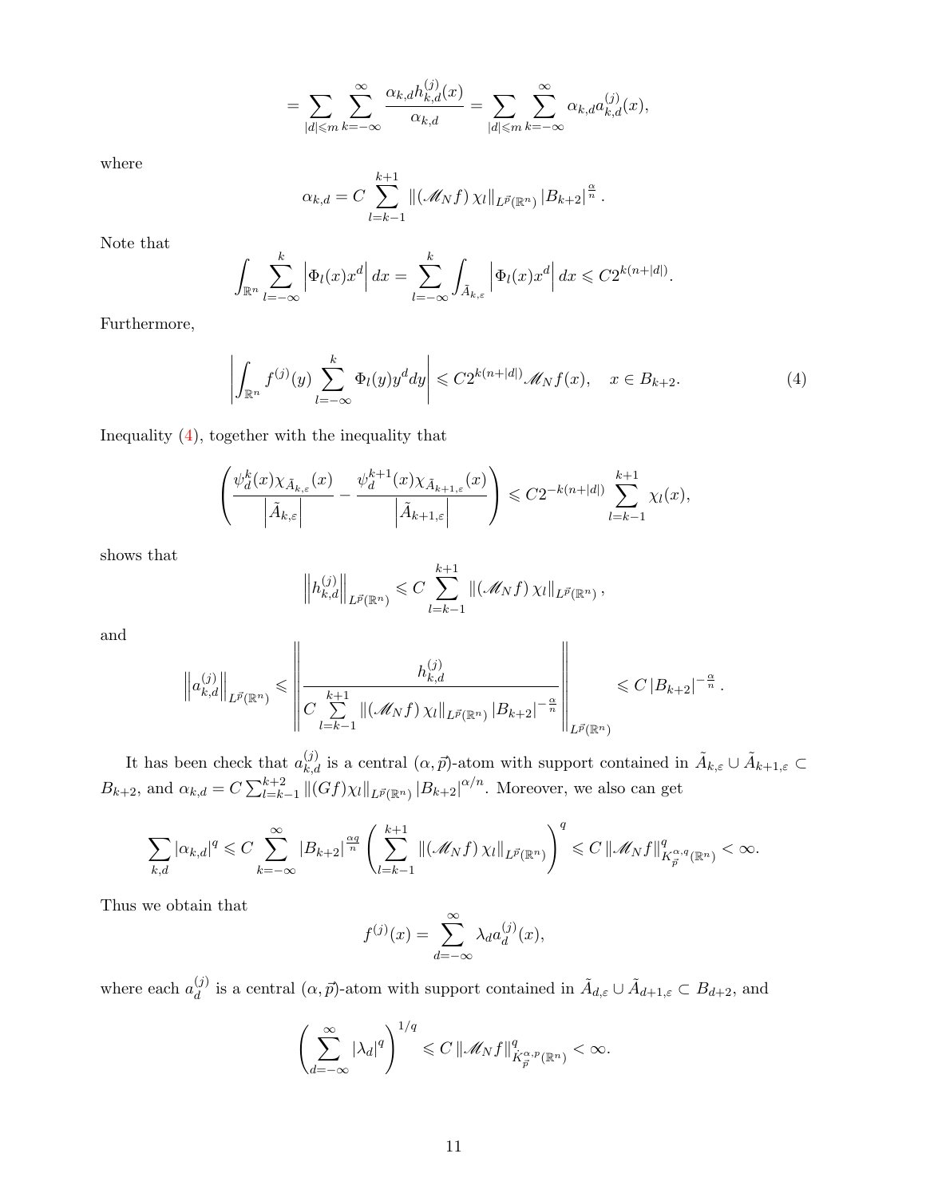$$= \sum_{|d|\leqslant m} \sum_{k=-\infty}^{\infty} \frac{\alpha_{k,d} h_{k,d}^{(j)}(x)}{\alpha_{k,d}} = \sum_{|d|\leqslant m} \sum_{k=-\infty}^{\infty} \alpha_{k,d} a_{k,d}^{(j)}(x),$$

where

$$\alpha_{k,d} = C \sum_{l=k-1}^{k+1} \left\| (\mathscr{M}_N f)\, \chi_l \right\|_{L^{\vec{p}}(\mathbb{R}^n)} |B_{k+2}|^{\frac{\alpha}{n}}.$$

Note that

$$\int_{\mathbb{R}^n} \sum_{l=-\infty}^{k} \left| \Phi_l(x) x^d \right| dx = \sum_{l=-\infty}^{k} \int_{\tilde{A}_{k,\varepsilon}} \left| \Phi_l(x) x^d \right| dx \leqslant C 2^{k(n+|d|)}.$$

Furthermore,

$$\left| \int_{\mathbb{R}^n} f^{(j)}(y) \sum_{l=-\infty}^{k} \Phi_l(y) y^d dy \right| \leqslant C 2^{k(n+|d|)} \mathscr{M}_N f(x), \quad x \in B_{k+2}. \tag{4}$$

Inequality (4), together with the inequality that

$$\left( \frac{\psi_d^k(x) \chi_{\tilde{A}_{k,\varepsilon}}(x)}{\left| \tilde{A}_{k,\varepsilon} \right|} - \frac{\psi_d^{k+1}(x) \chi_{\tilde{A}_{k+1,\varepsilon}}(x)}{\left| \tilde{A}_{k+1,\varepsilon} \right|} \right) \leqslant C 2^{-k(n+|d|)} \sum_{l=k-1}^{k+1} \chi_l(x),$$

shows that

$$\left\| h_{k,d}^{(j)} \right\|_{L^{\vec{p}}(\mathbb{R}^n)} \leqslant C \sum_{l=k-1}^{k+1} \left\| (\mathscr{M}_N f)\, \chi_l \right\|_{L^{\vec{p}}(\mathbb{R}^n)},$$

and

$$\left\| a_{k,d}^{(j)} \right\|_{L^{\vec{p}}(\mathbb{R}^n)} \leqslant \left\| \frac{h_{k,d}^{(j)}}{C \sum\limits_{l=k-1}^{k+1} \left\| (\mathscr{M}_N f)\, \chi_l \right\|_{L^{\vec{p}}(\mathbb{R}^n)} |B_{k+2}|^{-\frac{\alpha}{n}}} \right\|_{L^{\vec{p}}(\mathbb{R}^n)} \leqslant C |B_{k+2}|^{-\frac{\alpha}{n}}.$$

It has been check that $a_{k,d}^{(j)}$ is a central $(\alpha, \vec{p})$-atom with support contained in $\tilde{A}_{k,\varepsilon} \cup \tilde{A}_{k+1,\varepsilon} \subset B_{k+2}$, and $\alpha_{k,d} = C \sum_{l=k-1}^{k+2} \| (Gf) \chi_l \|_{L^{\vec{p}}(\mathbb{R}^n)} |B_{k+2}|^{\alpha/n}$. Moreover, we also can get

$$\sum_{k,d} |\alpha_{k,d}|^q \leqslant C \sum_{k=-\infty}^{\infty} |B_{k+2}|^{\frac{\alpha q}{n}} \left( \sum_{l=k-1}^{k+1} \left\| (\mathscr{M}_N f)\, \chi_l \right\|_{L^{\vec{p}}(\mathbb{R}^n)} \right)^q \leqslant C \left\| \mathscr{M}_N f \right\|_{K_{\vec{p}}^{\alpha,q}(\mathbb{R}^n)}^q < \infty.$$

Thus we obtain that

$$f^{(j)}(x) = \sum_{d=-\infty}^{\infty} \lambda_d a_d^{(j)}(x),$$

where each $a_d^{(j)}$ is a central $(\alpha, \vec{p})$-atom with support contained in $\tilde{A}_{d,\varepsilon} \cup \tilde{A}_{d+1,\varepsilon} \subset B_{d+2}$, and

$$\left( \sum_{d=-\infty}^{\infty} |\lambda_d|^q \right)^{1/q} \leqslant C \left\| \mathscr{M}_N f \right\|_{\dot{K}_{\vec{p}}^{\alpha,p}(\mathbb{R}^n)}^q < \infty.$$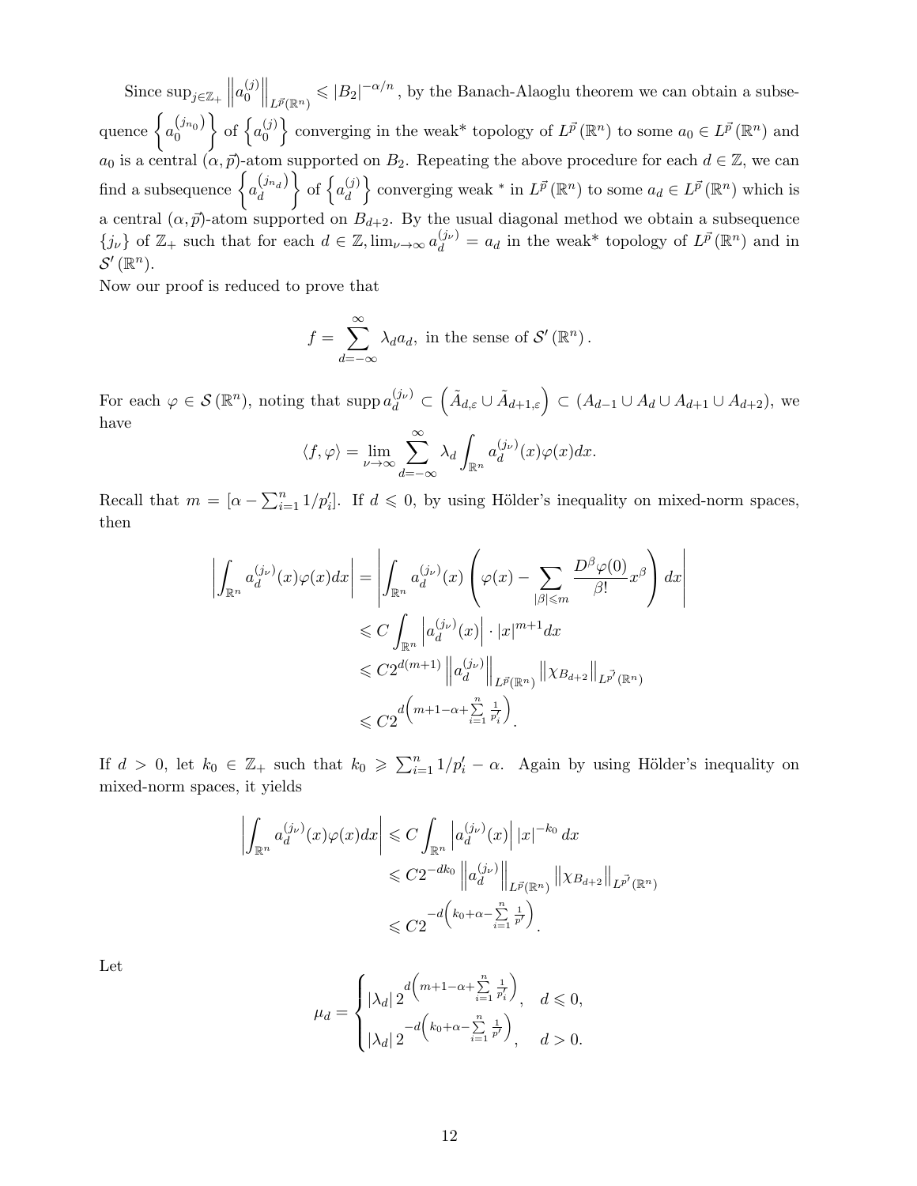Since $\sup_{j\in\mathbb{Z}_+}\left\|a_0^{(j)}\right\|_{L^{\vec{p}}(\mathbb{R}^n)} \leqslant |B_2|^{-\alpha/n}$, by the Banach-Alaoglu theorem we can obtain a subsequence $\left\{a_0^{(j_{n_0})}\right\}$ of $\left\{a_0^{(j)}\right\}$ converging in the weak* topology of $L^{\vec{p}}(\mathbb{R}^n)$ to some $a_0 \in L^{\vec{p}}(\mathbb{R}^n)$ and $a_0$ is a central $(\alpha,\vec{p})$-atom supported on $B_2$. Repeating the above procedure for each $d\in\mathbb{Z}$, we can find a subsequence $\left\{a_d^{(j_{n_d})}\right\}$ of $\left\{a_d^{(j)}\right\}$ converging weak $^*$ in $L^{\vec{p}}(\mathbb{R}^n)$ to some $a_d \in L^{\vec{p}}(\mathbb{R}^n)$ which is a central $(\alpha,\vec{p})$-atom supported on $B_{d+2}$. By the usual diagonal method we obtain a subsequence $\{j_\nu\}$ of $\mathbb{Z}_+$ such that for each $d\in\mathbb{Z}, \lim_{\nu\to\infty} a_d^{(j_\nu)} = a_d$ in the weak* topology of $L^{\vec{p}}(\mathbb{R}^n)$ and in $\mathcal{S}'(\mathbb{R}^n)$.

Now our proof is reduced to prove that

$$f=\sum_{d=-\infty}^{\infty}\lambda_d a_d, \text{ in the sense of } \mathcal{S}'(\mathbb{R}^n).$$

For each $\varphi\in\mathcal{S}(\mathbb{R}^n)$, noting that $\operatorname{supp} a_d^{(j_\nu)} \subset \left(\tilde{A}_{d,\varepsilon}\cup\tilde{A}_{d+1,\varepsilon}\right)\subset (A_{d-1}\cup A_d\cup A_{d+1}\cup A_{d+2})$, we have

$$\langle f,\varphi\rangle = \lim_{\nu\to\infty}\sum_{d=-\infty}^{\infty}\lambda_d\int_{\mathbb{R}^n} a_d^{(j_\nu)}(x)\varphi(x)dx.$$

Recall that $m=[\alpha-\sum_{i=1}^n 1/p_i']$. If $d\leqslant 0$, by using Hölder's inequality on mixed-norm spaces, then

$$\begin{aligned}
\left|\int_{\mathbb{R}^n} a_d^{(j_\nu)}(x)\varphi(x)dx\right| &= \left|\int_{\mathbb{R}^n} a_d^{(j_\nu)}(x)\left(\varphi(x)-\sum_{|\beta|\leqslant m}\frac{D^\beta\varphi(0)}{\beta!}x^\beta\right)dx\right| \\
&\leqslant C\int_{\mathbb{R}^n}\left|a_d^{(j_\nu)}(x)\right|\cdot|x|^{m+1}dx \\
&\leqslant C2^{d(m+1)}\left\|a_d^{(j_\nu)}\right\|_{L^{\vec{p}}(\mathbb{R}^n)}\left\|\chi_{B_{d+2}}\right\|_{L^{\vec{p}'}(\mathbb{R}^n)} \\
&\leqslant C2^{d\left(m+1-\alpha+\sum\limits_{i=1}^n\frac{1}{p_i'}\right)}.
\end{aligned}$$

If $d>0$, let $k_0\in\mathbb{Z}_+$ such that $k_0\geqslant \sum_{i=1}^n 1/p_i'-\alpha$. Again by using Hölder's inequality on mixed-norm spaces, it yields

$$\begin{aligned}
\left|\int_{\mathbb{R}^n} a_d^{(j_\nu)}(x)\varphi(x)dx\right| &\leqslant C\int_{\mathbb{R}^n}\left|a_d^{(j_\nu)}(x)\right||x|^{-k_0}dx \\
&\leqslant C2^{-dk_0}\left\|a_d^{(j_\nu)}\right\|_{L^{\vec{p}}(\mathbb{R}^n)}\left\|\chi_{B_{d+2}}\right\|_{L^{\vec{p}'}(\mathbb{R}^n)} \\
&\leqslant C2^{-d\left(k_0+\alpha-\sum\limits_{i=1}^n\frac{1}{p'}\right)}.
\end{aligned}$$

Let

$$\mu_d=\begin{cases}|\lambda_d|\,2^{d\left(m+1-\alpha+\sum\limits_{i=1}^n\frac{1}{p_i'}\right)}, & d\leqslant 0,\\ |\lambda_d|\,2^{-d\left(k_0+\alpha-\sum\limits_{i=1}^n\frac{1}{p'}\right)}, & d>0.\end{cases}$$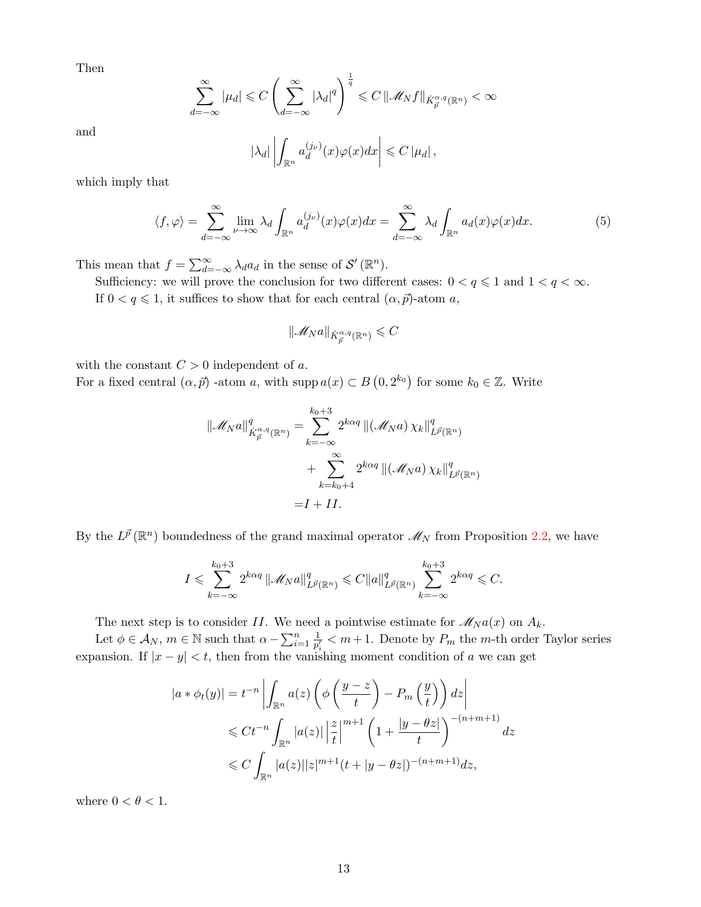Then

$$\sum_{d=-\infty}^{\infty}|\mu_d| \leqslant C\left(\sum_{d=-\infty}^{\infty}|\lambda_d|^q\right)^{\frac{1}{q}} \leqslant C\left\|\mathscr{M}_N f\right\|_{\dot{K}_{\vec{p}}^{\alpha,q}(\mathbb{R}^n)}<\infty$$

and

$$|\lambda_d|\left|\int_{\mathbb{R}^n} a_d^{(j_\nu)}(x)\varphi(x)dx\right| \leqslant C\left|\mu_d\right|,$$

which imply that

$$\langle f,\varphi\rangle=\sum_{d=-\infty}^{\infty}\lim_{\nu\to\infty}\lambda_d\int_{\mathbb{R}^n} a_d^{(j_\nu)}(x)\varphi(x)dx=\sum_{d=-\infty}^{\infty}\lambda_d\int_{\mathbb{R}^n} a_d(x)\varphi(x)dx. \tag{5}$$

This mean that $f=\sum_{d=-\infty}^{\infty}\lambda_d a_d$ in the sense of $\mathcal{S}'(\mathbb{R}^n)$.

Sufficiency: we will prove the conclusion for two different cases: $0<q\leqslant 1$ and $1<q<\infty$.

If $0<q\leqslant 1$, it suffices to show that for each central $(\alpha,\vec{p})$-atom $a$,

$$\|\mathscr{M}_N a\|_{\dot{K}_{\vec{p}}^{\alpha,q}(\mathbb{R}^n)} \leqslant C$$

with the constant $C>0$ independent of $a$.

For a fixed central $(\alpha,\vec{p})$ -atom $a$, with $\operatorname{supp} a(x)\subset B\left(0,2^{k_0}\right)$ for some $k_0\in\mathbb{Z}$. Write

$$\begin{aligned}
\|\mathscr{M}_N a\|_{\dot{K}_{\vec{p}}^{\alpha,q}(\mathbb{R}^n)}^q &= \sum_{k=-\infty}^{k_0+3} 2^{k\alpha q}\left\|\left(\mathscr{M}_N a\right)\chi_k\right\|_{L^{\vec{p}}(\mathbb{R}^n)}^q \\
&\quad+\sum_{k=k_0+4}^{\infty} 2^{k\alpha q}\left\|\left(\mathscr{M}_N a\right)\chi_k\right\|_{L^{\vec{p}}(\mathbb{R}^n)}^q \\
&=I+II.
\end{aligned}$$

By the $L^{\vec{p}}(\mathbb{R}^n)$ boundedness of the grand maximal operator $\mathscr{M}_N$ from Proposition 2.2, we have

$$I \leqslant \sum_{k=-\infty}^{k_0+3} 2^{k\alpha q}\left\|\mathscr{M}_N a\right\|_{L^{\vec{p}}(\mathbb{R}^n)}^q \leqslant C\|a\|_{L^{\vec{p}}(\mathbb{R}^n)}^q \sum_{k=-\infty}^{k_0+3} 2^{k\alpha q} \leqslant C.$$

The next step is to consider $II$. We need a pointwise estimate for $\mathscr{M}_N a(x)$ on $A_k$.

Let $\phi\in\mathcal{A}_N$, $m\in\mathbb{N}$ such that $\alpha-\sum_{i=1}^n \frac{1}{p_i'}<m+1$. Denote by $P_m$ the $m$-th order Taylor series expansion. If $|x-y|<t$, then from the vanishing moment condition of $a$ we can get

$$\begin{aligned}
|a*\phi_t(y)| &= t^{-n}\left|\int_{\mathbb{R}^n} a(z)\left(\phi\left(\frac{y-z}{t}\right)-P_m\left(\frac{y}{t}\right)\right)dz\right| \\
&\leqslant Ct^{-n}\int_{\mathbb{R}^n}|a(z)|\left|\frac{z}{t}\right|^{m+1}\left(1+\frac{|y-\theta z|}{t}\right)^{-(n+m+1)}dz \\
&\leqslant C\int_{\mathbb{R}^n}|a(z)||z|^{m+1}(t+|y-\theta z|)^{-(n+m+1)}dz,
\end{aligned}$$

where $0<\theta<1$.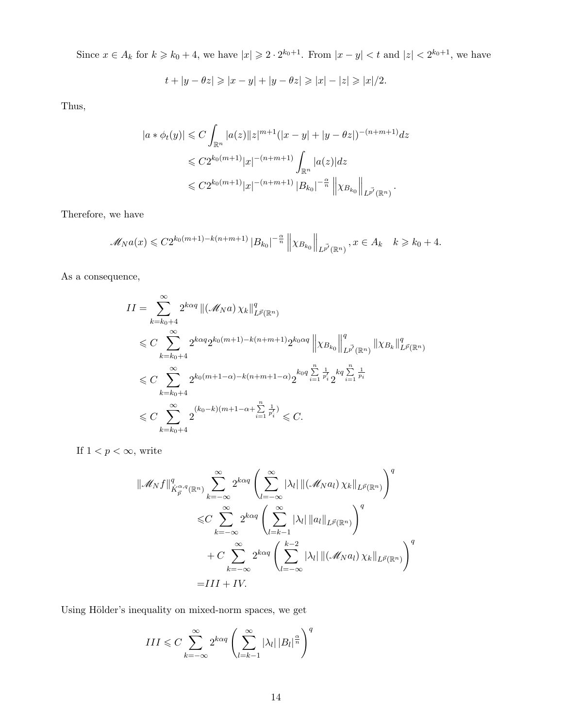Since $x \in A_k$ for $k \geqslant k_0+4$, we have $|x| \geqslant 2 \cdot 2^{k_0+1}$. From $|x-y|<t$ and $|z|<2^{k_0+1}$, we have

$$t+|y-\theta z| \geqslant |x-y|+|y-\theta z| \geqslant |x|-|z| \geqslant |x|/2.$$

Thus,

$$\begin{aligned}
|a * \phi_t(y)| &\leqslant C \int_{\mathbb{R}^n} |a(z)||z|^{m+1}(|x-y|+|y-\theta z|)^{-(n+m+1)} dz \\
&\leqslant C 2^{k_0(m+1)} |x|^{-(n+m+1)} \int_{\mathbb{R}^n} |a(z)| dz \\
&\leqslant C 2^{k_0(m+1)} |x|^{-(n+m+1)} \left|B_{k_0}\right|^{-\frac{\alpha}{n}} \left\|\chi_{B_{k_0}}\right\|_{L^{\vec{p}'}(\mathbb{R}^n)}.
\end{aligned}$$

Therefore, we have

$$\mathscr{M}_N a(x) \leqslant C 2^{k_0(m+1)-k(n+m+1)} \left|B_{k_0}\right|^{-\frac{\alpha}{n}} \left\|\chi_{B_{k_0}}\right\|_{L^{\vec{p}'}(\mathbb{R}^n)}, x \in A_k \quad k \geqslant k_0+4.$$

As a consequence,

$$\begin{aligned}
II &= \sum_{k=k_0+4}^{\infty} 2^{k\alpha q} \left\|\left(\mathscr{M}_N a\right) \chi_k\right\|_{L^{\vec{p}}(\mathbb{R}^n)}^q \\
&\leqslant C \sum_{k=k_0+4}^{\infty} 2^{k\alpha q} 2^{k_0(m+1)-k(n+m+1)} 2^{k_0 \alpha q} \left\|\chi_{B_{k_0}}\right\|_{L^{\vec{p}'}(\mathbb{R}^n)}^q \left\|\chi_{B_k}\right\|_{L^{\vec{p}}(\mathbb{R}^n)}^q \\
&\leqslant C \sum_{k=k_0+4}^{\infty} 2^{k_0(m+1-\alpha)-k(n+m+1-\alpha)} 2^{k_0 q \sum_{i=1}^{n} \frac{1}{p_i'}} 2^{kq \sum_{i=1}^{n} \frac{1}{p_i}} \\
&\leqslant C \sum_{k=k_0+4}^{\infty} 2^{(k_0-k)(m+1-\alpha+\sum_{i=1}^{n} \frac{1}{p_i'})} \leqslant C.
\end{aligned}$$

If $1<p<\infty$, write

$$\begin{aligned}
\left\|\mathscr{M}_N f\right\|_{\dot{K}_{\vec{p}}^{\alpha, q}(\mathbb{R}^n)}^q \sum_{k=-\infty}^{\infty} 2^{k\alpha q} \left(\sum_{l=-\infty}^{\infty} \left|\lambda_l\right| \left\|\left(\mathscr{M}_N a_l\right) \chi_k\right\|_{L^{\vec{p}}(\mathbb{R}^n)}\right)^q & \\
\leqslant C \sum_{k=-\infty}^{\infty} 2^{k\alpha q} \left(\sum_{l=k-1}^{\infty} \left|\lambda_l\right| \left\|a_l\right\|_{L^{\vec{p}}(\mathbb{R}^n)}\right)^q & \\
+ C \sum_{k=-\infty}^{\infty} 2^{k\alpha q} \left(\sum_{l=-\infty}^{k-2} \left|\lambda_l\right| \left\|\left(\mathscr{M}_N a_l\right) \chi_k\right\|_{L^{\vec{p}}(\mathbb{R}^n)}\right)^q & \\
= III + IV. &
\end{aligned}$$

Using Hölder's inequality on mixed-norm spaces, we get

$$III \leqslant C \sum_{k=-\infty}^{\infty} 2^{k\alpha q} \left(\sum_{l=k-1}^{\infty} \left|\lambda_l\right| \left|B_l\right|^{\frac{\alpha}{n}}\right)^q$$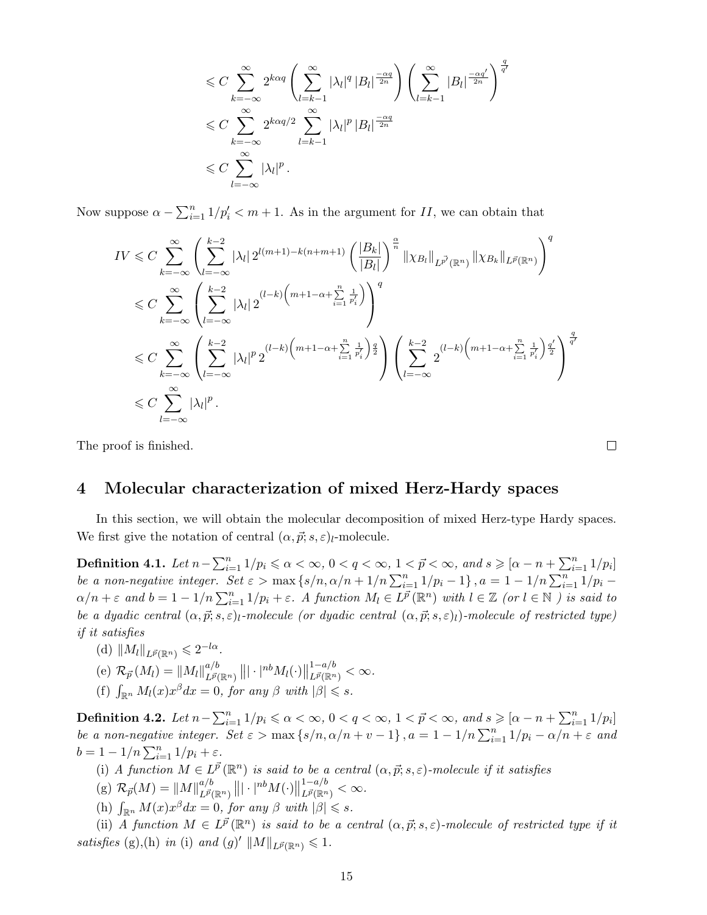$$
\begin{aligned}
&\leqslant C \sum_{k=-\infty}^{\infty} 2^{k\alpha q}\left(\sum_{l=k-1}^{\infty}\left|\lambda_l\right|^q\left|B_l\right|^{\frac{-\alpha q}{2n}}\right)\left(\sum_{l=k-1}^{\infty}\left|B_l\right|^{\frac{-\alpha q'}{2n}}\right)^{\frac{q}{q'}} \\
&\leqslant C \sum_{k=-\infty}^{\infty} 2^{k\alpha q/2} \sum_{l=k-1}^{\infty}\left|\lambda_l\right|^p\left|B_l\right|^{\frac{-\alpha q}{2n}} \\
&\leqslant C \sum_{l=-\infty}^{\infty}\left|\lambda_l\right|^p .
\end{aligned}
$$

Now suppose $\alpha-\sum_{i=1}^n 1/p_i' < m+1$. As in the argument for $II$, we can obtain that

$$
\begin{aligned}
IV &\leqslant C \sum_{k=-\infty}^{\infty}\left(\sum_{l=-\infty}^{k-2}\left|\lambda_l\right| 2^{l(m+1)-k(n+m+1)}\left(\frac{\left|B_k\right|}{\left|B_l\right|}\right)^{\frac{\alpha}{n}}\left\|\chi_{B_l}\right\|_{L^{\vec{p}'}(\mathbb{R}^n)}\left\|\chi_{B_k}\right\|_{L^{\vec{p}}(\mathbb{R}^n)}\right)^q \\
&\leqslant C \sum_{k=-\infty}^{\infty}\left(\sum_{l=-\infty}^{k-2}\left|\lambda_l\right| 2^{(l-k)\left(m+1-\alpha+\sum\limits_{i=1}^n \frac{1}{p_i'}\right)}\right)^q \\
&\leqslant C \sum_{k=-\infty}^{\infty}\left(\sum_{l=-\infty}^{k-2}\left|\lambda_l\right|^p 2^{(l-k)\left(m+1-\alpha+\sum\limits_{i=1}^n \frac{1}{p_i'}\right)\frac{q}{2}}\right)\left(\sum_{l=-\infty}^{k-2} 2^{(l-k)\left(m+1-\alpha+\sum\limits_{i=1}^n \frac{1}{p_i'}\right)\frac{q'}{2}}\right)^{\frac{q}{q'}} \\
&\leqslant C \sum_{l=-\infty}^{\infty}\left|\lambda_l\right|^p .
\end{aligned}
$$

The proof is finished. $\square$

## 4 Molecular characterization of mixed Herz-Hardy spaces

In this section, we will obtain the molecular decomposition of mixed Herz-type Hardy spaces. We first give the notation of central $(\alpha,\vec{p};s,\varepsilon)_l$-molecule.

**Definition 4.1.** *Let $n-\sum_{i=1}^n 1/p_i \leqslant \alpha < \infty$, $0<q<\infty$, $1<\vec{p}<\infty$, and $s \geqslant [\alpha-n+\sum_{i=1}^n 1/p_i]$ be a non-negative integer. Set $\varepsilon > \max\{s/n, \alpha/n+1/n\sum_{i=1}^n 1/p_i-1\}$, $a=1-1/n\sum_{i=1}^n 1/p_i-\alpha/n+\varepsilon$ and $b=1-1/n\sum_{i=1}^n 1/p_i+\varepsilon$. A function $M_l \in L^{\vec{p}}(\mathbb{R}^n)$ with $l\in\mathbb{Z}$ (or $l\in\mathbb{N}$ ) is said to be a dyadic central $(\alpha,\vec{p};s,\varepsilon)_l$-molecule (or dyadic central $(\alpha,\vec{p};s,\varepsilon)_l)$-molecule of restricted type) if it satisfies*

(d) $\|M_l\|_{L^{\vec{p}}(\mathbb{R}^n)} \leqslant 2^{-l\alpha}$.

(e) $\mathcal{R}_{\vec{p}}(M_l)=\|M_l\|_{L^{\vec{p}}(\mathbb{R}^n)}^{a/b}\left\||\cdot|^{nb}M_l(\cdot)\right\|_{L^{\vec{p}}(\mathbb{R}^n)}^{1-a/b}<\infty$.

(f) $\int_{\mathbb{R}^n} M_l(x)x^\beta dx=0$, for any $\beta$ with $|\beta|\leqslant s$.

**Definition 4.2.** *Let $n-\sum_{i=1}^n 1/p_i \leqslant \alpha < \infty$, $0<q<\infty$, $1<\vec{p}<\infty$, and $s \geqslant [\alpha-n+\sum_{i=1}^n 1/p_i]$ be a non-negative integer. Set $\varepsilon > \max\{s/n, \alpha/n+v-1\}$, $a=1-1/n\sum_{i=1}^n 1/p_i-\alpha/n+\varepsilon$ and $b=1-1/n\sum_{i=1}^n 1/p_i+\varepsilon$.*

(i) *A function $M\in L^{\vec{p}}(\mathbb{R}^n)$ is said to be a central $(\alpha,\vec{p};s,\varepsilon)$-molecule if it satisfies*

(g) $\mathcal{R}_{\vec{p}}(M)=\|M\|_{L^{\vec{p}}(\mathbb{R}^n)}^{a/b}\left\||\cdot|^{nb}M(\cdot)\right\|_{L^{\vec{p}}(\mathbb{R}^n)}^{1-a/b}<\infty$.

(h) $\int_{\mathbb{R}^n} M(x)x^\beta dx=0$, for any $\beta$ with $|\beta|\leqslant s$.

(ii) *A function $M\in L^{\vec{p}}(\mathbb{R}^n)$ is said to be a central $(\alpha,\vec{p};s,\varepsilon)$-molecule of restricted type if it satisfies* (g),(h) *in* (i) *and* $(g)'$ $\|M\|_{L^{\vec{p}}(\mathbb{R}^n)}\leqslant 1$.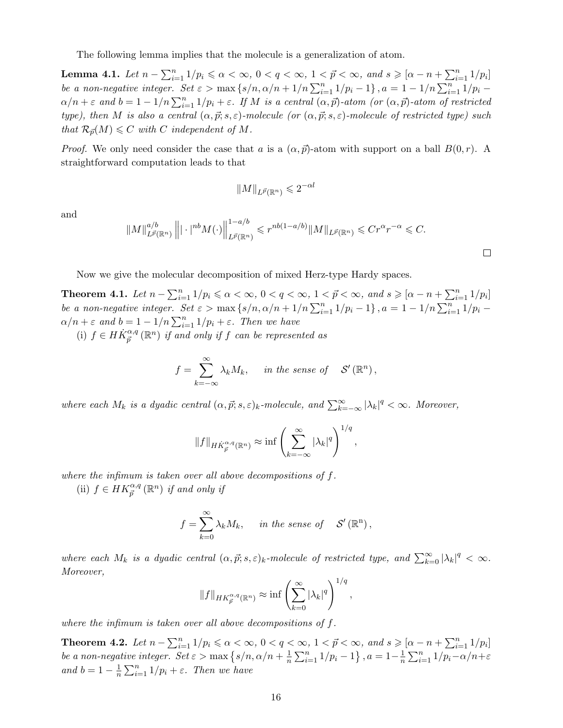The following lemma implies that the molecule is a generalization of atom.

**Lemma 4.1.** *Let $n-\sum_{i=1}^n 1/p_i \leqslant \alpha<\infty$, $0<q<\infty$, $1<\vec{p}<\infty$, and $s \geqslant [\alpha-n+\sum_{i=1}^n 1/p_i]$ be a non-negative integer. Set $\varepsilon>\max\{s/n, \alpha/n+1/n\sum_{i=1}^n 1/p_i-1\}$, $a=1-1/n\sum_{i=1}^n 1/p_i-\alpha/n+\varepsilon$ and $b=1-1/n\sum_{i=1}^n 1/p_i+\varepsilon$. If $M$ is a central $(\alpha,\vec{p})$-atom (or $(\alpha,\vec{p})$-atom of restricted type), then $M$ is also a central $(\alpha,\vec{p};s,\varepsilon)$-molecule (or $(\alpha,\vec{p};s,\varepsilon)$-molecule of restricted type) such that $\mathcal{R}_{\vec{p}}(M)\leqslant C$ with $C$ independent of $M$.*

*Proof.* We only need consider the case that $a$ is a $(\alpha,\vec{p})$-atom with support on a ball $B(0,r)$. A straightforward computation leads to that

$$\|M\|_{L^{\vec{p}}(\mathbb{R}^n)} \leqslant 2^{-\alpha l}$$

and

$$\|M\|_{L^{\vec{p}}(\mathbb{R}^n)}^{a/b}\left\||\cdot|^{nb}M(\cdot)\right\|_{L^{\vec{p}}(\mathbb{R}^n)}^{1-a/b} \leqslant r^{nb(1-a/b)}\|M\|_{L^{\vec{p}}(\mathbb{R}^n)} \leqslant Cr^{\alpha}r^{-\alpha} \leqslant C.$$

□

Now we give the molecular decomposition of mixed Herz-type Hardy spaces.

**Theorem 4.1.** *Let $n-\sum_{i=1}^n 1/p_i \leqslant \alpha<\infty$, $0<q<\infty$, $1<\vec{p}<\infty$, and $s \geqslant [\alpha-n+\sum_{i=1}^n 1/p_i]$ be a non-negative integer. Set $\varepsilon>\max\{s/n, \alpha/n+1/n\sum_{i=1}^n 1/p_i-1\}$, $a=1-1/n\sum_{i=1}^n 1/p_i-\alpha/n+\varepsilon$ and $b=1-1/n\sum_{i=1}^n 1/p_i+\varepsilon$. Then we have*

(i) *$f\in H\dot{K}_{\vec{p}}^{\alpha,q}(\mathbb{R}^n)$ if and only if $f$ can be represented as*

$$f=\sum_{k=-\infty}^{\infty}\lambda_k M_k, \qquad \text{in the sense of} \quad \mathcal{S}'(\mathbb{R}^n),$$

*where each $M_k$ is a dyadic central $(\alpha,\vec{p};s,\varepsilon)_k$-molecule, and $\sum_{k=-\infty}^{\infty}|\lambda_k|^q<\infty$. Moreover,*

$$\|f\|_{H\dot{K}_{\vec{p}}^{\alpha,q}(\mathbb{R}^n)} \approx \inf\left(\sum_{k=-\infty}^{\infty}|\lambda_k|^q\right)^{1/q},$$

*where the infimum is taken over all above decompositions of $f$.*

(ii) *$f\in HK_{\vec{p}}^{\alpha,q}(\mathbb{R}^n)$ if and only if*

$$f=\sum_{k=0}^{\infty}\lambda_k M_k, \qquad \text{in the sense of} \quad \mathcal{S}'(\mathbb{R}^n),$$

*where each $M_k$ is a dyadic central $(\alpha,\vec{p};s,\varepsilon)_k$-molecule of restricted type, and $\sum_{k=0}^{\infty}|\lambda_k|^q<\infty$. Moreover,*

$$\|f\|_{HK_{\vec{p}}^{\alpha,q}(\mathbb{R}^n)} \approx \inf\left(\sum_{k=0}^{\infty}|\lambda_k|^q\right)^{1/q},$$

*where the infimum is taken over all above decompositions of $f$.*

**Theorem 4.2.** *Let $n-\sum_{i=1}^n 1/p_i \leqslant \alpha<\infty$, $0<q<\infty$, $1<\vec{p}<\infty$, and $s \geqslant [\alpha-n+\sum_{i=1}^n 1/p_i]$ be a non-negative integer. Set $\varepsilon>\max\left\{s/n, \alpha/n+\frac{1}{n}\sum_{i=1}^n 1/p_i-1\right\}$, $a=1-\frac{1}{n}\sum_{i=1}^n 1/p_i-\alpha/n+\varepsilon$ and $b=1-\frac{1}{n}\sum_{i=1}^n 1/p_i+\varepsilon$. Then we have*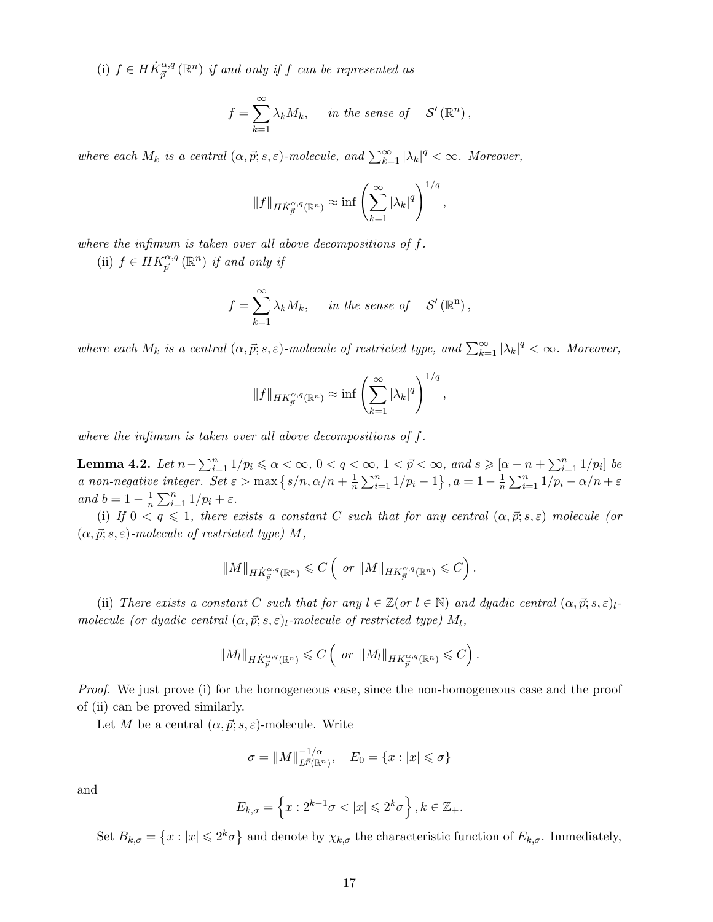(i) $f \in H\dot{K}_{\vec{p}}^{\alpha,q}(\mathbb{R}^n)$ *if and only if* $f$ *can be represented as*

$$f = \sum_{k=1}^{\infty} \lambda_k M_k, \quad \text{ in the sense of } \quad \mathcal{S}'(\mathbb{R}^n),$$

*where each* $M_k$ *is a central* $(\alpha, \vec{p}; s, \varepsilon)$*-molecule, and* $\sum_{k=1}^{\infty} |\lambda_k|^q < \infty$. *Moreover,*

$$\|f\|_{H\dot{K}_{\vec{p}}^{\alpha,q}(\mathbb{R}^n)} \approx \inf \left( \sum_{k=1}^{\infty} |\lambda_k|^q \right)^{1/q},$$

*where the infimum is taken over all above decompositions of* $f$.

(ii) $f \in HK_{\vec{p}}^{\alpha,q}(\mathbb{R}^n)$ *if and only if*

$$f = \sum_{k=1}^{\infty} \lambda_k M_k, \quad \text{ in the sense of } \quad \mathcal{S}'(\mathbb{R}^n),$$

*where each* $M_k$ *is a central* $(\alpha, \vec{p}; s, \varepsilon)$*-molecule of restricted type, and* $\sum_{k=1}^{\infty} |\lambda_k|^q < \infty$. *Moreover,*

$$\|f\|_{HK_{\vec{p}}^{\alpha,q}(\mathbb{R}^n)} \approx \inf \left( \sum_{k=1}^{\infty} |\lambda_k|^q \right)^{1/q},$$

*where the infimum is taken over all above decompositions of* $f$.

**Lemma 4.2.** *Let* $n - \sum_{i=1}^n 1/p_i \leqslant \alpha < \infty$, $0 < q < \infty$, $1 < \vec{p} < \infty$, *and* $s \geqslant [\alpha - n + \sum_{i=1}^n 1/p_i]$ *be a non-negative integer. Set* $\varepsilon > \max\left\{ s/n, \alpha/n + \frac{1}{n}\sum_{i=1}^n 1/p_i - 1 \right\}$, $a = 1 - \frac{1}{n}\sum_{i=1}^n 1/p_i - \alpha/n + \varepsilon$ *and* $b = 1 - \frac{1}{n}\sum_{i=1}^n 1/p_i + \varepsilon$.

(i) *If* $0 < q \leqslant 1$, *there exists a constant* $C$ *such that for any central* $(\alpha, \vec{p}; s, \varepsilon)$ *molecule (or* $(\alpha, \vec{p}; s, \varepsilon)$*-molecule of restricted type)* $M$,

$$\|M\|_{H\dot{K}_{\vec{p}}^{\alpha,q}(\mathbb{R}^n)} \leqslant C \left( \text{ or } \|M\|_{HK_{\vec{p}}^{\alpha,q}(\mathbb{R}^n)} \leqslant C \right).$$

(ii) *There exists a constant* $C$ *such that for any* $l \in \mathbb{Z}$*(or* $l \in \mathbb{N}$*) and dyadic central* $(\alpha, \vec{p}; s, \varepsilon)_l$*-molecule (or dyadic central* $(\alpha, \vec{p}; s, \varepsilon)_l$*-molecule of restricted type)* $M_l$,

$$\|M_l\|_{H\dot{K}_{\vec{p}}^{\alpha,q}(\mathbb{R}^n)} \leqslant C \left( \text{ or } \|M_l\|_{HK_{\vec{p}}^{\alpha,q}(\mathbb{R}^n)} \leqslant C \right).$$

*Proof.* We just prove (i) for the homogeneous case, since the non-homogeneous case and the proof of (ii) can be proved similarly.

Let $M$ be a central $(\alpha, \vec{p}; s, \varepsilon)$-molecule. Write

$$\sigma = \|M\|_{L^{\vec{p}}(\mathbb{R}^n)}^{-1/\alpha}, \quad E_0 = \{x : |x| \leqslant \sigma\}$$

and

$$E_{k,\sigma} = \left\{ x : 2^{k-1}\sigma < |x| \leqslant 2^k \sigma \right\}, k \in \mathbb{Z}_+.$$

Set $B_{k,\sigma} = \left\{ x : |x| \leqslant 2^k \sigma \right\}$ and denote by $\chi_{k,\sigma}$ the characteristic function of $E_{k,\sigma}$. Immediately,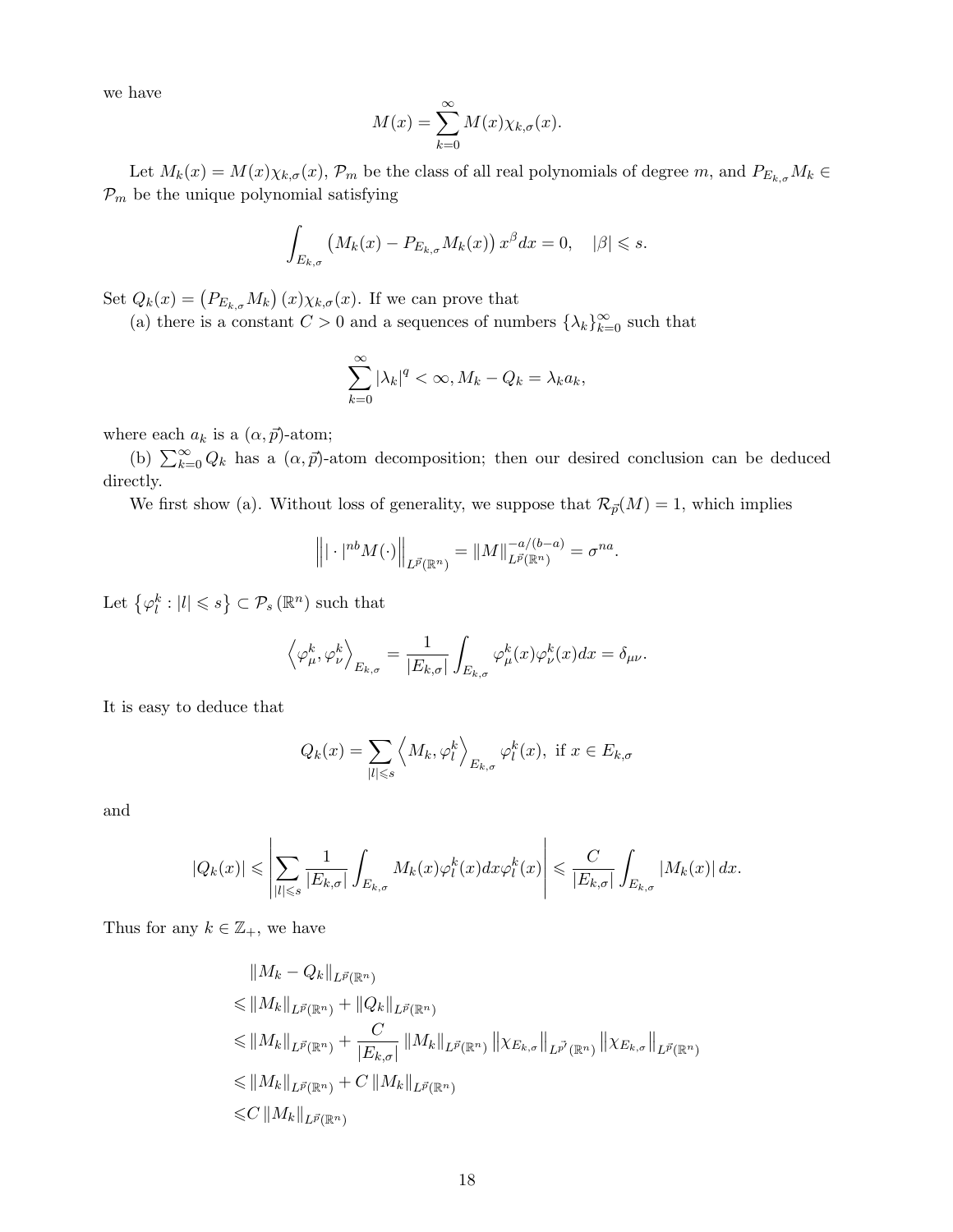we have

$$M(x)=\sum_{k=0}^{\infty} M(x)\chi_{k,\sigma}(x).$$

Let $M_k(x)=M(x)\chi_{k,\sigma}(x)$, $\mathcal{P}_m$ be the class of all real polynomials of degree $m$, and $P_{E_{k,\sigma}}M_k \in \mathcal{P}_m$ be the unique polynomial satisfying

$$\int_{E_{k,\sigma}} \left(M_k(x)-P_{E_{k,\sigma}}M_k(x)\right)x^{\beta}dx=0, \quad |\beta|\leqslant s.$$

Set $Q_k(x)=\left(P_{E_{k,\sigma}}M_k\right)(x)\chi_{k,\sigma}(x)$. If we can prove that

(a) there is a constant $C>0$ and a sequences of numbers $\{\lambda_k\}_{k=0}^{\infty}$ such that

$$\sum_{k=0}^{\infty}|\lambda_k|^q<\infty, M_k-Q_k=\lambda_k a_k,$$

where each $a_k$ is a $(\alpha,\vec{p})$-atom;

(b) $\sum_{k=0}^{\infty} Q_k$ has a $(\alpha,\vec{p})$-atom decomposition; then our desired conclusion can be deduced directly.

We first show (a). Without loss of generality, we suppose that $\mathcal{R}_{\vec{p}}(M)=1$, which implies

$$\left\||\cdot|^{nb}M(\cdot)\right\|_{L^{\vec{p}}(\mathbb{R}^n)}=\|M\|_{L^{\vec{p}}(\mathbb{R}^n)}^{-a/(b-a)}=\sigma^{na}.$$

Let $\left\{\varphi_l^k:|l|\leqslant s\right\}\subset\mathcal{P}_s\left(\mathbb{R}^n\right)$ such that

$$\left\langle\varphi_\mu^k,\varphi_\nu^k\right\rangle_{E_{k,\sigma}}=\frac{1}{|E_{k,\sigma}|}\int_{E_{k,\sigma}}\varphi_\mu^k(x)\varphi_\nu^k(x)dx=\delta_{\mu\nu}.$$

It is easy to deduce that

$$Q_k(x)=\sum_{|l|\leqslant s}\left\langle M_k,\varphi_l^k\right\rangle_{E_{k,\sigma}}\varphi_l^k(x), \text{ if } x\in E_{k,\sigma}$$

and

$$|Q_k(x)|\leqslant\left|\sum_{|l|\leqslant s}\frac{1}{|E_{k,\sigma}|}\int_{E_{k,\sigma}}M_k(x)\varphi_l^k(x)dx\varphi_l^k(x)\right|\leqslant\frac{C}{|E_{k,\sigma}|}\int_{E_{k,\sigma}}|M_k(x)|\,dx.$$

Thus for any $k\in\mathbb{Z}_+$, we have

$$\begin{aligned}
&\|M_k-Q_k\|_{L^{\vec{p}}(\mathbb{R}^n)}\\
\leqslant&\|M_k\|_{L^{\vec{p}}(\mathbb{R}^n)}+\|Q_k\|_{L^{\vec{p}}(\mathbb{R}^n)}\\
\leqslant&\|M_k\|_{L^{\vec{p}}(\mathbb{R}^n)}+\frac{C}{|E_{k,\sigma}|}\|M_k\|_{L^{\vec{p}}(\mathbb{R}^n)}\left\|\chi_{E_{k,\sigma}}\right\|_{L^{\vec{p}'}(\mathbb{R}^n)}\left\|\chi_{E_{k,\sigma}}\right\|_{L^{\vec{p}}(\mathbb{R}^n)}\\
\leqslant&\|M_k\|_{L^{\vec{p}}(\mathbb{R}^n)}+C\|M_k\|_{L^{\vec{p}}(\mathbb{R}^n)}\\
\leqslant&C\|M_k\|_{L^{\vec{p}}(\mathbb{R}^n)}
\end{aligned}$$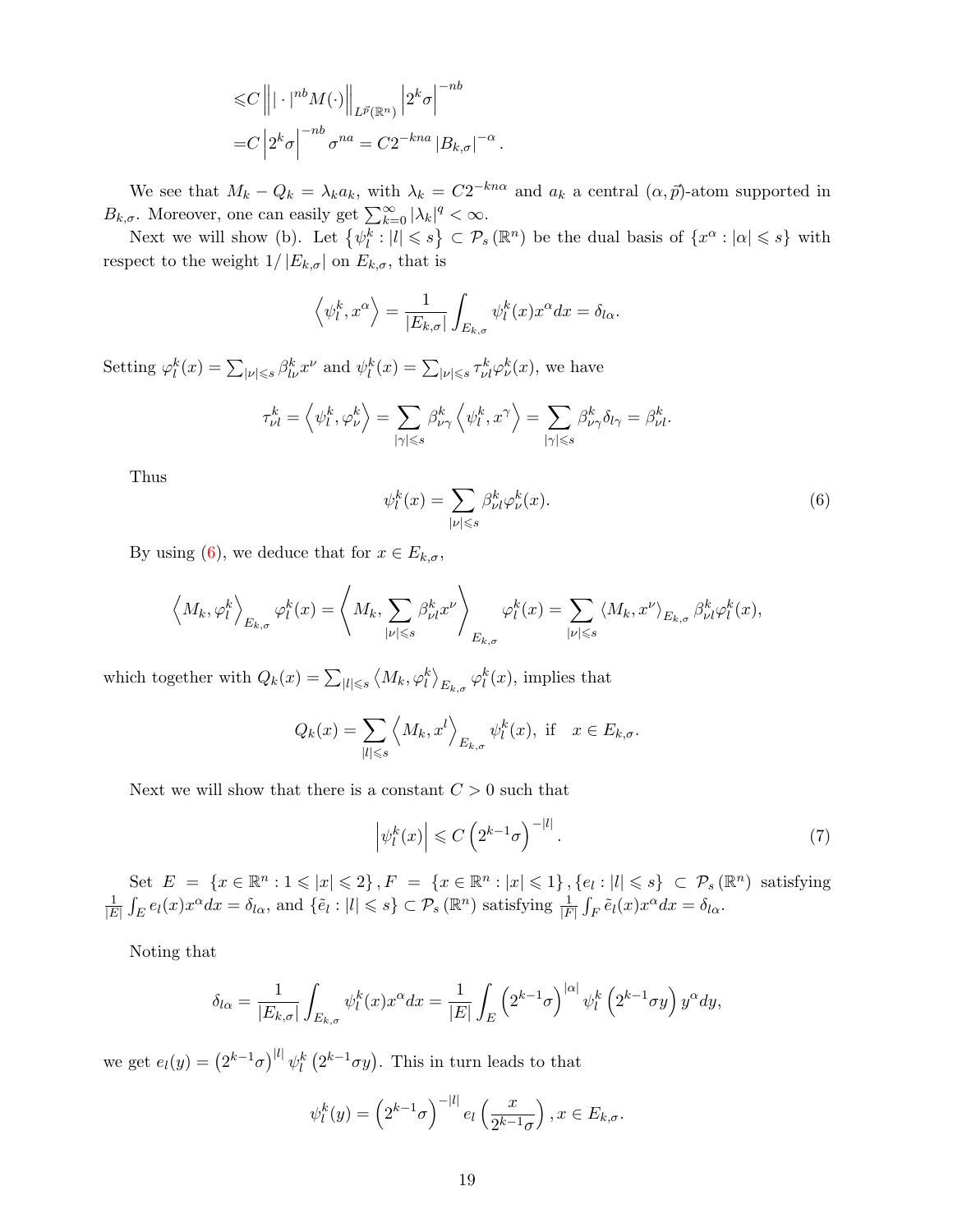$$
\begin{aligned}
&\leqslant C \left\| |\cdot|^{nb} M(\cdot) \right\|_{L^{\vec{p}}(\mathbb{R}^n)} \left| 2^k \sigma \right|^{-nb} \\
&= C \left| 2^k \sigma \right|^{-nb} \sigma^{na} = C 2^{-kna} \left| B_{k,\sigma} \right|^{-\alpha}.
\end{aligned}
$$

We see that $M_k - Q_k = \lambda_k a_k$, with $\lambda_k = C 2^{-kn\alpha}$ and $a_k$ a central $(\alpha, \vec{p})$-atom supported in $B_{k,\sigma}$. Moreover, one can easily get $\sum_{k=0}^{\infty} |\lambda_k|^q < \infty$.

Next we will show (b). Let $\left\{\psi_l^k : |l| \leqslant s\right\} \subset \mathcal{P}_s(\mathbb{R}^n)$ be the dual basis of $\{x^\alpha : |\alpha| \leqslant s\}$ with respect to the weight $1/|E_{k,\sigma}|$ on $E_{k,\sigma}$, that is

$$
\left\langle \psi_l^k, x^\alpha \right\rangle = \frac{1}{|E_{k,\sigma}|} \int_{E_{k,\sigma}} \psi_l^k(x) x^\alpha dx = \delta_{l\alpha}.
$$

Setting $\varphi_l^k(x) = \sum_{|\nu| \leqslant s} \beta_{l\nu}^k x^\nu$ and $\psi_l^k(x) = \sum_{|\nu| \leqslant s} \tau_{\nu l}^k \varphi_\nu^k(x)$, we have

$$
\tau_{\nu l}^k = \left\langle \psi_l^k, \varphi_\nu^k \right\rangle = \sum_{|\gamma| \leqslant s} \beta_{\nu\gamma}^k \left\langle \psi_l^k, x^\gamma \right\rangle = \sum_{|\gamma| \leqslant s} \beta_{\nu\gamma}^k \delta_{l\gamma} = \beta_{\nu l}^k.
$$

Thus

$$
\psi_l^k(x) = \sum_{|\nu| \leqslant s} \beta_{\nu l}^k \varphi_\nu^k(x). \tag{6}
$$

By using (6), we deduce that for $x \in E_{k,\sigma}$,

$$
\left\langle M_k, \varphi_l^k \right\rangle_{E_{k,\sigma}} \varphi_l^k(x) = \left\langle M_k, \sum_{|\nu| \leqslant s} \beta_{\nu l}^k x^\nu \right\rangle_{E_{k,\sigma}} \varphi_l^k(x) = \sum_{|\nu| \leqslant s} \left\langle M_k, x^\nu \right\rangle_{E_{k,\sigma}} \beta_{\nu l}^k \varphi_l^k(x),
$$

which together with $Q_k(x) = \sum_{|l| \leqslant s} \left\langle M_k, \varphi_l^k \right\rangle_{E_{k,\sigma}} \varphi_l^k(x)$, implies that

$$
Q_k(x) = \sum_{|l| \leqslant s} \left\langle M_k, x^l \right\rangle_{E_{k,\sigma}} \psi_l^k(x), \text{ if } \quad x \in E_{k,\sigma}.
$$

Next we will show that there is a constant $C > 0$ such that

$$
\left| \psi_l^k(x) \right| \leqslant C \left( 2^{k-1} \sigma \right)^{-|l|}. \tag{7}
$$

Set $E = \{x \in \mathbb{R}^n : 1 \leqslant |x| \leqslant 2\}$, $F = \{x \in \mathbb{R}^n : |x| \leqslant 1\}$, $\{e_l : |l| \leqslant s\} \subset \mathcal{P}_s(\mathbb{R}^n)$ satisfying $\frac{1}{|E|} \int_E e_l(x) x^\alpha dx = \delta_{l\alpha}$, and $\{\tilde{e}_l : |l| \leqslant s\} \subset \mathcal{P}_s(\mathbb{R}^n)$ satisfying $\frac{1}{|F|} \int_F \tilde{e}_l(x) x^\alpha dx = \delta_{l\alpha}$.

Noting that

$$
\delta_{l\alpha} = \frac{1}{|E_{k,\sigma}|} \int_{E_{k,\sigma}} \psi_l^k(x) x^\alpha dx = \frac{1}{|E|} \int_E \left( 2^{k-1} \sigma \right)^{|\alpha|} \psi_l^k \left( 2^{k-1} \sigma y \right) y^\alpha dy,
$$

we get $e_l(y) = \left(2^{k-1}\sigma\right)^{|l|} \psi_l^k \left(2^{k-1}\sigma y\right)$. This in turn leads to that

$$
\psi_l^k(y) = \left( 2^{k-1} \sigma \right)^{-|l|} e_l \left( \frac{x}{2^{k-1} \sigma} \right), x \in E_{k,\sigma}.
$$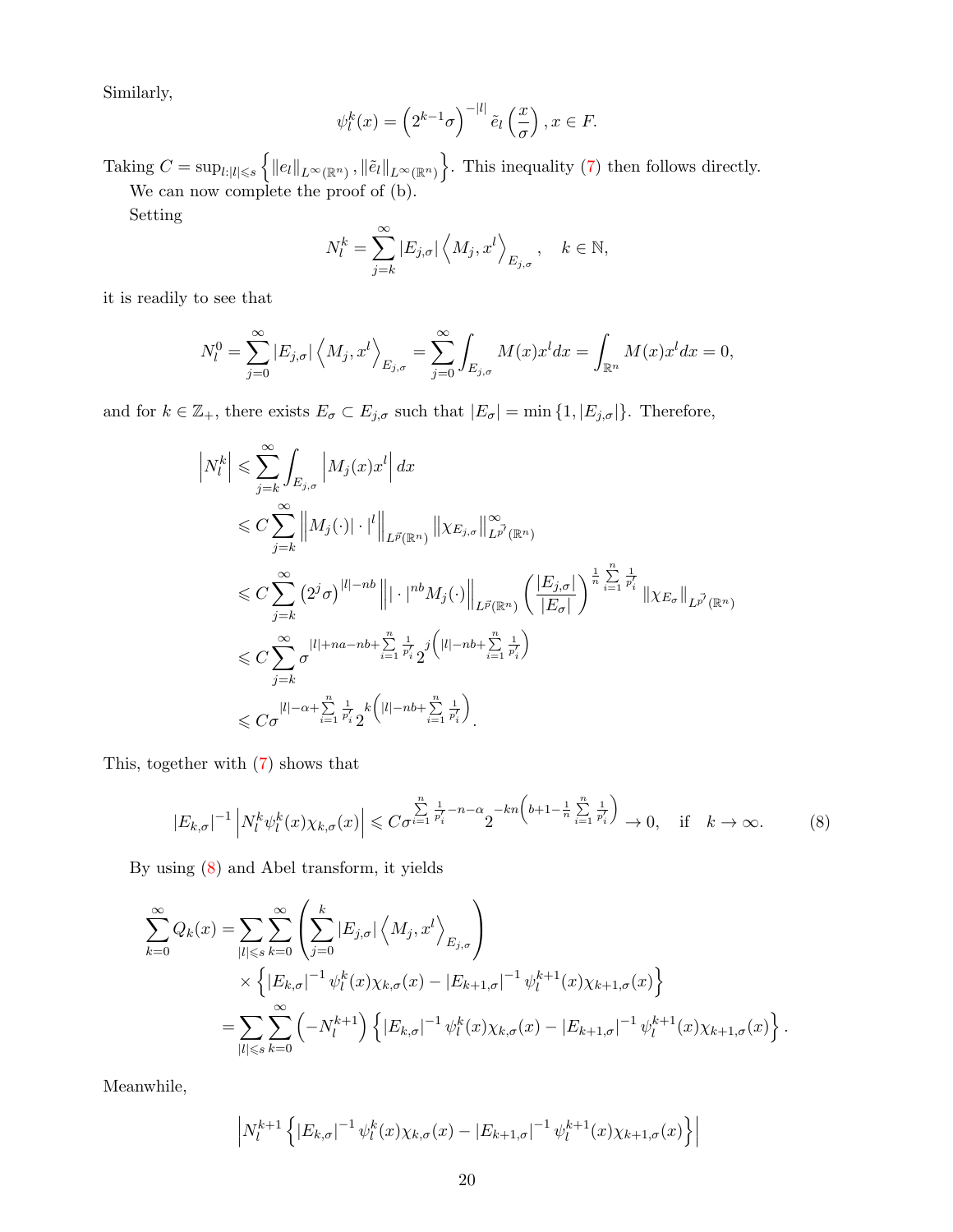Similarly,

$$\psi_l^k(x) = \left(2^{k-1}\sigma\right)^{-|l|} \tilde{e}_l\left(\frac{x}{\sigma}\right), x \in F.$$

Taking $C = \sup_{l:|l|\leqslant s}\left\{\|e_l\|_{L^\infty(\mathbb{R}^n)}, \|\tilde{e}_l\|_{L^\infty(\mathbb{R}^n)}\right\}$. This inequality (7) then follows directly.

We can now complete the proof of (b).

Setting

$$N_l^k = \sum_{j=k}^{\infty} |E_{j,\sigma}| \left\langle M_j, x^l \right\rangle_{E_{j,\sigma}}, \quad k \in \mathbb{N},$$

it is readily to see that

$$N_l^0 = \sum_{j=0}^{\infty} |E_{j,\sigma}| \left\langle M_j, x^l \right\rangle_{E_{j,\sigma}} = \sum_{j=0}^{\infty} \int_{E_{j,\sigma}} M(x)x^l dx = \int_{\mathbb{R}^n} M(x)x^l dx = 0,$$

and for $k \in \mathbb{Z}_+$, there exists $E_\sigma \subset E_{j,\sigma}$ such that $|E_\sigma| = \min\{1, |E_{j,\sigma}|\}$. Therefore,

$$\begin{aligned}
\left|N_l^k\right| &\leqslant \sum_{j=k}^{\infty} \int_{E_{j,\sigma}} \left|M_j(x)x^l\right| dx \\
&\leqslant C \sum_{j=k}^{\infty} \left\|M_j(\cdot)|\cdot|^l\right\|_{L^{\vec{p}}(\mathbb{R}^n)} \left\|\chi_{E_{j,\sigma}}\right\|_{L^{\vec{p}'}(\mathbb{R}^n)}^{\infty} \\
&\leqslant C \sum_{j=k}^{\infty} \left(2^j\sigma\right)^{|l|-nb} \left\||\cdot|^{nb} M_j(\cdot)\right\|_{L^{\vec{p}}(\mathbb{R}^n)} \left(\frac{|E_{j,\sigma}|}{|E_\sigma|}\right)^{\frac{1}{n}\sum\limits_{i=1}^{n}\frac{1}{p_i'}} \left\|\chi_{E_\sigma}\right\|_{L^{\vec{p}'}(\mathbb{R}^n)} \\
&\leqslant C \sum_{j=k}^{\infty} \sigma^{|l|+na-nb+\sum\limits_{i=1}^{n}\frac{1}{p_i'}} 2^{j\left(|l|-nb+\sum\limits_{i=1}^{n}\frac{1}{p_i'}\right)} \\
&\leqslant C \sigma^{|l|-\alpha+\sum\limits_{i=1}^{n}\frac{1}{p_i'}} 2^{k\left(|l|-nb+\sum\limits_{i=1}^{n}\frac{1}{p_i'}\right)}.
\end{aligned}$$

This, together with (7) shows that

$$|E_{k,\sigma}|^{-1} \left|N_l^k \psi_l^k(x) \chi_{k,\sigma}(x)\right| \leqslant C \sigma^{\sum\limits_{i=1}^{n}\frac{1}{p_i'}-n-\alpha} 2^{-kn\left(b+1-\frac{1}{n}\sum\limits_{i=1}^{n}\frac{1}{p_i'}\right)} \to 0, \quad \text{if} \quad k \to \infty. \tag{8}$$

By using (8) and Abel transform, it yields

$$\begin{aligned}
\sum_{k=0}^{\infty} Q_k(x) &= \sum_{|l|\leqslant s} \sum_{k=0}^{\infty} \left(\sum_{j=0}^{k} |E_{j,\sigma}| \left\langle M_j, x^l \right\rangle_{E_{j,\sigma}}\right) \\
&\quad \times \left\{|E_{k,\sigma}|^{-1} \psi_l^k(x)\chi_{k,\sigma}(x) - |E_{k+1,\sigma}|^{-1} \psi_l^{k+1}(x)\chi_{k+1,\sigma}(x)\right\} \\
&= \sum_{|l|\leqslant s} \sum_{k=0}^{\infty} \left(-N_l^{k+1}\right) \left\{|E_{k,\sigma}|^{-1} \psi_l^k(x)\chi_{k,\sigma}(x) - |E_{k+1,\sigma}|^{-1} \psi_l^{k+1}(x)\chi_{k+1,\sigma}(x)\right\}.
\end{aligned}$$

Meanwhile,

$$\left|N_l^{k+1} \left\{|E_{k,\sigma}|^{-1} \psi_l^k(x)\chi_{k,\sigma}(x) - |E_{k+1,\sigma}|^{-1} \psi_l^{k+1}(x)\chi_{k+1,\sigma}(x)\right\}\right|$$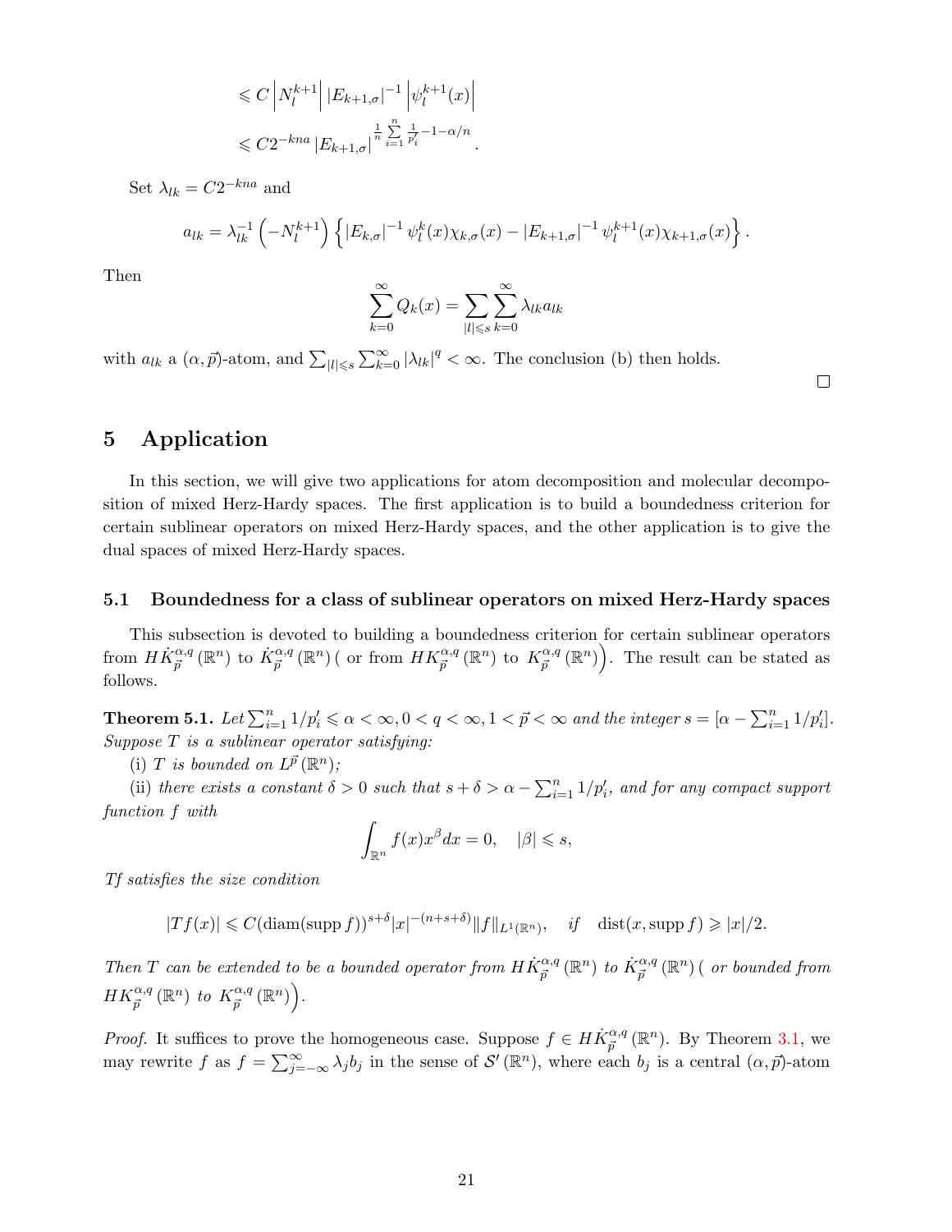$$
\begin{aligned}
&\leqslant C\left|N_l^{k+1}\right|\left|E_{k+1,\sigma}\right|^{-1}\left|\psi_l^{k+1}(x)\right| \\
&\leqslant C2^{-kna}\left|E_{k+1,\sigma}\right|^{\frac{1}{n}\sum_{i=1}^{n}\frac{1}{p_i'}-1-\alpha/n}.
\end{aligned}
$$

Set $\lambda_{lk} = C2^{-kna}$ and

$$
a_{lk} = \lambda_{lk}^{-1}\left(-N_l^{k+1}\right)\left\{\left|E_{k,\sigma}\right|^{-1}\psi_l^k(x)\chi_{k,\sigma}(x) - \left|E_{k+1,\sigma}\right|^{-1}\psi_l^{k+1}(x)\chi_{k+1,\sigma}(x)\right\}.
$$

Then

$$
\sum_{k=0}^{\infty} Q_k(x) = \sum_{|l|\leqslant s}\sum_{k=0}^{\infty}\lambda_{lk}a_{lk}
$$

with $a_{lk}$ a $(\alpha, \vec{p})$-atom, and $\sum_{|l|\leqslant s}\sum_{k=0}^{\infty}|\lambda_{lk}|^q < \infty$. The conclusion (b) then holds. $\square$

# 5 Application

In this section, we will give two applications for atom decomposition and molecular decomposition of mixed Herz-Hardy spaces. The first application is to build a boundedness criterion for certain sublinear operators on mixed Herz-Hardy spaces, and the other application is to give the dual spaces of mixed Herz-Hardy spaces.

## 5.1 Boundedness for a class of sublinear operators on mixed Herz-Hardy spaces

This subsection is devoted to building a boundedness criterion for certain sublinear operators from $H\dot{K}_{\vec{p}}^{\alpha,q}(\mathbb{R}^n)$ to $\dot{K}_{\vec{p}}^{\alpha,q}(\mathbb{R}^n)$ ( or from $HK_{\vec{p}}^{\alpha,q}(\mathbb{R}^n)$ to $K_{\vec{p}}^{\alpha,q}(\mathbb{R}^n)\Big)$. The result can be stated as follows.

**Theorem 5.1.** *Let $\sum_{i=1}^n 1/p_i' \leqslant \alpha < \infty, 0 < q < \infty, 1 < \vec{p} < \infty$ and the integer $s = [\alpha - \sum_{i=1}^n 1/p_i']$. Suppose $T$ is a sublinear operator satisfying:*

(i) *$T$ is bounded on $L^{\vec{p}}(\mathbb{R}^n)$;*

(ii) *there exists a constant $\delta > 0$ such that $s + \delta > \alpha - \sum_{i=1}^n 1/p_i'$, and for any compact support function $f$ with*

$$
\int_{\mathbb{R}^n} f(x)x^{\beta}dx = 0, \quad |\beta| \leqslant s,
$$

*$Tf$ satisfies the size condition*

$$
|Tf(x)| \leqslant C(\operatorname{diam}(\operatorname{supp} f))^{s+\delta}|x|^{-(n+s+\delta)}\|f\|_{L^1(\mathbb{R}^n)}, \quad \textit{if} \quad \operatorname{dist}(x, \operatorname{supp} f) \geqslant |x|/2.
$$

*Then $T$ can be extended to be a bounded operator from $H\dot{K}_{\vec{p}}^{\alpha,q}(\mathbb{R}^n)$ to $\dot{K}_{\vec{p}}^{\alpha,q}(\mathbb{R}^n)$ ( or bounded from $HK_{\vec{p}}^{\alpha,q}(\mathbb{R}^n)$ to $K_{\vec{p}}^{\alpha,q}(\mathbb{R}^n)\Big)$.*

*Proof.* It suffices to prove the homogeneous case. Suppose $f \in H\dot{K}_{\vec{p}}^{\alpha,q}(\mathbb{R}^n)$. By Theorem 3.1, we may rewrite $f$ as $f = \sum_{j=-\infty}^{\infty}\lambda_j b_j$ in the sense of $\mathcal{S}'(\mathbb{R}^n)$, where each $b_j$ is a central $(\alpha, \vec{p})$-atom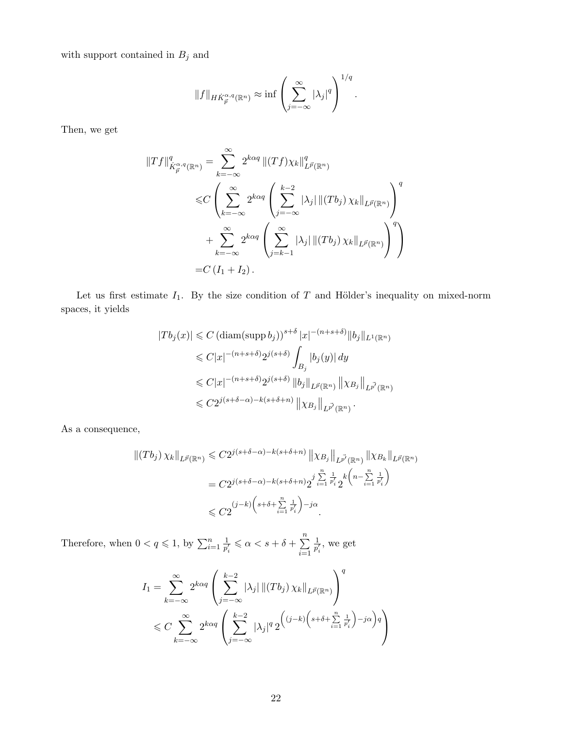with support contained in $B_j$ and

$$\|f\|_{H\dot{K}_{\vec{p}}^{\alpha,q}(\mathbb{R}^n)} \approx \inf \left( \sum_{j=-\infty}^{\infty} |\lambda_j|^q \right)^{1/q}.$$

Then, we get

$$\begin{aligned}
\|Tf\|_{\dot{K}_{\vec{p}}^{\alpha,q}(\mathbb{R}^n)}^q =& \sum_{k=-\infty}^{\infty} 2^{k\alpha q} \|(Tf)\chi_k\|_{L^{\vec{p}}(\mathbb{R}^n)}^q \\
\leqslant& C \left( \sum_{k=-\infty}^{\infty} 2^{k\alpha q} \left( \sum_{j=-\infty}^{k-2} |\lambda_j| \left\| (Tb_j)\chi_k \right\|_{L^{\vec{p}}(\mathbb{R}^n)} \right)^q \right. \\
&\left. + \sum_{k=-\infty}^{\infty} 2^{k\alpha q} \left( \sum_{j=k-1}^{\infty} |\lambda_j| \left\| (Tb_j)\chi_k \right\|_{L^{\vec{p}}(\mathbb{R}^n)} \right)^q \right) \\
=& C\left(I_1 + I_2\right).
\end{aligned}$$

Let us first estimate $I_1$. By the size condition of $T$ and Hölder's inequality on mixed-norm spaces, it yields

$$\begin{aligned}
|Tb_j(x)| &\leqslant C\left(\operatorname{diam}(\operatorname{supp} b_j)\right)^{s+\delta} |x|^{-(n+s+\delta)} \|b_j\|_{L^1(\mathbb{R}^n)} \\
&\leqslant C|x|^{-(n+s+\delta)} 2^{j(s+\delta)} \int_{B_j} |b_j(y)|\,dy \\
&\leqslant C|x|^{-(n+s+\delta)} 2^{j(s+\delta)} \|b_j\|_{L^{\vec{p}}(\mathbb{R}^n)} \left\|\chi_{B_j}\right\|_{L^{\vec{p}'}(\mathbb{R}^n)} \\
&\leqslant C2^{j(s+\delta-\alpha)-k(s+\delta+n)} \left\|\chi_{B_j}\right\|_{L^{\vec{p}'}(\mathbb{R}^n)}.
\end{aligned}$$

As a consequence,

$$\begin{aligned}
\left\|(Tb_j)\chi_k\right\|_{L^{\vec{p}}(\mathbb{R}^n)} &\leqslant C2^{j(s+\delta-\alpha)-k(s+\delta+n)} \left\|\chi_{B_j}\right\|_{L^{\vec{p}'}(\mathbb{R}^n)} \left\|\chi_{B_k}\right\|_{L^{\vec{p}}(\mathbb{R}^n)} \\
&= C2^{j(s+\delta-\alpha)-k(s+\delta+n)} 2^{j\sum_{i=1}^{n} \frac{1}{p_i'}} 2^{k\left(n-\sum_{i=1}^{n} \frac{1}{p_i'}\right)} \\
&\leqslant C2^{(j-k)\left(s+\delta+\sum_{i=1}^{n} \frac{1}{p_i'}\right)-j\alpha}.
\end{aligned}$$

Therefore, when $0 < q \leqslant 1$, by $\sum_{i=1}^n \frac{1}{p_i'} \leqslant \alpha < s+\delta+\sum_{i=1}^{n} \frac{1}{p_i'}$, we get

$$\begin{aligned}
I_1 &= \sum_{k=-\infty}^{\infty} 2^{k\alpha q} \left( \sum_{j=-\infty}^{k-2} |\lambda_j| \left\|(Tb_j)\chi_k\right\|_{L^{\vec{p}}(\mathbb{R}^n)} \right)^q \\
&\leqslant C \sum_{k=-\infty}^{\infty} 2^{k\alpha q} \left( \sum_{j=-\infty}^{k-2} |\lambda_j|^q \, 2^{\left((j-k)\left(s+\delta+\sum_{i=1}^{n} \frac{1}{p_i'}\right)-j\alpha\right)q} \right)
\end{aligned}$$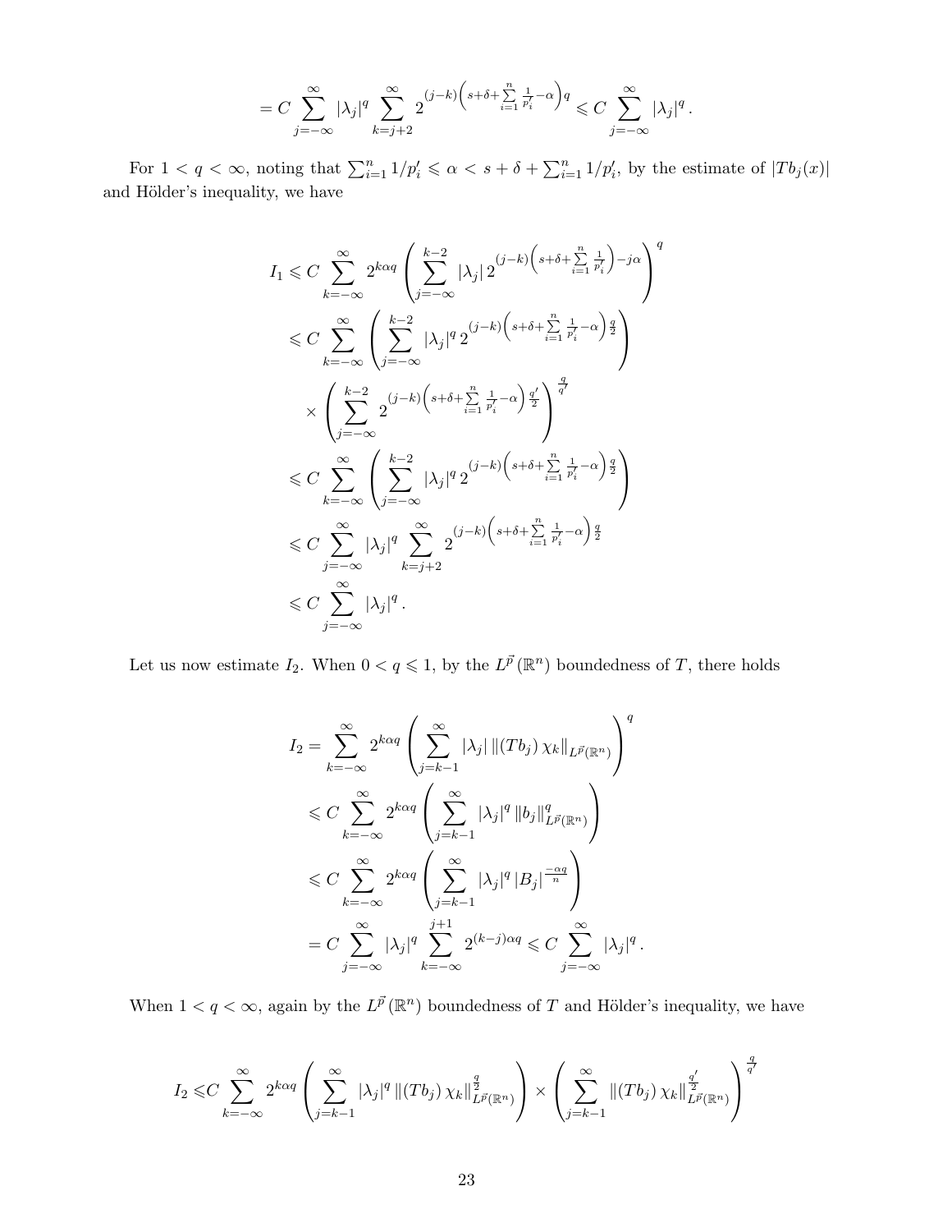$$= C \sum_{j=-\infty}^{\infty} |\lambda_j|^q \sum_{k=j+2}^{\infty} 2^{(j-k)\left(s+\delta+\sum\limits_{i=1}^{n} \frac{1}{p_i'}-\alpha\right)q} \leqslant C \sum_{j=-\infty}^{\infty} |\lambda_j|^q .$$

For $1 < q < \infty$, noting that $\sum_{i=1}^n 1/p_i' \leqslant \alpha < s + \delta + \sum_{i=1}^n 1/p_i'$, by the estimate of $|Tb_j(x)|$ and Hölder's inequality, we have

$$\begin{aligned}
I_1 &\leqslant C \sum_{k=-\infty}^{\infty} 2^{k\alpha q} \left( \sum_{j=-\infty}^{k-2} |\lambda_j| \, 2^{(j-k)\left(s+\delta+\sum\limits_{i=1}^{n} \frac{1}{p_i'}\right)-j\alpha} \right)^q \\
&\leqslant C \sum_{k=-\infty}^{\infty} \left( \sum_{j=-\infty}^{k-2} |\lambda_j|^q \, 2^{(j-k)\left(s+\delta+\sum\limits_{i=1}^{n} \frac{1}{p_i'}-\alpha\right)\frac{q}{2}} \right) \\
&\quad \times \left( \sum_{j=-\infty}^{k-2} 2^{(j-k)\left(s+\delta+\sum\limits_{i=1}^{n} \frac{1}{p_i'}-\alpha\right)\frac{q'}{2}} \right)^{\frac{q}{q'}} \\
&\leqslant C \sum_{k=-\infty}^{\infty} \left( \sum_{j=-\infty}^{k-2} |\lambda_j|^q \, 2^{(j-k)\left(s+\delta+\sum\limits_{i=1}^{n} \frac{1}{p_i'}-\alpha\right)\frac{q}{2}} \right) \\
&\leqslant C \sum_{j=-\infty}^{\infty} |\lambda_j|^q \sum_{k=j+2}^{\infty} 2^{(j-k)\left(s+\delta+\sum\limits_{i=1}^{n} \frac{1}{p_i'}-\alpha\right)\frac{q}{2}} \\
&\leqslant C \sum_{j=-\infty}^{\infty} |\lambda_j|^q .
\end{aligned}$$

Let us now estimate $I_2$. When $0 < q \leqslant 1$, by the $L^{\vec{p}}(\mathbb{R}^n)$ boundedness of $T$, there holds

$$\begin{aligned}
I_2 &= \sum_{k=-\infty}^{\infty} 2^{k\alpha q} \left( \sum_{j=k-1}^{\infty} |\lambda_j| \, \|(Tb_j)\, \chi_k\|_{L^{\vec{p}}(\mathbb{R}^n)} \right)^q \\
&\leqslant C \sum_{k=-\infty}^{\infty} 2^{k\alpha q} \left( \sum_{j=k-1}^{\infty} |\lambda_j|^q \, \|b_j\|_{L^{\vec{p}}(\mathbb{R}^n)}^q \right) \\
&\leqslant C \sum_{k=-\infty}^{\infty} 2^{k\alpha q} \left( \sum_{j=k-1}^{\infty} |\lambda_j|^q \, |B_j|^{\frac{-\alpha q}{n}} \right) \\
&= C \sum_{j=-\infty}^{\infty} |\lambda_j|^q \sum_{k=-\infty}^{j+1} 2^{(k-j)\alpha q} \leqslant C \sum_{j=-\infty}^{\infty} |\lambda_j|^q .
\end{aligned}$$

When $1 < q < \infty$, again by the $L^{\vec{p}}(\mathbb{R}^n)$ boundedness of $T$ and Hölder's inequality, we have

$$I_2 \leqslant C \sum_{k=-\infty}^{\infty} 2^{k\alpha q} \left( \sum_{j=k-1}^{\infty} |\lambda_j|^q \, \|(Tb_j)\, \chi_k\|_{L^{\vec{p}}(\mathbb{R}^n)}^{\frac{q}{2}} \right) \times \left( \sum_{j=k-1}^{\infty} \|(Tb_j)\, \chi_k\|_{L^{\vec{p}}(\mathbb{R}^n)}^{\frac{q'}{2}} \right)^{\frac{q}{q'}}$$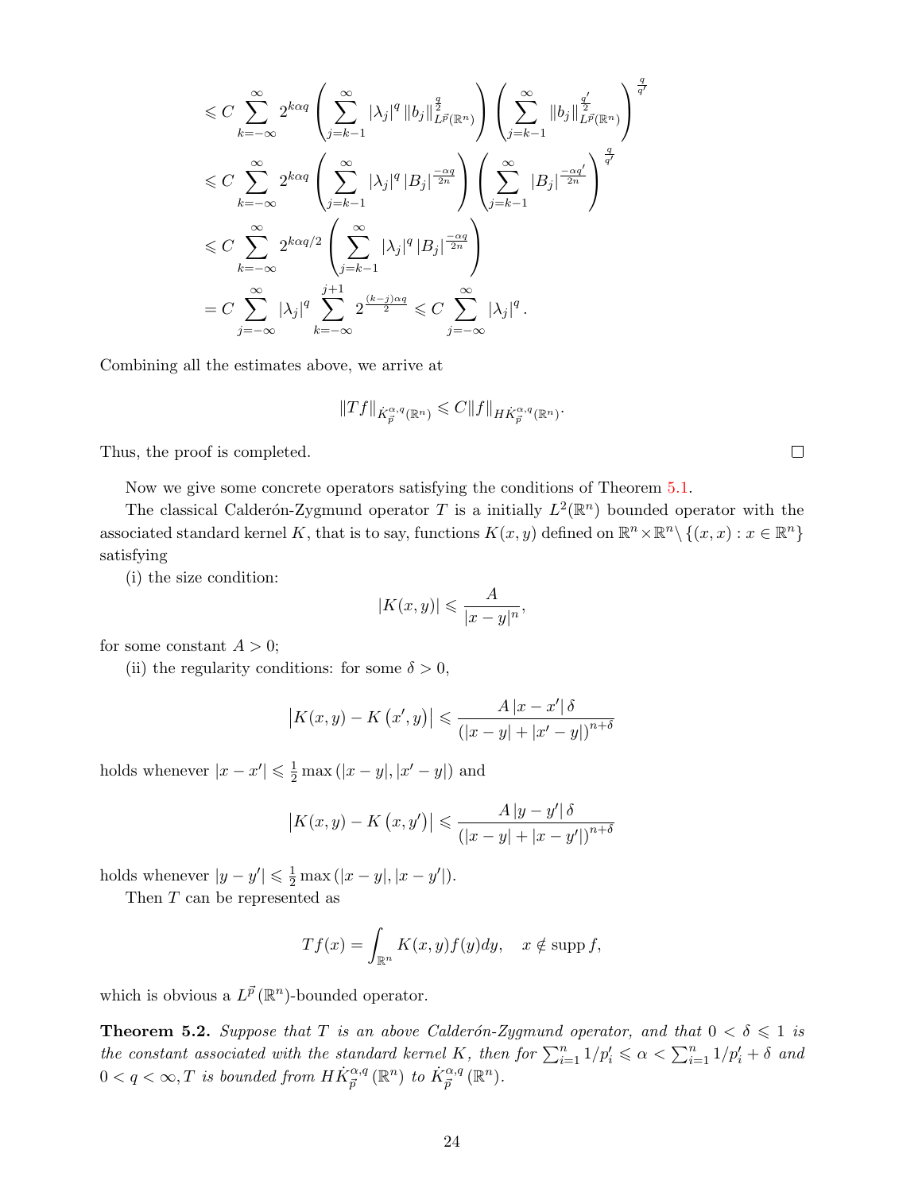$$
\begin{aligned}
&\leqslant C\sum_{k=-\infty}^{\infty} 2^{k\alpha q}\left(\sum_{j=k-1}^{\infty}|\lambda_j|^q\|b_j\|_{L^{\vec{p}}(\mathbb{R}^n)}^{\frac{q}{2}}\right)\left(\sum_{j=k-1}^{\infty}\|b_j\|_{L^{\vec{p}}(\mathbb{R}^n)}^{\frac{q'}{2}}\right)^{\frac{q}{q'}}\\
&\leqslant C\sum_{k=-\infty}^{\infty} 2^{k\alpha q}\left(\sum_{j=k-1}^{\infty}|\lambda_j|^q|B_j|^{\frac{-\alpha q}{2n}}\right)\left(\sum_{j=k-1}^{\infty}|B_j|^{\frac{-\alpha q'}{2n}}\right)^{\frac{q}{q'}}\\
&\leqslant C\sum_{k=-\infty}^{\infty} 2^{k\alpha q/2}\left(\sum_{j=k-1}^{\infty}|\lambda_j|^q|B_j|^{\frac{-\alpha q}{2n}}\right)\\
&= C\sum_{j=-\infty}^{\infty}|\lambda_j|^q\sum_{k=-\infty}^{j+1}2^{\frac{(k-j)\alpha q}{2}}\leqslant C\sum_{j=-\infty}^{\infty}|\lambda_j|^q.
\end{aligned}
$$

Combining all the estimates above, we arrive at

$$
\|Tf\|_{\dot{K}_{\vec{p}}^{\alpha,q}(\mathbb{R}^n)}\leqslant C\|f\|_{H\dot{K}_{\vec{p}}^{\alpha,q}(\mathbb{R}^n)}.
$$

Thus, the proof is completed. □

Now we give some concrete operators satisfying the conditions of Theorem 5.1.

The classical Calderón-Zygmund operator $T$ is a initially $L^2(\mathbb{R}^n)$ bounded operator with the associated standard kernel $K$, that is to say, functions $K(x,y)$ defined on $\mathbb{R}^n\times\mathbb{R}^n\setminus\{(x,x):x\in\mathbb{R}^n\}$ satisfying

(i) the size condition:

$$
|K(x,y)|\leqslant\frac{A}{|x-y|^n},
$$

for some constant $A>0$;

(ii) the regularity conditions: for some $\delta>0$,

$$
\left|K(x,y)-K\left(x',y\right)\right|\leqslant\frac{A\left|x-x'\right|\delta}{\left(|x-y|+|x'-y|\right)^{n+\delta}}
$$

holds whenever $|x-x'|\leqslant\frac{1}{2}\max\left(|x-y|,|x'-y|\right)$ and

$$
\left|K(x,y)-K\left(x,y'\right)\right|\leqslant\frac{A\left|y-y'\right|\delta}{\left(|x-y|+|x-y'|\right)^{n+\delta}}
$$

holds whenever $|y-y'|\leqslant\frac{1}{2}\max\left(|x-y|,|x-y'|\right)$.

Then $T$ can be represented as

$$
Tf(x)=\int_{\mathbb{R}^n}K(x,y)f(y)dy,\quad x\notin\operatorname{supp}f,
$$

which is obvious a $L^{\vec{p}}(\mathbb{R}^n)$-bounded operator.

**Theorem 5.2.** *Suppose that $T$ is an above Calderón-Zygmund operator, and that $0<\delta\leqslant 1$ is the constant associated with the standard kernel $K$, then for $\sum_{i=1}^n 1/p_i'\leqslant\alpha<\sum_{i=1}^n 1/p_i'+\delta$ and $0<q<\infty, T$ is bounded from $H\dot{K}_{\vec{p}}^{\alpha,q}(\mathbb{R}^n)$ to $\dot{K}_{\vec{p}}^{\alpha,q}(\mathbb{R}^n)$.*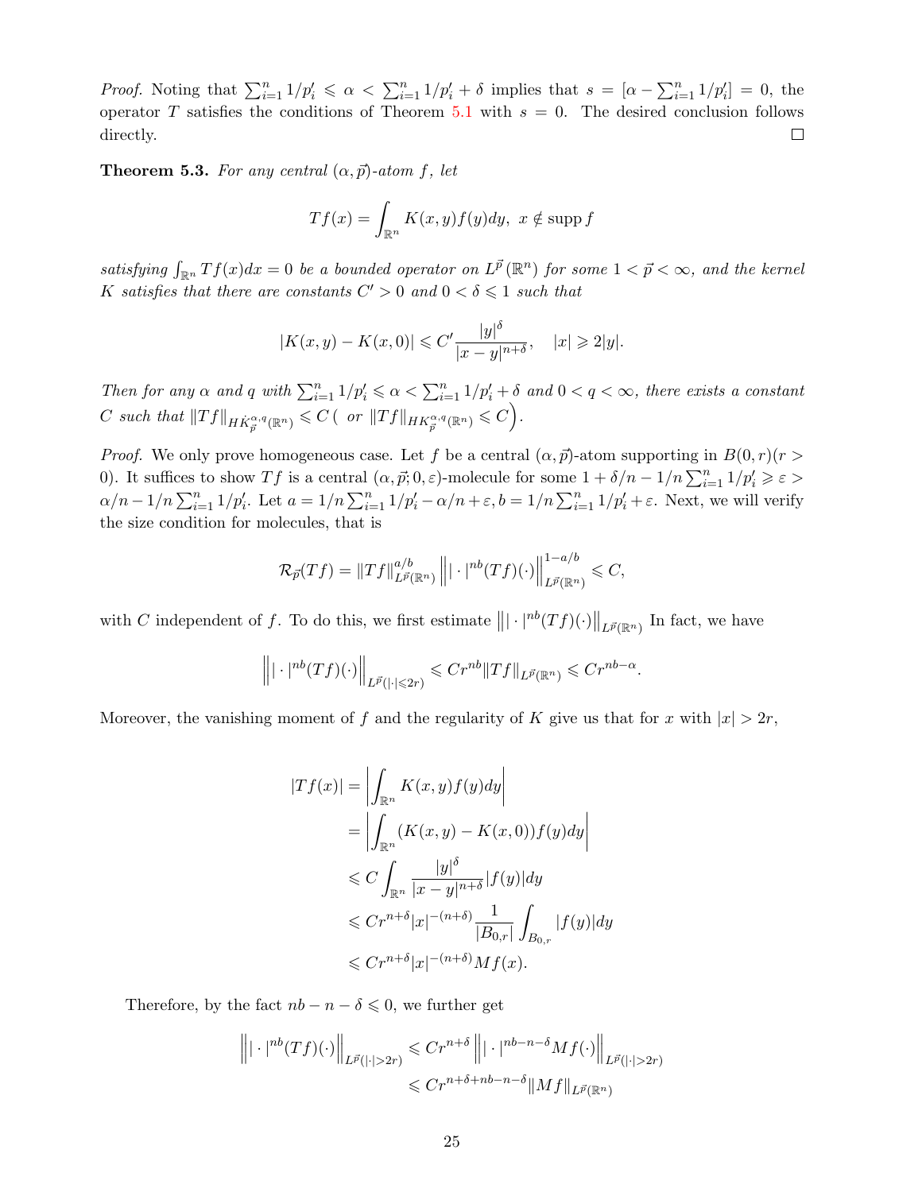*Proof.* Noting that $\sum_{i=1}^n 1/p_i' \leqslant \alpha < \sum_{i=1}^n 1/p_i' + \delta$ implies that $s = [\alpha - \sum_{i=1}^n 1/p_i'] = 0$, the operator $T$ satisfies the conditions of Theorem 5.1 with $s = 0$. The desired conclusion follows directly. □

**Theorem 5.3.** *For any central $(\alpha, \vec{p})$-atom $f$, let*

$$Tf(x) = \int_{\mathbb{R}^n} K(x, y) f(y) dy, \ x \notin \operatorname{supp} f$$

*satisfying $\int_{\mathbb{R}^n} Tf(x)dx = 0$ be a bounded operator on $L^{\vec{p}}(\mathbb{R}^n)$ for some $1 < \vec{p} < \infty$, and the kernel $K$ satisfies that there are constants $C' > 0$ and $0 < \delta \leqslant 1$ such that*

$$|K(x, y) - K(x, 0)| \leqslant C' \frac{|y|^\delta}{|x - y|^{n+\delta}}, \quad |x| \geqslant 2|y|.$$

*Then for any $\alpha$ and $q$ with $\sum_{i=1}^n 1/p_i' \leqslant \alpha < \sum_{i=1}^n 1/p_i' + \delta$ and $0 < q < \infty$, there exists a constant $C$ such that $\|Tf\|_{HK_{\vec{p}}^{\alpha,q}(\mathbb{R}^n)} \leqslant C \Big($ or $\|Tf\|_{H\dot{K}_{\vec{p}}^{\alpha,q}(\mathbb{R}^n)} \leqslant C\Big)$.*

*Proof.* We only prove homogeneous case. Let $f$ be a central $(\alpha, \vec{p})$-atom supporting in $B(0, r)(r > 0)$. It suffices to show $Tf$ is a central $(\alpha, \vec{p}; 0, \varepsilon)$-molecule for some $1 + \delta/n - 1/n \sum_{i=1}^n 1/p_i' \geqslant \varepsilon > \alpha/n - 1/n \sum_{i=1}^n 1/p_i'$. Let $a = 1/n \sum_{i=1}^n 1/p_i' - \alpha/n + \varepsilon$, $b = 1/n \sum_{i=1}^n 1/p_i' + \varepsilon$. Next, we will verify the size condition for molecules, that is

$$\mathcal{R}_{\vec{p}}(Tf) = \|Tf\|_{L^{\vec{p}}(\mathbb{R}^n)}^{a/b} \left\| |\cdot|^{nb} (Tf)(\cdot) \right\|_{L^{\vec{p}}(\mathbb{R}^n)}^{1-a/b} \leqslant C,$$

with $C$ independent of $f$. To do this, we first estimate $\left\| |\cdot|^{nb} (Tf)(\cdot) \right\|_{L^{\vec{p}}(\mathbb{R}^n)}$ In fact, we have

$$\left\| |\cdot|^{nb} (Tf)(\cdot) \right\|_{L^{\vec{p}}(|\cdot| \leqslant 2r)} \leqslant C r^{nb} \|Tf\|_{L^{\vec{p}}(\mathbb{R}^n)} \leqslant C r^{nb - \alpha}.$$

Moreover, the vanishing moment of $f$ and the regularity of $K$ give us that for $x$ with $|x| > 2r$,

$$\begin{aligned}
|Tf(x)| &= \left| \int_{\mathbb{R}^n} K(x, y) f(y) dy \right| \\
&= \left| \int_{\mathbb{R}^n} (K(x, y) - K(x, 0)) f(y) dy \right| \\
&\leqslant C \int_{\mathbb{R}^n} \frac{|y|^\delta}{|x - y|^{n+\delta}} |f(y)| dy \\
&\leqslant C r^{n+\delta} |x|^{-(n+\delta)} \frac{1}{|B_{0,r}|} \int_{B_{0,r}} |f(y)| dy \\
&\leqslant C r^{n+\delta} |x|^{-(n+\delta)} M f(x).
\end{aligned}$$

Therefore, by the fact $nb - n - \delta \leqslant 0$, we further get

$$\begin{aligned}
\left\| |\cdot|^{nb} (Tf)(\cdot) \right\|_{L^{\vec{p}}(|\cdot| > 2r)} &\leqslant C r^{n+\delta} \left\| |\cdot|^{nb - n - \delta} M f(\cdot) \right\|_{L^{\vec{p}}(|\cdot| > 2r)} \\
&\leqslant C r^{n + \delta + nb - n - \delta} \|Mf\|_{L^{\vec{p}}(\mathbb{R}^n)}
\end{aligned}$$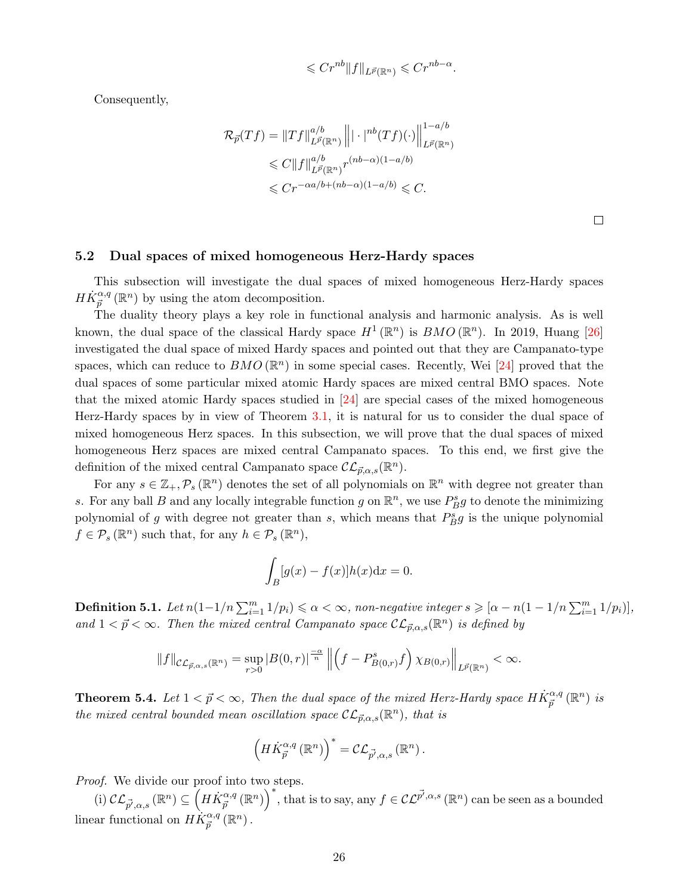$$\leqslant Cr^{nb}\|f\|_{L^{\vec{p}}(\mathbb{R}^n)} \leqslant Cr^{nb-\alpha}.$$

Consequently,

$$\begin{aligned}
\mathcal{R}_{\vec{p}}(Tf) &= \|Tf\|_{L^{\vec{p}}(\mathbb{R}^n)}^{a/b} \left\| |\cdot|^{nb}(Tf)(\cdot)\right\|_{L^{\vec{p}}(\mathbb{R}^n)}^{1-a/b} \\
&\leqslant C\|f\|_{L^{\vec{p}}(\mathbb{R}^n)}^{a/b} r^{(nb-\alpha)(1-a/b)} \\
&\leqslant Cr^{-\alpha a/b+(nb-\alpha)(1-a/b)} \leqslant C.
\end{aligned}$$

□

### 5.2 Dual spaces of mixed homogeneous Herz-Hardy spaces

This subsection will investigate the dual spaces of mixed homogeneous Herz-Hardy spaces $H\dot{K}_{\vec{p}}^{\alpha,q}(\mathbb{R}^n)$ by using the atom decomposition.

The duality theory plays a key role in functional analysis and harmonic analysis. As is well known, the dual space of the classical Hardy space $H^1(\mathbb{R}^n)$ is $BMO(\mathbb{R}^n)$. In 2019, Huang [26] investigated the dual space of mixed Hardy spaces and pointed out that they are Campanato-type spaces, which can reduce to $BMO(\mathbb{R}^n)$ in some special cases. Recently, Wei [24] proved that the dual spaces of some particular mixed atomic Hardy spaces are mixed central BMO spaces. Note that the mixed atomic Hardy spaces studied in [24] are special cases of the mixed homogeneous Herz-Hardy spaces by in view of Theorem 3.1, it is natural for us to consider the dual space of mixed homogeneous Herz spaces. In this subsection, we will prove that the dual spaces of mixed homogeneous Herz spaces are mixed central Campanato spaces. To this end, we first give the definition of the mixed central Campanato space $\mathcal{CL}_{\vec{p},\alpha,s}(\mathbb{R}^n)$.

For any $s \in \mathbb{Z}_+, \mathcal{P}_s(\mathbb{R}^n)$ denotes the set of all polynomials on $\mathbb{R}^n$ with degree not greater than $s$. For any ball $B$ and any locally integrable function $g$ on $\mathbb{R}^n$, we use $P_B^s g$ to denote the minimizing polynomial of $g$ with degree not greater than $s$, which means that $P_B^s g$ is the unique polynomial $f \in \mathcal{P}_s(\mathbb{R}^n)$ such that, for any $h \in \mathcal{P}_s(\mathbb{R}^n)$,

$$\int_B [g(x) - f(x)]h(x)\mathrm{d}x = 0.$$

**Definition 5.1.** *Let $n(1-1/n\sum_{i=1}^m 1/p_i) \leqslant \alpha < \infty$, non-negative integer $s \geqslant [\alpha - n(1-1/n\sum_{i=1}^m 1/p_i)]$, and $1 < \vec{p} < \infty$. Then the mixed central Campanato space $\mathcal{CL}_{\vec{p},\alpha,s}(\mathbb{R}^n)$ is defined by*

$$\|f\|_{\mathcal{CL}_{\vec{p},\alpha,s}(\mathbb{R}^n)} = \sup_{r>0} |B(0,r)|^{\frac{-\alpha}{n}} \left\| \left(f - P_{B(0,r)}^s f\right)\chi_{B(0,r)}\right\|_{L^{\vec{p}}(\mathbb{R}^n)} < \infty.$$

**Theorem 5.4.** *Let $1 < \vec{p} < \infty$, Then the dual space of the mixed Herz-Hardy space $H\dot{K}_{\vec{p}}^{\alpha,q}(\mathbb{R}^n)$ is the mixed central bounded mean oscillation space $\mathcal{CL}_{\vec{p},\alpha,s}(\mathbb{R}^n)$, that is*

$$\left(H\dot{K}_{\vec{p}}^{\alpha,q}(\mathbb{R}^n)\right)^* = \mathcal{CL}_{\vec{p}',\alpha,s}(\mathbb{R}^n).$$

*Proof.* We divide our proof into two steps.

(i) $\mathcal{CL}_{\vec{p}',\alpha,s}(\mathbb{R}^n) \subseteq \left(H\dot{K}_{\vec{p}}^{\alpha,q}(\mathbb{R}^n)\right)^*$, that is to say, any $f \in \mathcal{CL}^{\vec{p}',\alpha,s}(\mathbb{R}^n)$ can be seen as a bounded linear functional on $H\dot{K}_{\vec{p}}^{\alpha,q}(\mathbb{R}^n)$.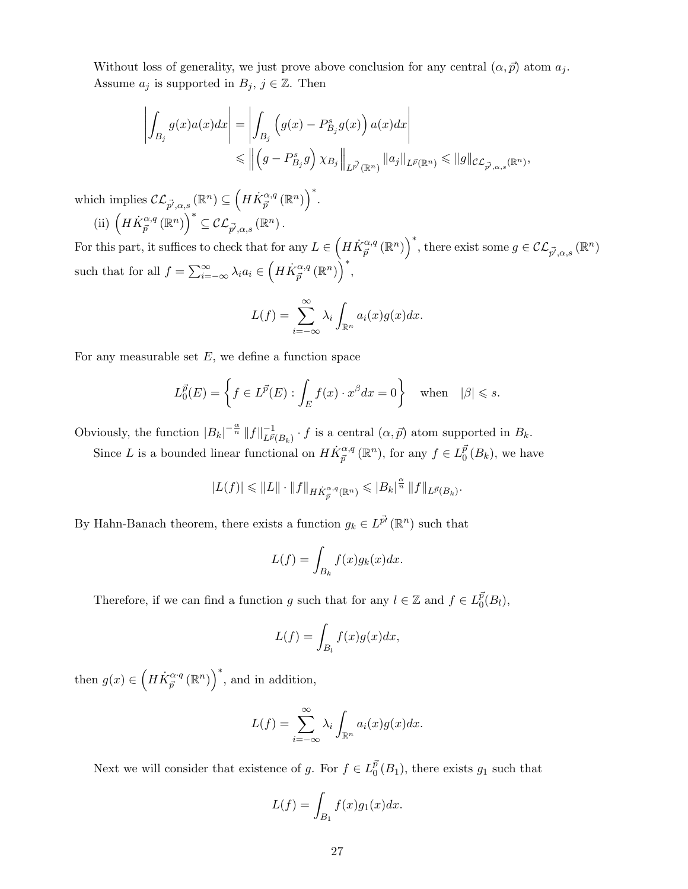Without loss of generality, we just prove above conclusion for any central $(\alpha, \vec{p})$ atom $a_j$. Assume $a_j$ is supported in $B_j$, $j \in \mathbb{Z}$. Then

$$\left| \int_{B_j} g(x)a(x)dx \right| = \left| \int_{B_j} \left( g(x) - P^s_{B_j} g(x) \right) a(x)dx \right|$$
$$\leqslant \left\| \left( g - P^s_{B_j} g \right) \chi_{B_j} \right\|_{L^{\vec{p}'}(\mathbb{R}^n)} \|a_j\|_{L^{\vec{p}}(\mathbb{R}^n)} \leqslant \|g\|_{\mathcal{CL}_{\vec{p}', \alpha, s}(\mathbb{R}^n)},$$

which implies $\mathcal{CL}_{\vec{p}', \alpha, s}(\mathbb{R}^n) \subseteq \left( H\dot{K}^{\alpha,q}_{\vec{p}}(\mathbb{R}^n) \right)^*$.

(ii) $\left( H\dot{K}^{\alpha,q}_{\vec{p}}(\mathbb{R}^n) \right)^* \subseteq \mathcal{CL}_{\vec{p}', \alpha, s}(\mathbb{R}^n)$.

For this part, it suffices to check that for any $L \in \left( H\dot{K}^{\alpha,q}_{\vec{p}}(\mathbb{R}^n) \right)^*$, there exist some $g \in \mathcal{CL}_{\vec{p}', \alpha, s}(\mathbb{R}^n)$ such that for all $f = \sum_{i=-\infty}^{\infty} \lambda_i a_i \in \left( H\dot{K}^{\alpha,q}_{\vec{p}}(\mathbb{R}^n) \right)^*$,

$$L(f) = \sum_{i=-\infty}^{\infty} \lambda_i \int_{\mathbb{R}^n} a_i(x) g(x) dx.$$

For any measurable set $E$, we define a function space

$$L^{\vec{p}}_0(E) = \left\{ f \in L^{\vec{p}}(E) : \int_E f(x) \cdot x^\beta dx = 0 \right\} \quad \text{when} \quad |\beta| \leqslant s.$$

Obviously, the function $|B_k|^{-\frac{\alpha}{n}} \|f\|^{-1}_{L^{\vec{p}}(B_k)} \cdot f$ is a central $(\alpha, \vec{p})$ atom supported in $B_k$.

Since $L$ is a bounded linear functional on $H\dot{K}^{\alpha,q}_{\vec{p}}(\mathbb{R}^n)$, for any $f \in L^{\vec{p}}_0(B_k)$, we have

$$|L(f)| \leqslant \|L\| \cdot \|f\|_{H\dot{K}^{\alpha,q}_{\vec{p}}(\mathbb{R}^n)} \leqslant |B_k|^{\frac{\alpha}{n}} \|f\|_{L^{\vec{p}}(B_k)}.$$

By Hahn-Banach theorem, there exists a function $g_k \in L^{\vec{p}'}(\mathbb{R}^n)$ such that

$$L(f) = \int_{B_k} f(x) g_k(x) dx.$$

Therefore, if we can find a function $g$ such that for any $l \in \mathbb{Z}$ and $f \in L^{\vec{p}}_0(B_l)$,

$$L(f) = \int_{B_l} f(x) g(x) dx,$$

then $g(x) \in \left( H\dot{K}^{\alpha \cdot q}_{\vec{p}}(\mathbb{R}^n) \right)^*$, and in addition,

$$L(f) = \sum_{i=-\infty}^{\infty} \lambda_i \int_{\mathbb{R}^n} a_i(x) g(x) dx.$$

Next we will consider that existence of $g$. For $f \in L^{\vec{p}}_0(B_1)$, there exists $g_1$ such that

$$L(f) = \int_{B_1} f(x) g_1(x) dx.$$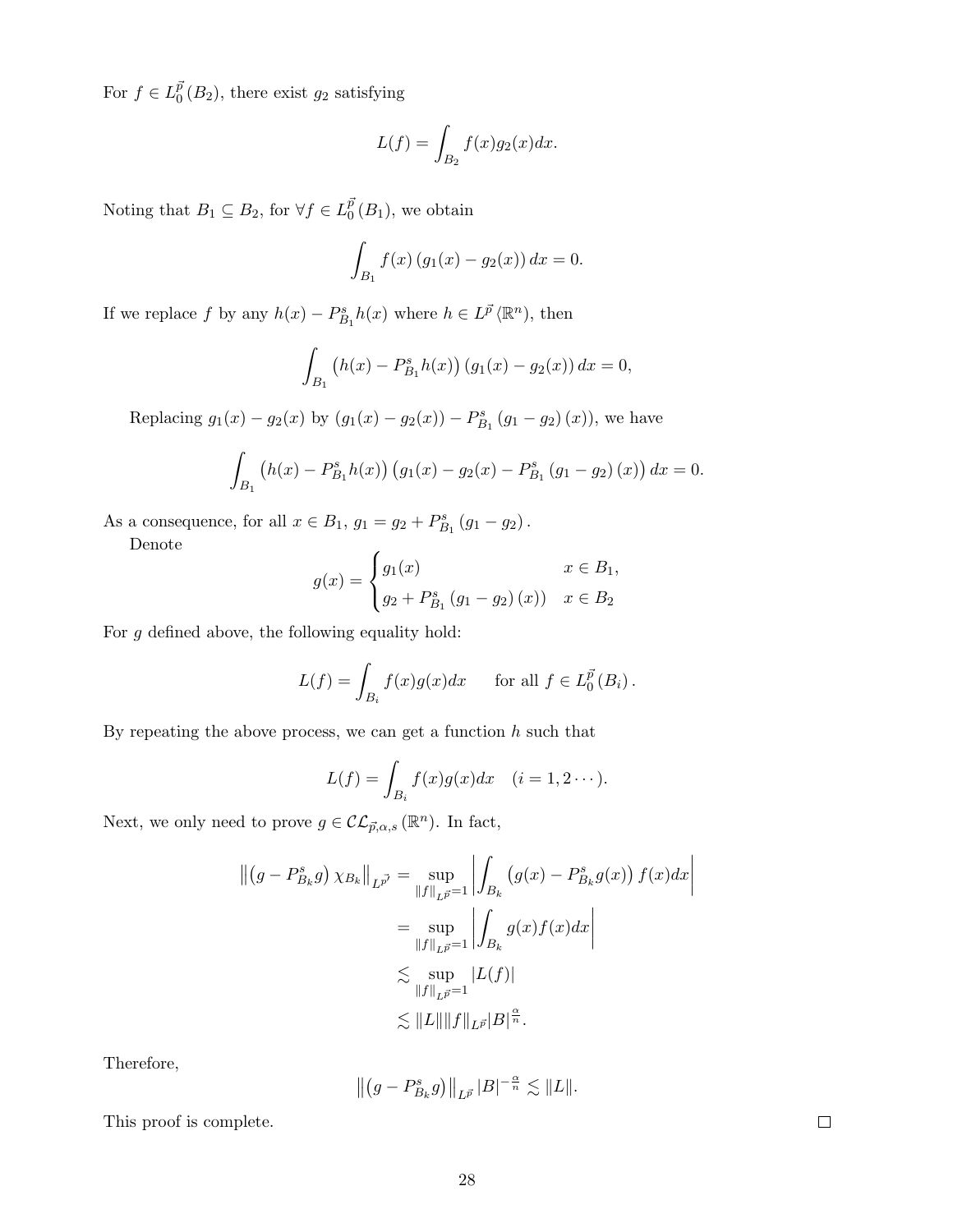For $f \in L_0^{\vec{p}}(B_2)$, there exist $g_2$ satisfying

$$L(f)=\int_{B_2} f(x) g_2(x) d x .$$

Noting that $B_1 \subseteq B_2$, for $\forall f \in L_0^{\vec{p}}(B_1)$, we obtain

$$\int_{B_1} f(x)\left(g_1(x)-g_2(x)\right) d x=0 .$$

If we replace $f$ by any $h(x)-P_{B_1}^s h(x)$ where $h \in L^{\vec{p}}\left(\mathbb{R}^n\right)$, then

$$\int_{B_1}\left(h(x)-P_{B_1}^s h(x)\right)\left(g_1(x)-g_2(x)\right) d x=0,$$

Replacing $g_1(x)-g_2(x)$ by $\left(g_1(x)-g_2(x)\right)-P_{B_1}^s\left(g_1-g_2\right)(x))$, we have

$$\int_{B_1}\left(h(x)-P_{B_1}^s h(x)\right)\left(g_1(x)-g_2(x)-P_{B_1}^s\left(g_1-g_2\right)(x)\right) d x=0 .$$

As a consequence, for all $x \in B_1$, $g_1=g_2+P_{B_1}^s\left(g_1-g_2\right)$.

Denote

$$g(x)= \begin{cases}g_1(x) & x \in B_1, \\ g_2+P_{B_1}^s\left(g_1-g_2\right)(x)) & x \in B_2\end{cases}$$

For $g$ defined above, the following equality hold:

$$L(f)=\int_{B_i} f(x) g(x) d x \quad \text { for all } f \in L_0^{\vec{p}}\left(B_i\right) .$$

By repeating the above process, we can get a function $h$ such that

$$L(f)=\int_{B_i} f(x) g(x) d x \quad(i=1,2 \cdots) .$$

Next, we only need to prove $g \in \mathcal{CL}_{\vec{p}, \alpha, s}\left(\mathbb{R}^n\right)$. In fact,

$$\begin{aligned}
\left\|\left(g-P_{B_k}^s g\right) \chi_{B_k}\right\|_{L^{\vec{p}'}} & =\sup _{\|f\|_{L^{\vec{p}}}=1}\left|\int_{B_k}\left(g(x)-P_{B_k}^s g(x)\right) f(x) d x\right| \\
& =\sup _{\|f\|_{L^{\vec{p}}}=1}\left|\int_{B_k} g(x) f(x) d x\right| \\
& \lesssim \sup _{\|f\|_{L^{\vec{p}}}=1}|L(f)| \\
& \lesssim\|L\|\|f\|_{L^{\vec{p}}}|B|^{\frac{\alpha}{n}} .
\end{aligned}$$

Therefore,

$$\left\|\left(g-P_{B_k}^s g\right)\right\|_{L^{\vec{p}}}|B|^{-\frac{\alpha}{n}} \lesssim\|L\| .$$

This proof is complete. □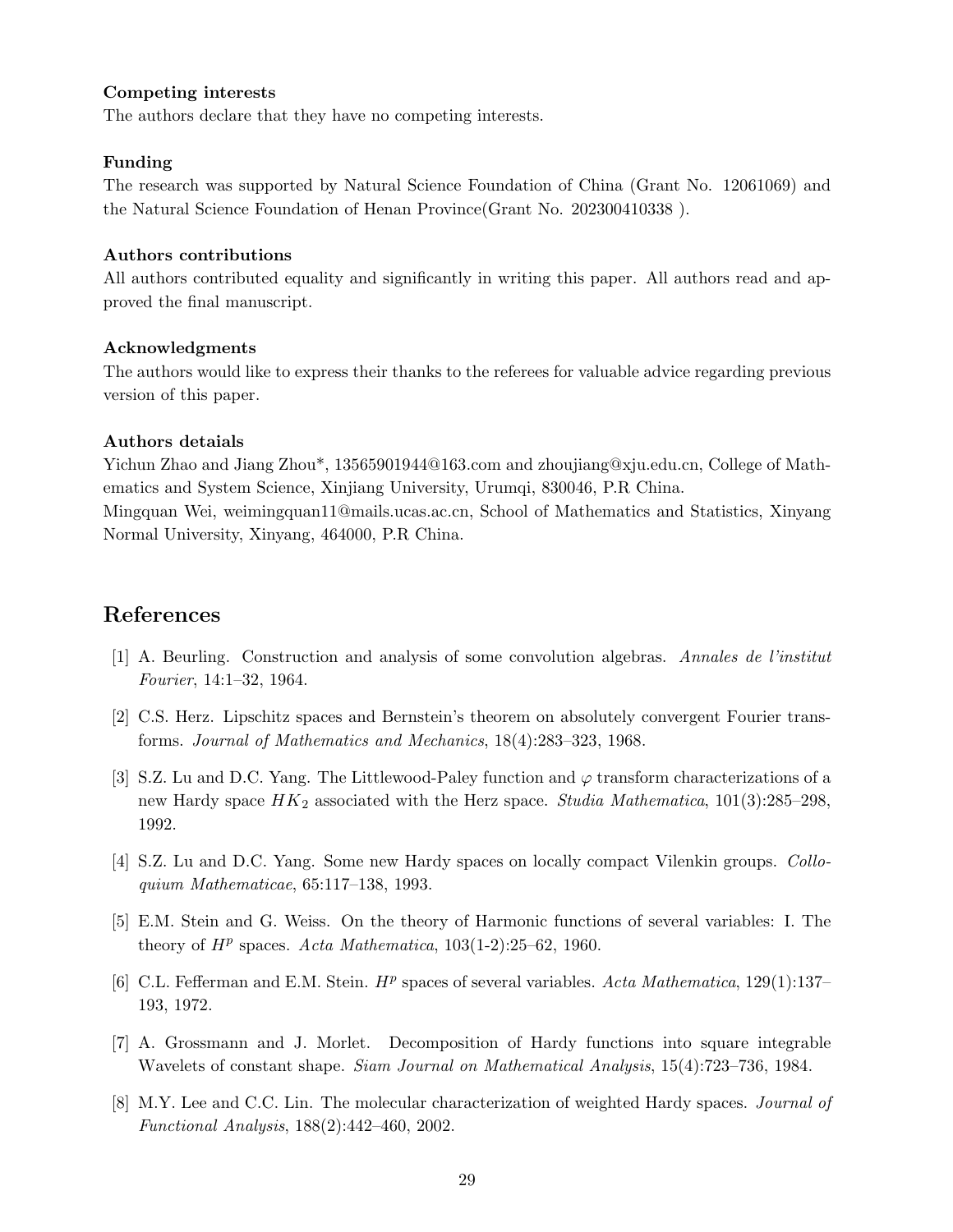**Competing interests**

The authors declare that they have no competing interests.

**Funding**

The research was supported by Natural Science Foundation of China (Grant No. 12061069) and the Natural Science Foundation of Henan Province(Grant No. 202300410338 ).

**Authors contributions**

All authors contributed equality and significantly in writing this paper. All authors read and approved the final manuscript.

**Acknowledgments**

The authors would like to express their thanks to the referees for valuable advice regarding previous version of this paper.

**Authors detaials**

Yichun Zhao and Jiang Zhou*, 13565901944@163.com and zhoujiang@xju.edu.cn, College of Mathematics and System Science, Xinjiang University, Urumqi, 830046, P.R China.
Mingquan Wei, weimingquan11@mails.ucas.ac.cn, School of Mathematics and Statistics, Xinyang Normal University, Xinyang, 464000, P.R China.

# References

[1] A. Beurling. Construction and analysis of some convolution algebras. *Annales de l'institut Fourier*, 14:1–32, 1964.

[2] C.S. Herz. Lipschitz spaces and Bernstein's theorem on absolutely convergent Fourier transforms. *Journal of Mathematics and Mechanics*, 18(4):283–323, 1968.

[3] S.Z. Lu and D.C. Yang. The Littlewood-Paley function and $\varphi$ transform characterizations of a new Hardy space $HK_2$ associated with the Herz space. *Studia Mathematica*, 101(3):285–298, 1992.

[4] S.Z. Lu and D.C. Yang. Some new Hardy spaces on locally compact Vilenkin groups. *Colloquium Mathematicae*, 65:117–138, 1993.

[5] E.M. Stein and G. Weiss. On the theory of Harmonic functions of several variables: I. The theory of $H^p$ spaces. *Acta Mathematica*, 103(1-2):25–62, 1960.

[6] C.L. Fefferman and E.M. Stein. $H^p$ spaces of several variables. *Acta Mathematica*, 129(1):137–193, 1972.

[7] A. Grossmann and J. Morlet. Decomposition of Hardy functions into square integrable Wavelets of constant shape. *Siam Journal on Mathematical Analysis*, 15(4):723–736, 1984.

[8] M.Y. Lee and C.C. Lin. The molecular characterization of weighted Hardy spaces. *Journal of Functional Analysis*, 188(2):442–460, 2002.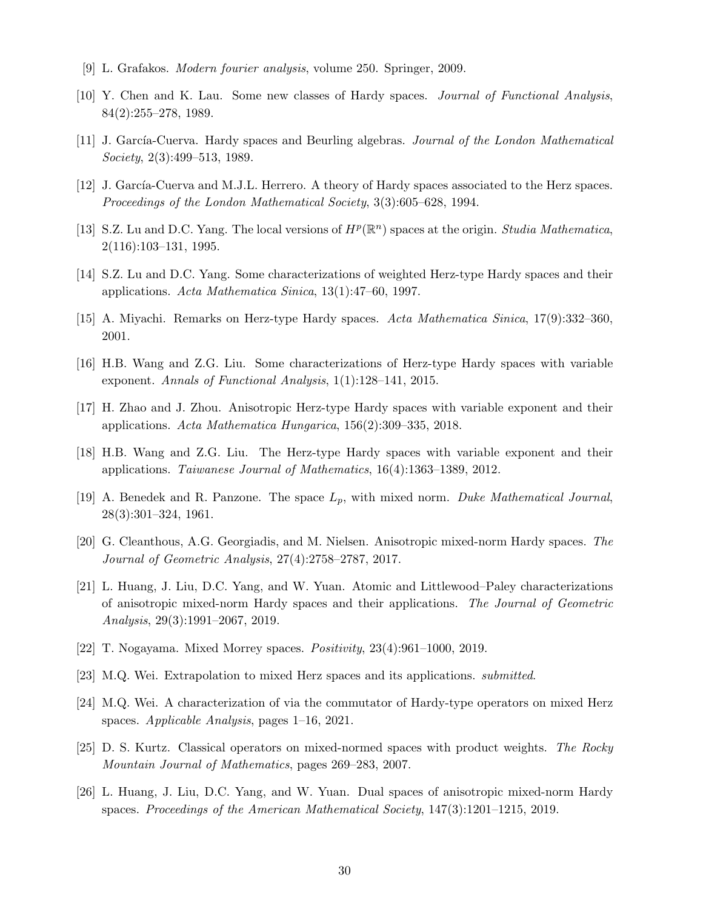[9] L. Grafakos. *Modern fourier analysis*, volume 250. Springer, 2009.

[10] Y. Chen and K. Lau. Some new classes of Hardy spaces. *Journal of Functional Analysis*, 84(2):255–278, 1989.

[11] J. García-Cuerva. Hardy spaces and Beurling algebras. *Journal of the London Mathematical Society*, 2(3):499–513, 1989.

[12] J. García-Cuerva and M.J.L. Herrero. A theory of Hardy spaces associated to the Herz spaces. *Proceedings of the London Mathematical Society*, 3(3):605–628, 1994.

[13] S.Z. Lu and D.C. Yang. The local versions of $H^p(\mathbb{R}^n)$ spaces at the origin. *Studia Mathematica*, 2(116):103–131, 1995.

[14] S.Z. Lu and D.C. Yang. Some characterizations of weighted Herz-type Hardy spaces and their applications. *Acta Mathematica Sinica*, 13(1):47–60, 1997.

[15] A. Miyachi. Remarks on Herz-type Hardy spaces. *Acta Mathematica Sinica*, 17(9):332–360, 2001.

[16] H.B. Wang and Z.G. Liu. Some characterizations of Herz-type Hardy spaces with variable exponent. *Annals of Functional Analysis*, 1(1):128–141, 2015.

[17] H. Zhao and J. Zhou. Anisotropic Herz-type Hardy spaces with variable exponent and their applications. *Acta Mathematica Hungarica*, 156(2):309–335, 2018.

[18] H.B. Wang and Z.G. Liu. The Herz-type Hardy spaces with variable exponent and their applications. *Taiwanese Journal of Mathematics*, 16(4):1363–1389, 2012.

[19] A. Benedek and R. Panzone. The space $L_p$, with mixed norm. *Duke Mathematical Journal*, 28(3):301–324, 1961.

[20] G. Cleanthous, A.G. Georgiadis, and M. Nielsen. Anisotropic mixed-norm Hardy spaces. *The Journal of Geometric Analysis*, 27(4):2758–2787, 2017.

[21] L. Huang, J. Liu, D.C. Yang, and W. Yuan. Atomic and Littlewood–Paley characterizations of anisotropic mixed-norm Hardy spaces and their applications. *The Journal of Geometric Analysis*, 29(3):1991–2067, 2019.

[22] T. Nogayama. Mixed Morrey spaces. *Positivity*, 23(4):961–1000, 2019.

[23] M.Q. Wei. Extrapolation to mixed Herz spaces and its applications. *submitted*.

[24] M.Q. Wei. A characterization of via the commutator of Hardy-type operators on mixed Herz spaces. *Applicable Analysis*, pages 1–16, 2021.

[25] D. S. Kurtz. Classical operators on mixed-normed spaces with product weights. *The Rocky Mountain Journal of Mathematics*, pages 269–283, 2007.

[26] L. Huang, J. Liu, D.C. Yang, and W. Yuan. Dual spaces of anisotropic mixed-norm Hardy spaces. *Proceedings of the American Mathematical Society*, 147(3):1201–1215, 2019.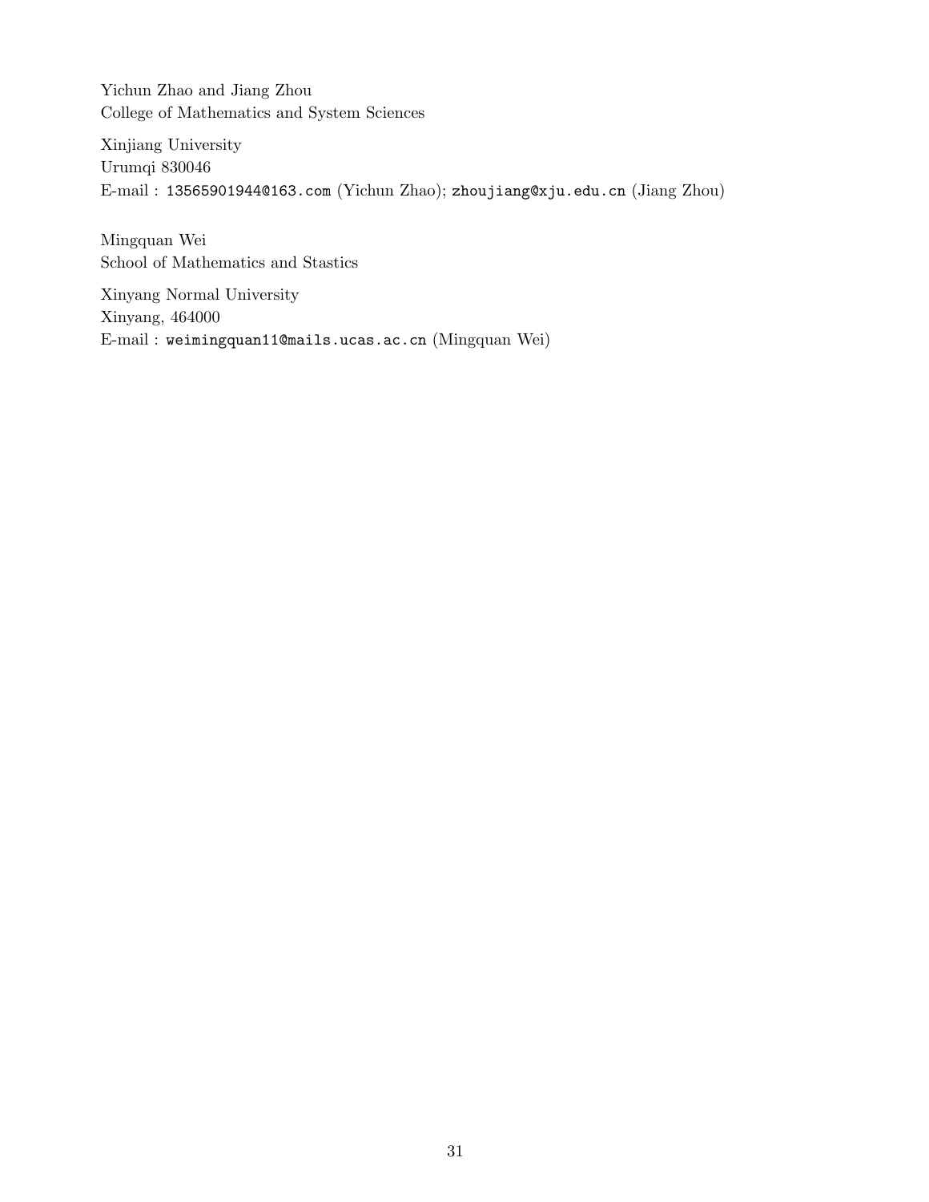Yichun Zhao and Jiang Zhou
College of Mathematics and System Sciences

Xinjiang University
Urumqi 830046
E-mail : 13565901944@163.com (Yichun Zhao); zhoujiang@xju.edu.cn (Jiang Zhou)

Mingquan Wei
School of Mathematics and Stastics

Xinyang Normal University
Xinyang, 464000
E-mail : weimingquan11@mails.ucas.ac.cn (Mingquan Wei)